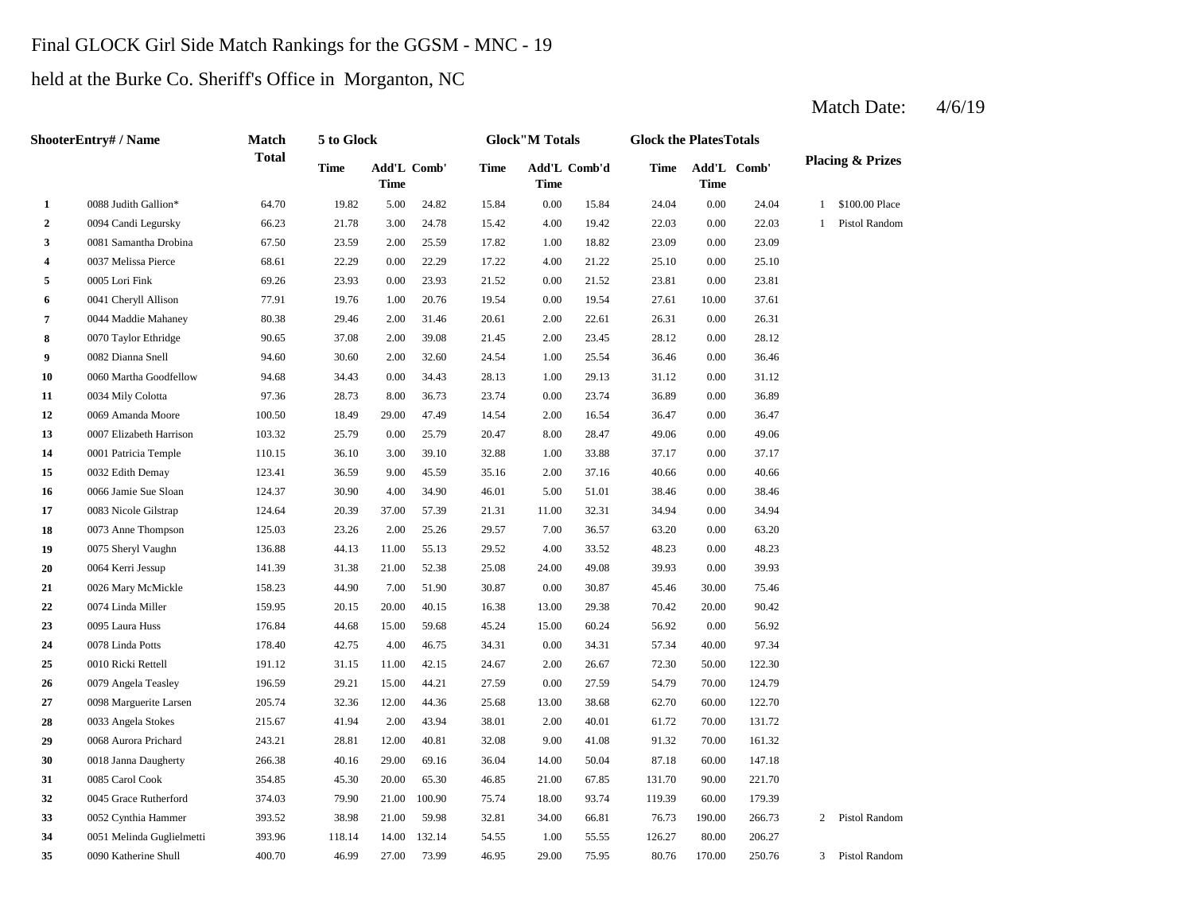Final GLOCK Girl Side Match Rankings for the GGSM - MNC - 19

held at the Burke Co. Sheriff's Office in Morganton, NC

Match Date: 4/6/19

| Shooter | Entry# / Name | Match Total | 5 to Glock | | | Glock"M Totals | | | Glock the Plates Totals | | | Placing & Prizes | |
|---|---|---|---|---|---|---|---|---|---|---|---|---|---|
| | | | Time | Add'L Time | Comb' | Time | Add'L Time | Comb'd | Time | Add'L Time | Comb' | | |
| 1 | 0088 Judith Gallion* | 64.70 | 19.82 | 5.00 | 24.82 | 15.84 | 0.00 | 15.84 | 24.04 | 0.00 | 24.04 | 1 | $100.00 Place |
| 2 | 0094 Candi Legursky | 66.23 | 21.78 | 3.00 | 24.78 | 15.42 | 4.00 | 19.42 | 22.03 | 0.00 | 22.03 | 1 | Pistol Random |
| 3 | 0081 Samantha Drobina | 67.50 | 23.59 | 2.00 | 25.59 | 17.82 | 1.00 | 18.82 | 23.09 | 0.00 | 23.09 | | |
| 4 | 0037 Melissa Pierce | 68.61 | 22.29 | 0.00 | 22.29 | 17.22 | 4.00 | 21.22 | 25.10 | 0.00 | 25.10 | | |
| 5 | 0005 Lori Fink | 69.26 | 23.93 | 0.00 | 23.93 | 21.52 | 0.00 | 21.52 | 23.81 | 0.00 | 23.81 | | |
| 6 | 0041 Cheryll Allison | 77.91 | 19.76 | 1.00 | 20.76 | 19.54 | 0.00 | 19.54 | 27.61 | 10.00 | 37.61 | | |
| 7 | 0044 Maddie Mahaney | 80.38 | 29.46 | 2.00 | 31.46 | 20.61 | 2.00 | 22.61 | 26.31 | 0.00 | 26.31 | | |
| 8 | 0070 Taylor Ethridge | 90.65 | 37.08 | 2.00 | 39.08 | 21.45 | 2.00 | 23.45 | 28.12 | 0.00 | 28.12 | | |
| 9 | 0082 Dianna Snell | 94.60 | 30.60 | 2.00 | 32.60 | 24.54 | 1.00 | 25.54 | 36.46 | 0.00 | 36.46 | | |
| 10 | 0060 Martha Goodfellow | 94.68 | 34.43 | 0.00 | 34.43 | 28.13 | 1.00 | 29.13 | 31.12 | 0.00 | 31.12 | | |
| 11 | 0034 Mily Colotta | 97.36 | 28.73 | 8.00 | 36.73 | 23.74 | 0.00 | 23.74 | 36.89 | 0.00 | 36.89 | | |
| 12 | 0069 Amanda Moore | 100.50 | 18.49 | 29.00 | 47.49 | 14.54 | 2.00 | 16.54 | 36.47 | 0.00 | 36.47 | | |
| 13 | 0007 Elizabeth Harrison | 103.32 | 25.79 | 0.00 | 25.79 | 20.47 | 8.00 | 28.47 | 49.06 | 0.00 | 49.06 | | |
| 14 | 0001 Patricia Temple | 110.15 | 36.10 | 3.00 | 39.10 | 32.88 | 1.00 | 33.88 | 37.17 | 0.00 | 37.17 | | |
| 15 | 0032 Edith Demay | 123.41 | 36.59 | 9.00 | 45.59 | 35.16 | 2.00 | 37.16 | 40.66 | 0.00 | 40.66 | | |
| 16 | 0066 Jamie Sue Sloan | 124.37 | 30.90 | 4.00 | 34.90 | 46.01 | 5.00 | 51.01 | 38.46 | 0.00 | 38.46 | | |
| 17 | 0083 Nicole Gilstrap | 124.64 | 20.39 | 37.00 | 57.39 | 21.31 | 11.00 | 32.31 | 34.94 | 0.00 | 34.94 | | |
| 18 | 0073 Anne Thompson | 125.03 | 23.26 | 2.00 | 25.26 | 29.57 | 7.00 | 36.57 | 63.20 | 0.00 | 63.20 | | |
| 19 | 0075 Sheryl Vaughn | 136.88 | 44.13 | 11.00 | 55.13 | 29.52 | 4.00 | 33.52 | 48.23 | 0.00 | 48.23 | | |
| 20 | 0064 Kerri Jessup | 141.39 | 31.38 | 21.00 | 52.38 | 25.08 | 24.00 | 49.08 | 39.93 | 0.00 | 39.93 | | |
| 21 | 0026 Mary McMickle | 158.23 | 44.90 | 7.00 | 51.90 | 30.87 | 0.00 | 30.87 | 45.46 | 30.00 | 75.46 | | |
| 22 | 0074 Linda Miller | 159.95 | 20.15 | 20.00 | 40.15 | 16.38 | 13.00 | 29.38 | 70.42 | 20.00 | 90.42 | | |
| 23 | 0095 Laura Huss | 176.84 | 44.68 | 15.00 | 59.68 | 45.24 | 15.00 | 60.24 | 56.92 | 0.00 | 56.92 | | |
| 24 | 0078 Linda Potts | 178.40 | 42.75 | 4.00 | 46.75 | 34.31 | 0.00 | 34.31 | 57.34 | 40.00 | 97.34 | | |
| 25 | 0010 Ricki Rettell | 191.12 | 31.15 | 11.00 | 42.15 | 24.67 | 2.00 | 26.67 | 72.30 | 50.00 | 122.30 | | |
| 26 | 0079 Angela Teasley | 196.59 | 29.21 | 15.00 | 44.21 | 27.59 | 0.00 | 27.59 | 54.79 | 70.00 | 124.79 | | |
| 27 | 0098 Marguerite Larsen | 205.74 | 32.36 | 12.00 | 44.36 | 25.68 | 13.00 | 38.68 | 62.70 | 60.00 | 122.70 | | |
| 28 | 0033 Angela Stokes | 215.67 | 41.94 | 2.00 | 43.94 | 38.01 | 2.00 | 40.01 | 61.72 | 70.00 | 131.72 | | |
| 29 | 0068 Aurora Prichard | 243.21 | 28.81 | 12.00 | 40.81 | 32.08 | 9.00 | 41.08 | 91.32 | 70.00 | 161.32 | | |
| 30 | 0018 Janna Daugherty | 266.38 | 40.16 | 29.00 | 69.16 | 36.04 | 14.00 | 50.04 | 87.18 | 60.00 | 147.18 | | |
| 31 | 0085 Carol Cook | 354.85 | 45.30 | 20.00 | 65.30 | 46.85 | 21.00 | 67.85 | 131.70 | 90.00 | 221.70 | | |
| 32 | 0045 Grace Rutherford | 374.03 | 79.90 | 21.00 | 100.90 | 75.74 | 18.00 | 93.74 | 119.39 | 60.00 | 179.39 | | |
| 33 | 0052 Cynthia Hammer | 393.52 | 38.98 | 21.00 | 59.98 | 32.81 | 34.00 | 66.81 | 76.73 | 190.00 | 266.73 | 2 | Pistol Random |
| 34 | 0051 Melinda Guglielmetti | 393.96 | 118.14 | 14.00 | 132.14 | 54.55 | 1.00 | 55.55 | 126.27 | 80.00 | 206.27 | | |
| 35 | 0090 Katherine Shull | 400.70 | 46.99 | 27.00 | 73.99 | 46.95 | 29.00 | 75.95 | 80.76 | 170.00 | 250.76 | 3 | Pistol Random |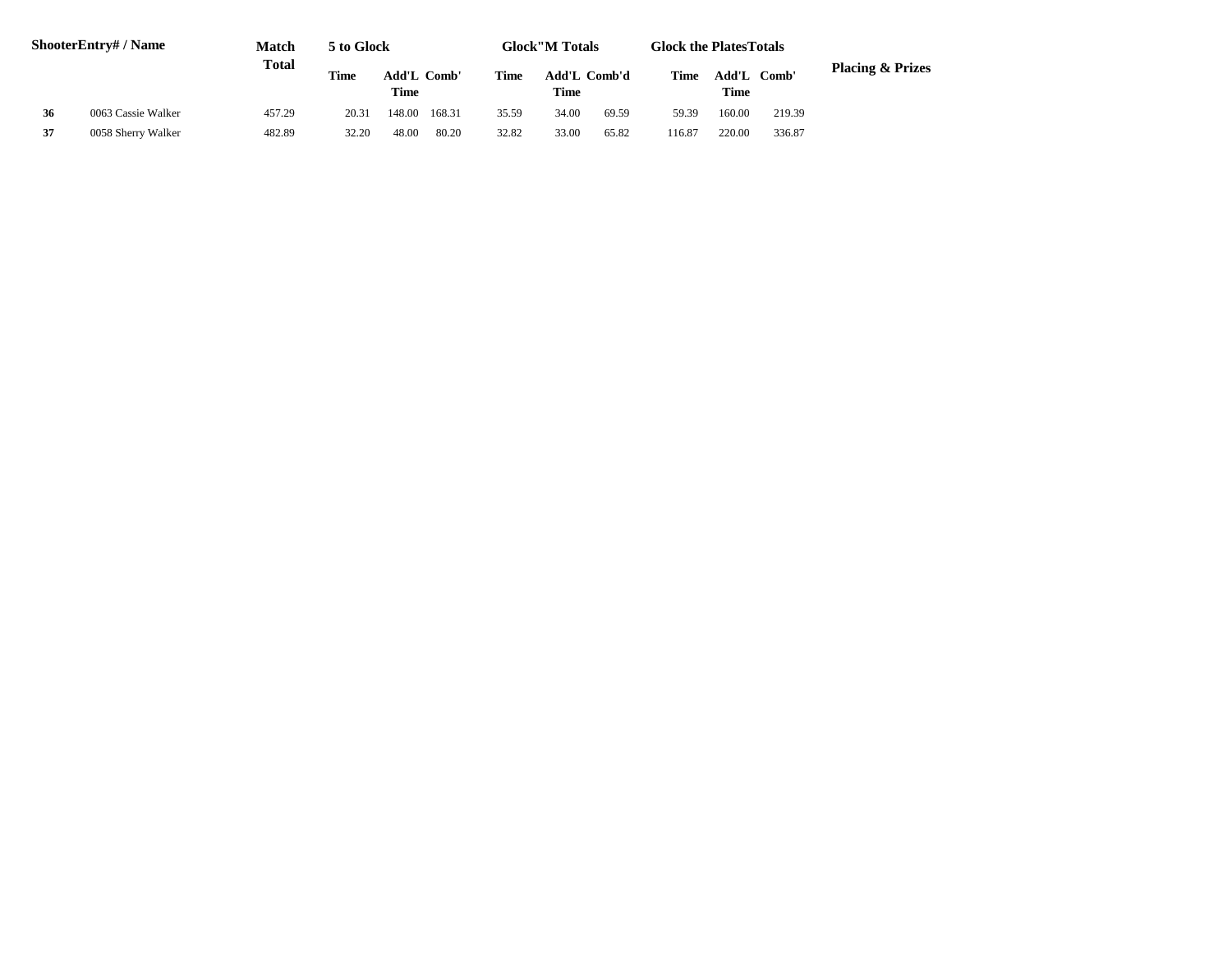| Shooter | Entry# / Name | Match Total | 5 to Glock | | | Glock"M Totals | | | Glock the PlatesTotals | | | Placing & Prizes |
|---|---|---|---|---|---|---|---|---|---|---|---|---|
| | | | Time | Add'L Time | Comb' | Time | Add'L Time | Comb'd | Time | Add'L Time | Comb' | |
| **36** | 0063 Cassie Walker | 457.29 | 20.31 | 148.00 | 168.31 | 35.59 | 34.00 | 69.59 | 59.39 | 160.00 | 219.39 | |
| **37** | 0058 Sherry Walker | 482.89 | 32.20 | 48.00 | 80.20 | 32.82 | 33.00 | 65.82 | 116.87 | 220.00 | 336.87 | |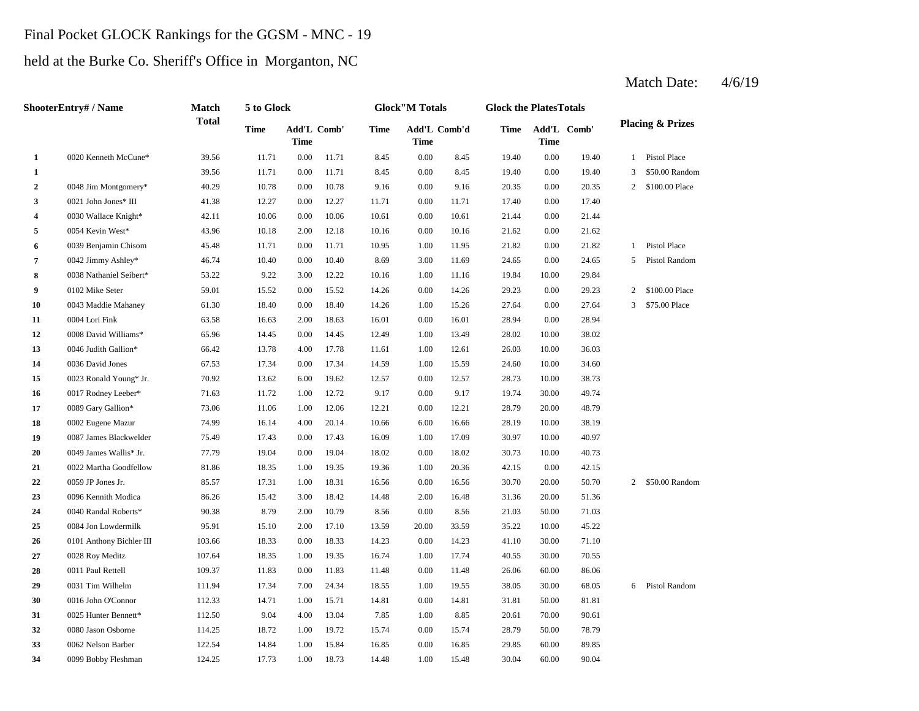Final Pocket GLOCK Rankings for the GGSM - MNC - 19

held at the Burke Co. Sheriff's Office in Morganton, NC

Match Date: 4/6/19

| Shooter | Entry# / Name | Match Total | 5 to Glock | | | Glock"M Totals | | | Glock the Plates Totals | | | Placing & Prizes | |
|---|---|---|---|---|---|---|---|---|---|---|---|---|---|
| | | | Time | Add'L Time | Comb' | Time | Add'L Time | Comb'd | Time | Add'L Time | Comb' | | |
| 1 | 0020 Kenneth McCune* | 39.56 | 11.71 | 0.00 | 11.71 | 8.45 | 0.00 | 8.45 | 19.40 | 0.00 | 19.40 | 1 | Pistol Place |
| 1 | | 39.56 | 11.71 | 0.00 | 11.71 | 8.45 | 0.00 | 8.45 | 19.40 | 0.00 | 19.40 | 3 | $50.00 Random |
| 2 | 0048 Jim Montgomery* | 40.29 | 10.78 | 0.00 | 10.78 | 9.16 | 0.00 | 9.16 | 20.35 | 0.00 | 20.35 | 2 | $100.00 Place |
| 3 | 0021 John Jones* III | 41.38 | 12.27 | 0.00 | 12.27 | 11.71 | 0.00 | 11.71 | 17.40 | 0.00 | 17.40 | | |
| 4 | 0030 Wallace Knight* | 42.11 | 10.06 | 0.00 | 10.06 | 10.61 | 0.00 | 10.61 | 21.44 | 0.00 | 21.44 | | |
| 5 | 0054 Kevin West* | 43.96 | 10.18 | 2.00 | 12.18 | 10.16 | 0.00 | 10.16 | 21.62 | 0.00 | 21.62 | | |
| 6 | 0039 Benjamin Chisom | 45.48 | 11.71 | 0.00 | 11.71 | 10.95 | 1.00 | 11.95 | 21.82 | 0.00 | 21.82 | 1 | Pistol Place |
| 7 | 0042 Jimmy Ashley* | 46.74 | 10.40 | 0.00 | 10.40 | 8.69 | 3.00 | 11.69 | 24.65 | 0.00 | 24.65 | 5 | Pistol Random |
| 8 | 0038 Nathaniel Seibert* | 53.22 | 9.22 | 3.00 | 12.22 | 10.16 | 1.00 | 11.16 | 19.84 | 10.00 | 29.84 | | |
| 9 | 0102 Mike Seter | 59.01 | 15.52 | 0.00 | 15.52 | 14.26 | 0.00 | 14.26 | 29.23 | 0.00 | 29.23 | 2 | $100.00 Place |
| 10 | 0043 Maddie Mahaney | 61.30 | 18.40 | 0.00 | 18.40 | 14.26 | 1.00 | 15.26 | 27.64 | 0.00 | 27.64 | 3 | $75.00 Place |
| 11 | 0004 Lori Fink | 63.58 | 16.63 | 2.00 | 18.63 | 16.01 | 0.00 | 16.01 | 28.94 | 0.00 | 28.94 | | |
| 12 | 0008 David Williams* | 65.96 | 14.45 | 0.00 | 14.45 | 12.49 | 1.00 | 13.49 | 28.02 | 10.00 | 38.02 | | |
| 13 | 0046 Judith Gallion* | 66.42 | 13.78 | 4.00 | 17.78 | 11.61 | 1.00 | 12.61 | 26.03 | 10.00 | 36.03 | | |
| 14 | 0036 David Jones | 67.53 | 17.34 | 0.00 | 17.34 | 14.59 | 1.00 | 15.59 | 24.60 | 10.00 | 34.60 | | |
| 15 | 0023 Ronald Young* Jr. | 70.92 | 13.62 | 6.00 | 19.62 | 12.57 | 0.00 | 12.57 | 28.73 | 10.00 | 38.73 | | |
| 16 | 0017 Rodney Leeber* | 71.63 | 11.72 | 1.00 | 12.72 | 9.17 | 0.00 | 9.17 | 19.74 | 30.00 | 49.74 | | |
| 17 | 0089 Gary Gallion* | 73.06 | 11.06 | 1.00 | 12.06 | 12.21 | 0.00 | 12.21 | 28.79 | 20.00 | 48.79 | | |
| 18 | 0002 Eugene Mazur | 74.99 | 16.14 | 4.00 | 20.14 | 10.66 | 6.00 | 16.66 | 28.19 | 10.00 | 38.19 | | |
| 19 | 0087 James Blackwelder | 75.49 | 17.43 | 0.00 | 17.43 | 16.09 | 1.00 | 17.09 | 30.97 | 10.00 | 40.97 | | |
| 20 | 0049 James Wallis* Jr. | 77.79 | 19.04 | 0.00 | 19.04 | 18.02 | 0.00 | 18.02 | 30.73 | 10.00 | 40.73 | | |
| 21 | 0022 Martha Goodfellow | 81.86 | 18.35 | 1.00 | 19.35 | 19.36 | 1.00 | 20.36 | 42.15 | 0.00 | 42.15 | | |
| 22 | 0059 JP Jones Jr. | 85.57 | 17.31 | 1.00 | 18.31 | 16.56 | 0.00 | 16.56 | 30.70 | 20.00 | 50.70 | 2 | $50.00 Random |
| 23 | 0096 Kennith Modica | 86.26 | 15.42 | 3.00 | 18.42 | 14.48 | 2.00 | 16.48 | 31.36 | 20.00 | 51.36 | | |
| 24 | 0040 Randal Roberts* | 90.38 | 8.79 | 2.00 | 10.79 | 8.56 | 0.00 | 8.56 | 21.03 | 50.00 | 71.03 | | |
| 25 | 0084 Jon Lowdermilk | 95.91 | 15.10 | 2.00 | 17.10 | 13.59 | 20.00 | 33.59 | 35.22 | 10.00 | 45.22 | | |
| 26 | 0101 Anthony Bichler III | 103.66 | 18.33 | 0.00 | 18.33 | 14.23 | 0.00 | 14.23 | 41.10 | 30.00 | 71.10 | | |
| 27 | 0028 Roy Meditz | 107.64 | 18.35 | 1.00 | 19.35 | 16.74 | 1.00 | 17.74 | 40.55 | 30.00 | 70.55 | | |
| 28 | 0011 Paul Rettell | 109.37 | 11.83 | 0.00 | 11.83 | 11.48 | 0.00 | 11.48 | 26.06 | 60.00 | 86.06 | | |
| 29 | 0031 Tim Wilhelm | 111.94 | 17.34 | 7.00 | 24.34 | 18.55 | 1.00 | 19.55 | 38.05 | 30.00 | 68.05 | 6 | Pistol Random |
| 30 | 0016 John O'Connor | 112.33 | 14.71 | 1.00 | 15.71 | 14.81 | 0.00 | 14.81 | 31.81 | 50.00 | 81.81 | | |
| 31 | 0025 Hunter Bennett* | 112.50 | 9.04 | 4.00 | 13.04 | 7.85 | 1.00 | 8.85 | 20.61 | 70.00 | 90.61 | | |
| 32 | 0080 Jason Osborne | 114.25 | 18.72 | 1.00 | 19.72 | 15.74 | 0.00 | 15.74 | 28.79 | 50.00 | 78.79 | | |
| 33 | 0062 Nelson Barber | 122.54 | 14.84 | 1.00 | 15.84 | 16.85 | 0.00 | 16.85 | 29.85 | 60.00 | 89.85 | | |
| 34 | 0099 Bobby Fleshman | 124.25 | 17.73 | 1.00 | 18.73 | 14.48 | 1.00 | 15.48 | 30.04 | 60.00 | 90.04 | | |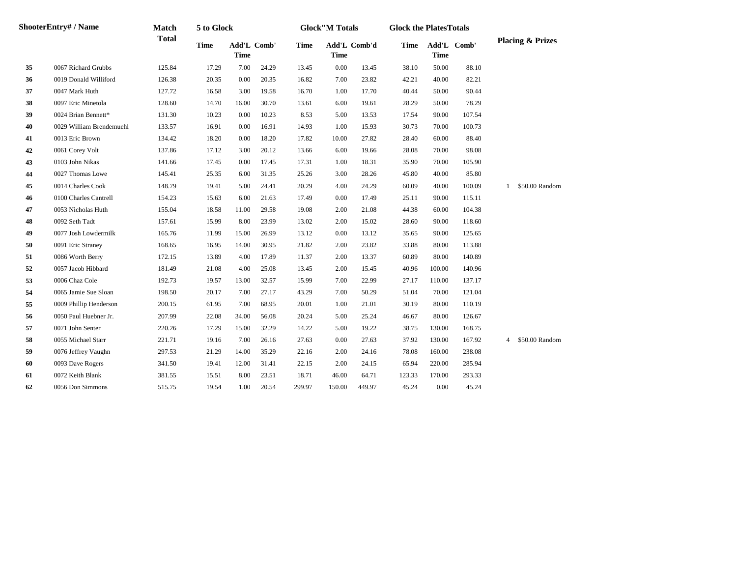| ShooterEntry# / Name | | Match Total | 5 to Glock | | | Glock"M Totals | | | Glock the PlatesTotals | | | Placing & Prizes | |
|---|---|---|---|---|---|---|---|---|---|---|---|---|---|
| | | | Time | Add'L Time | Comb' | Time | Add'L Time | Comb'd | Time | Add'L Time | Comb' | | |
| **35** | 0067 Richard Grubbs | 125.84 | 17.29 | 7.00 | 24.29 | 13.45 | 0.00 | 13.45 | 38.10 | 50.00 | 88.10 | | |
| **36** | 0019 Donald Williford | 126.38 | 20.35 | 0.00 | 20.35 | 16.82 | 7.00 | 23.82 | 42.21 | 40.00 | 82.21 | | |
| **37** | 0047 Mark Huth | 127.72 | 16.58 | 3.00 | 19.58 | 16.70 | 1.00 | 17.70 | 40.44 | 50.00 | 90.44 | | |
| **38** | 0097 Eric Minetola | 128.60 | 14.70 | 16.00 | 30.70 | 13.61 | 6.00 | 19.61 | 28.29 | 50.00 | 78.29 | | |
| **39** | 0024 Brian Bennett* | 131.30 | 10.23 | 0.00 | 10.23 | 8.53 | 5.00 | 13.53 | 17.54 | 90.00 | 107.54 | | |
| **40** | 0029 William Brendemuehl | 133.57 | 16.91 | 0.00 | 16.91 | 14.93 | 1.00 | 15.93 | 30.73 | 70.00 | 100.73 | | |
| **41** | 0013 Eric Brown | 134.42 | 18.20 | 0.00 | 18.20 | 17.82 | 10.00 | 27.82 | 28.40 | 60.00 | 88.40 | | |
| **42** | 0061 Corey Volt | 137.86 | 17.12 | 3.00 | 20.12 | 13.66 | 6.00 | 19.66 | 28.08 | 70.00 | 98.08 | | |
| **43** | 0103 John Nikas | 141.66 | 17.45 | 0.00 | 17.45 | 17.31 | 1.00 | 18.31 | 35.90 | 70.00 | 105.90 | | |
| **44** | 0027 Thomas Lowe | 145.41 | 25.35 | 6.00 | 31.35 | 25.26 | 3.00 | 28.26 | 45.80 | 40.00 | 85.80 | | |
| **45** | 0014 Charles Cook | 148.79 | 19.41 | 5.00 | 24.41 | 20.29 | 4.00 | 24.29 | 60.09 | 40.00 | 100.09 | 1 | $50.00 Random |
| **46** | 0100 Charles Cantrell | 154.23 | 15.63 | 6.00 | 21.63 | 17.49 | 0.00 | 17.49 | 25.11 | 90.00 | 115.11 | | |
| **47** | 0053 Nicholas Huth | 155.04 | 18.58 | 11.00 | 29.58 | 19.08 | 2.00 | 21.08 | 44.38 | 60.00 | 104.38 | | |
| **48** | 0092 Seth Tadt | 157.61 | 15.99 | 8.00 | 23.99 | 13.02 | 2.00 | 15.02 | 28.60 | 90.00 | 118.60 | | |
| **49** | 0077 Josh Lowdermilk | 165.76 | 11.99 | 15.00 | 26.99 | 13.12 | 0.00 | 13.12 | 35.65 | 90.00 | 125.65 | | |
| **50** | 0091 Eric Straney | 168.65 | 16.95 | 14.00 | 30.95 | 21.82 | 2.00 | 23.82 | 33.88 | 80.00 | 113.88 | | |
| **51** | 0086 Worth Berry | 172.15 | 13.89 | 4.00 | 17.89 | 11.37 | 2.00 | 13.37 | 60.89 | 80.00 | 140.89 | | |
| **52** | 0057 Jacob Hibbard | 181.49 | 21.08 | 4.00 | 25.08 | 13.45 | 2.00 | 15.45 | 40.96 | 100.00 | 140.96 | | |
| **53** | 0006 Chaz Cole | 192.73 | 19.57 | 13.00 | 32.57 | 15.99 | 7.00 | 22.99 | 27.17 | 110.00 | 137.17 | | |
| **54** | 0065 Jamie Sue Sloan | 198.50 | 20.17 | 7.00 | 27.17 | 43.29 | 7.00 | 50.29 | 51.04 | 70.00 | 121.04 | | |
| **55** | 0009 Phillip Henderson | 200.15 | 61.95 | 7.00 | 68.95 | 20.01 | 1.00 | 21.01 | 30.19 | 80.00 | 110.19 | | |
| **56** | 0050 Paul Huebner Jr. | 207.99 | 22.08 | 34.00 | 56.08 | 20.24 | 5.00 | 25.24 | 46.67 | 80.00 | 126.67 | | |
| **57** | 0071 John Senter | 220.26 | 17.29 | 15.00 | 32.29 | 14.22 | 5.00 | 19.22 | 38.75 | 130.00 | 168.75 | | |
| **58** | 0055 Michael Starr | 221.71 | 19.16 | 7.00 | 26.16 | 27.63 | 0.00 | 27.63 | 37.92 | 130.00 | 167.92 | 4 | $50.00 Random |
| **59** | 0076 Jeffrey Vaughn | 297.53 | 21.29 | 14.00 | 35.29 | 22.16 | 2.00 | 24.16 | 78.08 | 160.00 | 238.08 | | |
| **60** | 0093 Dave Rogers | 341.50 | 19.41 | 12.00 | 31.41 | 22.15 | 2.00 | 24.15 | 65.94 | 220.00 | 285.94 | | |
| **61** | 0072 Keith Blank | 381.55 | 15.51 | 8.00 | 23.51 | 18.71 | 46.00 | 64.71 | 123.33 | 170.00 | 293.33 | | |
| **62** | 0056 Don Simmons | 515.75 | 19.54 | 1.00 | 20.54 | 299.97 | 150.00 | 449.97 | 45.24 | 0.00 | 45.24 | | |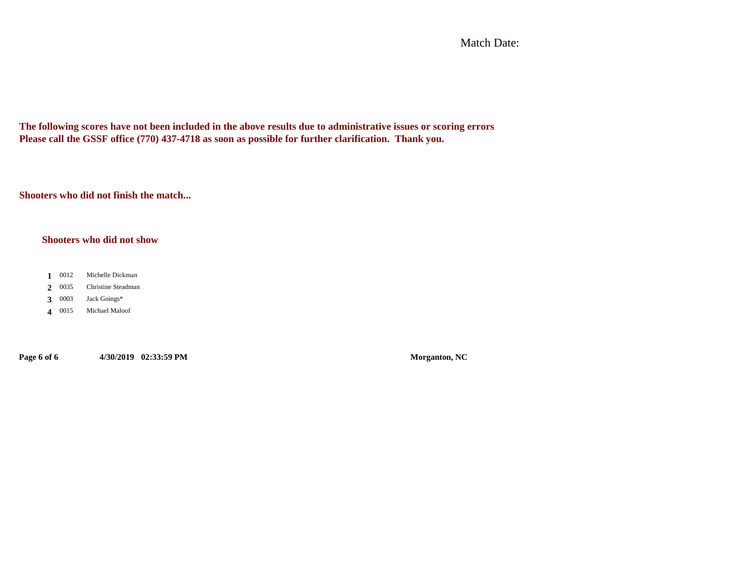Match Date:

**The following scores have not been included in the above results due to administrative issues or scoring errors**
**Please call the GSSF office (770) 437-4718 as soon as possible for further clarification. Thank you.**

**Shooters who did not finish the match...**

**Shooters who did not show**

| | | |
|---|---|---|
| **1** | 0012 | Michelle Dickman |
| **2** | 0035 | Christine Steadman |
| **3** | 0003 | Jack Goings* |
| **4** | 0015 | Michael Maloof |

**4/30/2019 02:33:59 PM** **Morganton, NC**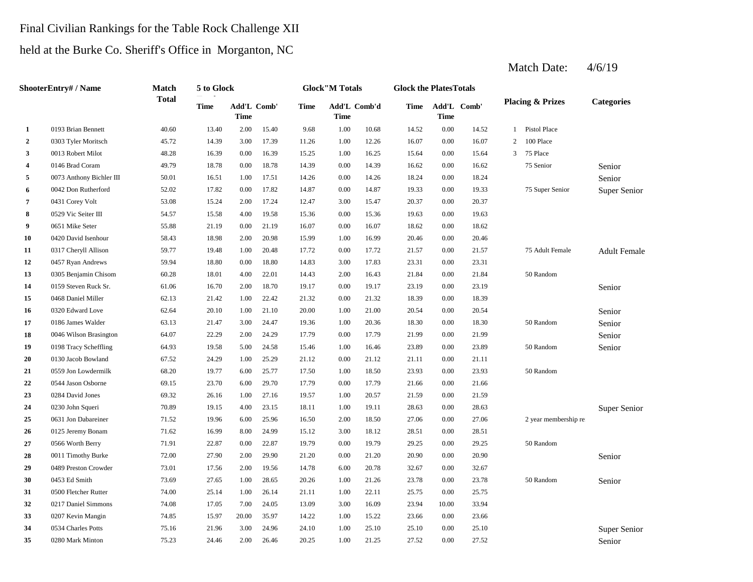Final Civilian Rankings for the Table Rock Challenge XII

held at the Burke Co. Sheriff's Office in Morganton, NC

Match Date: 4/6/19

| Shooter | Entry# / Name | Match Total | 5 to Glock Time | Add'L Time | Comb' | Glock"M Totals Time | Add'L Time | Comb'd | Glock the Plates Totals Time | Add'L Time | Comb' | Placing & Prizes | | Categories |
|---|---|---|---|---|---|---|---|---|---|---|---|---|---|---|
| **1** | 0193 Brian Bennett | 40.60 | 13.40 | 2.00 | 15.40 | 9.68 | 1.00 | 10.68 | 14.52 | 0.00 | 14.52 | 1 | Pistol Place | |
| **2** | 0303 Tyler Moritsch | 45.72 | 14.39 | 3.00 | 17.39 | 11.26 | 1.00 | 12.26 | 16.07 | 0.00 | 16.07 | 2 | 100 Place | |
| **3** | 0013 Robert Milot | 48.28 | 16.39 | 0.00 | 16.39 | 15.25 | 1.00 | 16.25 | 15.64 | 0.00 | 15.64 | 3 | 75 Place | |
| **4** | 0146 Brad Coram | 49.79 | 18.78 | 0.00 | 18.78 | 14.39 | 0.00 | 14.39 | 16.62 | 0.00 | 16.62 | | 75 Senior | Senior |
| **5** | 0073 Anthony Bichler III | 50.01 | 16.51 | 1.00 | 17.51 | 14.26 | 0.00 | 14.26 | 18.24 | 0.00 | 18.24 | | | Senior |
| **6** | 0042 Don Rutherford | 52.02 | 17.82 | 0.00 | 17.82 | 14.87 | 0.00 | 14.87 | 19.33 | 0.00 | 19.33 | | 75 Super Senior | Super Senior |
| **7** | 0431 Corey Volt | 53.08 | 15.24 | 2.00 | 17.24 | 12.47 | 3.00 | 15.47 | 20.37 | 0.00 | 20.37 | | | |
| **8** | 0529 Vic Seiter III | 54.57 | 15.58 | 4.00 | 19.58 | 15.36 | 0.00 | 15.36 | 19.63 | 0.00 | 19.63 | | | |
| **9** | 0651 Mike Seter | 55.88 | 21.19 | 0.00 | 21.19 | 16.07 | 0.00 | 16.07 | 18.62 | 0.00 | 18.62 | | | |
| **10** | 0420 David Isenhour | 58.43 | 18.98 | 2.00 | 20.98 | 15.99 | 1.00 | 16.99 | 20.46 | 0.00 | 20.46 | | | |
| **11** | 0317 Cheryll Allison | 59.77 | 19.48 | 1.00 | 20.48 | 17.72 | 0.00 | 17.72 | 21.57 | 0.00 | 21.57 | | 75 Adult Female | Adult Female |
| **12** | 0457 Ryan Andrews | 59.94 | 18.80 | 0.00 | 18.80 | 14.83 | 3.00 | 17.83 | 23.31 | 0.00 | 23.31 | | | |
| **13** | 0305 Benjamin Chisom | 60.28 | 18.01 | 4.00 | 22.01 | 14.43 | 2.00 | 16.43 | 21.84 | 0.00 | 21.84 | | 50 Random | |
| **14** | 0159 Steven Ruck Sr. | 61.06 | 16.70 | 2.00 | 18.70 | 19.17 | 0.00 | 19.17 | 23.19 | 0.00 | 23.19 | | | Senior |
| **15** | 0468 Daniel Miller | 62.13 | 21.42 | 1.00 | 22.42 | 21.32 | 0.00 | 21.32 | 18.39 | 0.00 | 18.39 | | | |
| **16** | 0320 Edward Love | 62.64 | 20.10 | 1.00 | 21.10 | 20.00 | 1.00 | 21.00 | 20.54 | 0.00 | 20.54 | | | Senior |
| **17** | 0186 James Walder | 63.13 | 21.47 | 3.00 | 24.47 | 19.36 | 1.00 | 20.36 | 18.30 | 0.00 | 18.30 | | 50 Random | Senior |
| **18** | 0046 Wilson Brasington | 64.07 | 22.29 | 2.00 | 24.29 | 17.79 | 0.00 | 17.79 | 21.99 | 0.00 | 21.99 | | | Senior |
| **19** | 0198 Tracy Scheffling | 64.93 | 19.58 | 5.00 | 24.58 | 15.46 | 1.00 | 16.46 | 23.89 | 0.00 | 23.89 | | 50 Random | Senior |
| **20** | 0130 Jacob Bowland | 67.52 | 24.29 | 1.00 | 25.29 | 21.12 | 0.00 | 21.12 | 21.11 | 0.00 | 21.11 | | | |
| **21** | 0559 Jon Lowdermilk | 68.20 | 19.77 | 6.00 | 25.77 | 17.50 | 1.00 | 18.50 | 23.93 | 0.00 | 23.93 | | 50 Random | |
| **22** | 0544 Jason Osborne | 69.15 | 23.70 | 6.00 | 29.70 | 17.79 | 0.00 | 17.79 | 21.66 | 0.00 | 21.66 | | | |
| **23** | 0284 David Jones | 69.32 | 26.16 | 1.00 | 27.16 | 19.57 | 1.00 | 20.57 | 21.59 | 0.00 | 21.59 | | | |
| **24** | 0230 John Squeri | 70.89 | 19.15 | 4.00 | 23.15 | 18.11 | 1.00 | 19.11 | 28.63 | 0.00 | 28.63 | | | Super Senior |
| **25** | 0631 Jon Dabareiner | 71.52 | 19.96 | 6.00 | 25.96 | 16.50 | 2.00 | 18.50 | 27.06 | 0.00 | 27.06 | | 2 year membership re | |
| **26** | 0125 Jeremy Bonam | 71.62 | 16.99 | 8.00 | 24.99 | 15.12 | 3.00 | 18.12 | 28.51 | 0.00 | 28.51 | | | |
| **27** | 0566 Worth Berry | 71.91 | 22.87 | 0.00 | 22.87 | 19.79 | 0.00 | 19.79 | 29.25 | 0.00 | 29.25 | | 50 Random | |
| **28** | 0011 Timothy Burke | 72.00 | 27.90 | 2.00 | 29.90 | 21.20 | 0.00 | 21.20 | 20.90 | 0.00 | 20.90 | | | Senior |
| **29** | 0489 Preston Crowder | 73.01 | 17.56 | 2.00 | 19.56 | 14.78 | 6.00 | 20.78 | 32.67 | 0.00 | 32.67 | | | |
| **30** | 0453 Ed Smith | 73.69 | 27.65 | 1.00 | 28.65 | 20.26 | 1.00 | 21.26 | 23.78 | 0.00 | 23.78 | | 50 Random | Senior |
| **31** | 0500 Fletcher Rutter | 74.00 | 25.14 | 1.00 | 26.14 | 21.11 | 1.00 | 22.11 | 25.75 | 0.00 | 25.75 | | | |
| **32** | 0217 Daniel Simmons | 74.08 | 17.05 | 7.00 | 24.05 | 13.09 | 3.00 | 16.09 | 23.94 | 10.00 | 33.94 | | | |
| **33** | 0207 Kevin Mangin | 74.85 | 15.97 | 20.00 | 35.97 | 14.22 | 1.00 | 15.22 | 23.66 | 0.00 | 23.66 | | | |
| **34** | 0534 Charles Potts | 75.16 | 21.96 | 3.00 | 24.96 | 24.10 | 1.00 | 25.10 | 25.10 | 0.00 | 25.10 | | | Super Senior |
| **35** | 0280 Mark Minton | 75.23 | 24.46 | 2.00 | 26.46 | 20.25 | 1.00 | 21.25 | 27.52 | 0.00 | 27.52 | | | Senior |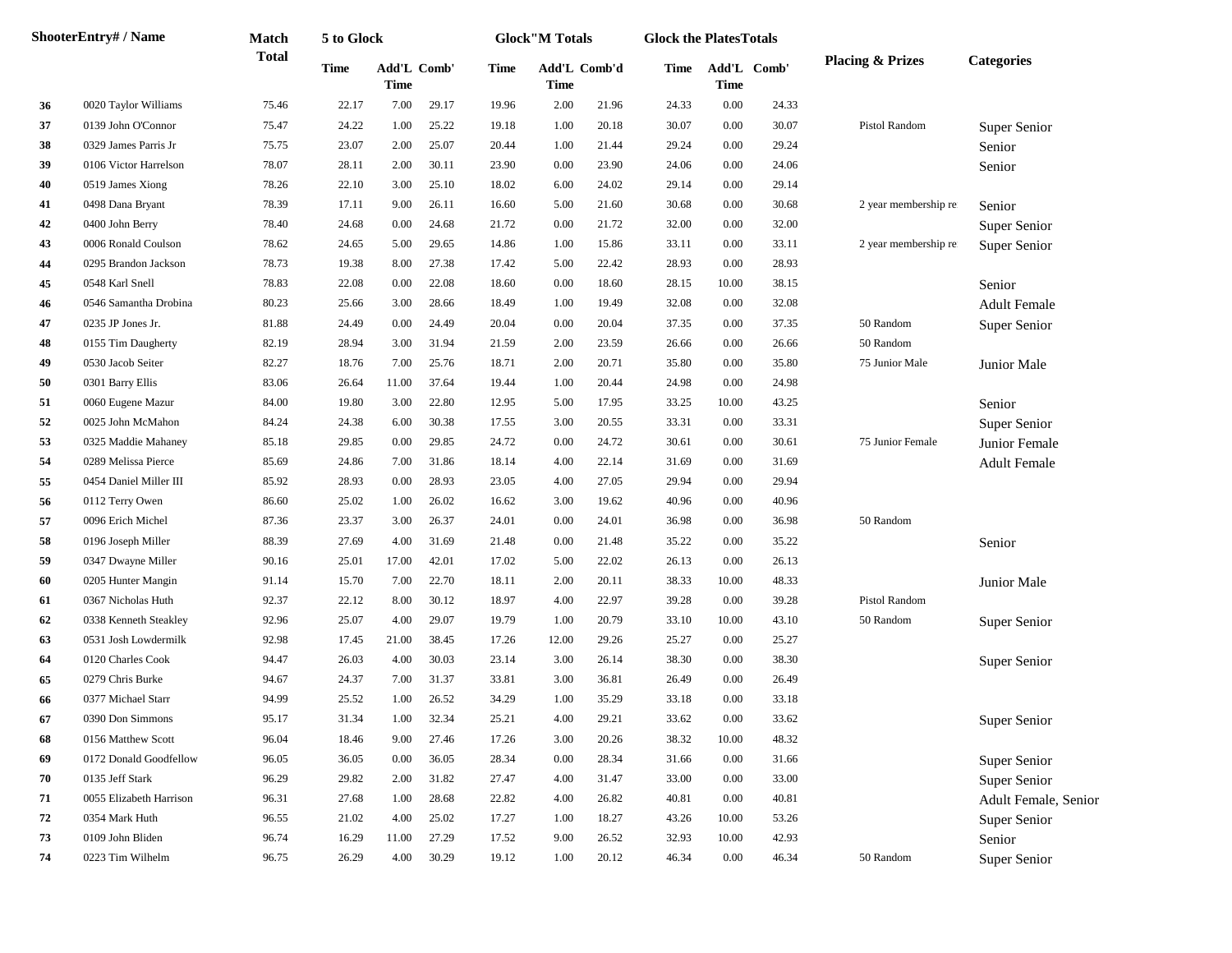| Shooter | Entry# / Name | Match Total | 5 to Glock | | | Glock"M Totals | | | Glock the Plates Totals | | | Placing & Prizes | Categories |
|---|---|---|---|---|---|---|---|---|---|---|---|---|---|
| | | | Time | Add'L Time | Comb' | Time | Add'L Time | Comb'd | Time | Add'L Time | Comb' | | |
| 36 | 0020 Taylor Williams | 75.46 | 22.17 | 7.00 | 29.17 | 19.96 | 2.00 | 21.96 | 24.33 | 0.00 | 24.33 | | |
| 37 | 0139 John O'Connor | 75.47 | 24.22 | 1.00 | 25.22 | 19.18 | 1.00 | 20.18 | 30.07 | 0.00 | 30.07 | Pistol Random | Super Senior |
| 38 | 0329 James Parris Jr | 75.75 | 23.07 | 2.00 | 25.07 | 20.44 | 1.00 | 21.44 | 29.24 | 0.00 | 29.24 | | Senior |
| 39 | 0106 Victor Harrelson | 78.07 | 28.11 | 2.00 | 30.11 | 23.90 | 0.00 | 23.90 | 24.06 | 0.00 | 24.06 | | Senior |
| 40 | 0519 James Xiong | 78.26 | 22.10 | 3.00 | 25.10 | 18.02 | 6.00 | 24.02 | 29.14 | 0.00 | 29.14 | | |
| 41 | 0498 Dana Bryant | 78.39 | 17.11 | 9.00 | 26.11 | 16.60 | 5.00 | 21.60 | 30.68 | 0.00 | 30.68 | 2 year membership re | Senior |
| 42 | 0400 John Berry | 78.40 | 24.68 | 0.00 | 24.68 | 21.72 | 0.00 | 21.72 | 32.00 | 0.00 | 32.00 | | Super Senior |
| 43 | 0006 Ronald Coulson | 78.62 | 24.65 | 5.00 | 29.65 | 14.86 | 1.00 | 15.86 | 33.11 | 0.00 | 33.11 | 2 year membership re | Super Senior |
| 44 | 0295 Brandon Jackson | 78.73 | 19.38 | 8.00 | 27.38 | 17.42 | 5.00 | 22.42 | 28.93 | 0.00 | 28.93 | | |
| 45 | 0548 Karl Snell | 78.83 | 22.08 | 0.00 | 22.08 | 18.60 | 0.00 | 18.60 | 28.15 | 10.00 | 38.15 | | Senior |
| 46 | 0546 Samantha Drobina | 80.23 | 25.66 | 3.00 | 28.66 | 18.49 | 1.00 | 19.49 | 32.08 | 0.00 | 32.08 | | Adult Female |
| 47 | 0235 JP Jones Jr. | 81.88 | 24.49 | 0.00 | 24.49 | 20.04 | 0.00 | 20.04 | 37.35 | 0.00 | 37.35 | 50 Random | Super Senior |
| 48 | 0155 Tim Daugherty | 82.19 | 28.94 | 3.00 | 31.94 | 21.59 | 2.00 | 23.59 | 26.66 | 0.00 | 26.66 | 50 Random | |
| 49 | 0530 Jacob Seiter | 82.27 | 18.76 | 7.00 | 25.76 | 18.71 | 2.00 | 20.71 | 35.80 | 0.00 | 35.80 | 75 Junior Male | Junior Male |
| 50 | 0301 Barry Ellis | 83.06 | 26.64 | 11.00 | 37.64 | 19.44 | 1.00 | 20.44 | 24.98 | 0.00 | 24.98 | | |
| 51 | 0060 Eugene Mazur | 84.00 | 19.80 | 3.00 | 22.80 | 12.95 | 5.00 | 17.95 | 33.25 | 10.00 | 43.25 | | Senior |
| 52 | 0025 John McMahon | 84.24 | 24.38 | 6.00 | 30.38 | 17.55 | 3.00 | 20.55 | 33.31 | 0.00 | 33.31 | | Super Senior |
| 53 | 0325 Maddie Mahaney | 85.18 | 29.85 | 0.00 | 29.85 | 24.72 | 0.00 | 24.72 | 30.61 | 0.00 | 30.61 | 75 Junior Female | Junior Female |
| 54 | 0289 Melissa Pierce | 85.69 | 24.86 | 7.00 | 31.86 | 18.14 | 4.00 | 22.14 | 31.69 | 0.00 | 31.69 | | Adult Female |
| 55 | 0454 Daniel Miller III | 85.92 | 28.93 | 0.00 | 28.93 | 23.05 | 4.00 | 27.05 | 29.94 | 0.00 | 29.94 | | |
| 56 | 0112 Terry Owen | 86.60 | 25.02 | 1.00 | 26.02 | 16.62 | 3.00 | 19.62 | 40.96 | 0.00 | 40.96 | | |
| 57 | 0096 Erich Michel | 87.36 | 23.37 | 3.00 | 26.37 | 24.01 | 0.00 | 24.01 | 36.98 | 0.00 | 36.98 | 50 Random | |
| 58 | 0196 Joseph Miller | 88.39 | 27.69 | 4.00 | 31.69 | 21.48 | 0.00 | 21.48 | 35.22 | 0.00 | 35.22 | | Senior |
| 59 | 0347 Dwayne Miller | 90.16 | 25.01 | 17.00 | 42.01 | 17.02 | 5.00 | 22.02 | 26.13 | 0.00 | 26.13 | | |
| 60 | 0205 Hunter Mangin | 91.14 | 15.70 | 7.00 | 22.70 | 18.11 | 2.00 | 20.11 | 38.33 | 10.00 | 48.33 | | Junior Male |
| 61 | 0367 Nicholas Huth | 92.37 | 22.12 | 8.00 | 30.12 | 18.97 | 4.00 | 22.97 | 39.28 | 0.00 | 39.28 | Pistol Random | |
| 62 | 0338 Kenneth Steakley | 92.96 | 25.07 | 4.00 | 29.07 | 19.79 | 1.00 | 20.79 | 33.10 | 10.00 | 43.10 | 50 Random | Super Senior |
| 63 | 0531 Josh Lowdermilk | 92.98 | 17.45 | 21.00 | 38.45 | 17.26 | 12.00 | 29.26 | 25.27 | 0.00 | 25.27 | | |
| 64 | 0120 Charles Cook | 94.47 | 26.03 | 4.00 | 30.03 | 23.14 | 3.00 | 26.14 | 38.30 | 0.00 | 38.30 | | Super Senior |
| 65 | 0279 Chris Burke | 94.67 | 24.37 | 7.00 | 31.37 | 33.81 | 3.00 | 36.81 | 26.49 | 0.00 | 26.49 | | |
| 66 | 0377 Michael Starr | 94.99 | 25.52 | 1.00 | 26.52 | 34.29 | 1.00 | 35.29 | 33.18 | 0.00 | 33.18 | | |
| 67 | 0390 Don Simmons | 95.17 | 31.34 | 1.00 | 32.34 | 25.21 | 4.00 | 29.21 | 33.62 | 0.00 | 33.62 | | Super Senior |
| 68 | 0156 Matthew Scott | 96.04 | 18.46 | 9.00 | 27.46 | 17.26 | 3.00 | 20.26 | 38.32 | 10.00 | 48.32 | | |
| 69 | 0172 Donald Goodfellow | 96.05 | 36.05 | 0.00 | 36.05 | 28.34 | 0.00 | 28.34 | 31.66 | 0.00 | 31.66 | | Super Senior |
| 70 | 0135 Jeff Stark | 96.29 | 29.82 | 2.00 | 31.82 | 27.47 | 4.00 | 31.47 | 33.00 | 0.00 | 33.00 | | Super Senior |
| 71 | 0055 Elizabeth Harrison | 96.31 | 27.68 | 1.00 | 28.68 | 22.82 | 4.00 | 26.82 | 40.81 | 0.00 | 40.81 | | Adult Female, Senior |
| 72 | 0354 Mark Huth | 96.55 | 21.02 | 4.00 | 25.02 | 17.27 | 1.00 | 18.27 | 43.26 | 10.00 | 53.26 | | Super Senior |
| 73 | 0109 John Bliden | 96.74 | 16.29 | 11.00 | 27.29 | 17.52 | 9.00 | 26.52 | 32.93 | 10.00 | 42.93 | | Senior |
| 74 | 0223 Tim Wilhelm | 96.75 | 26.29 | 4.00 | 30.29 | 19.12 | 1.00 | 20.12 | 46.34 | 0.00 | 46.34 | 50 Random | Super Senior |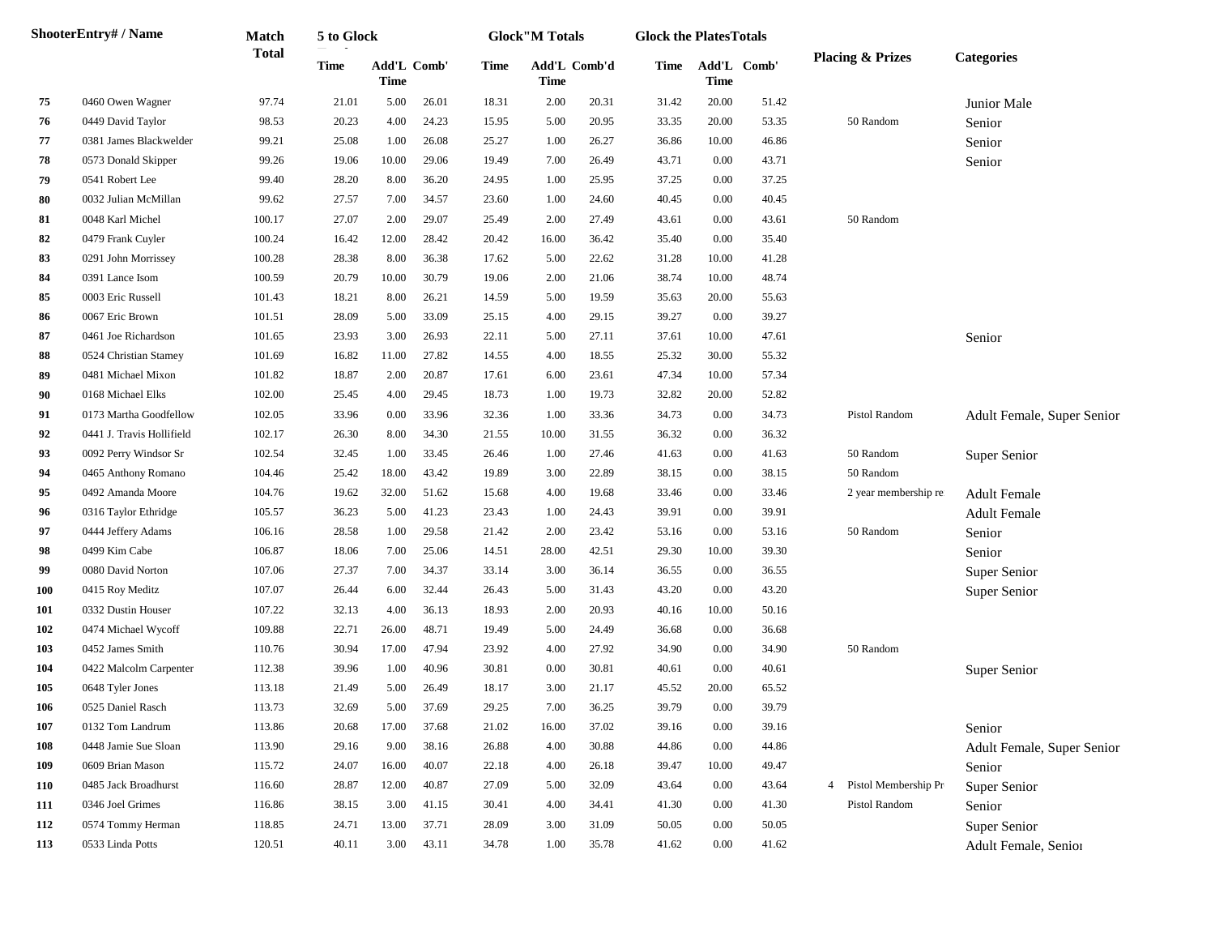| ShooterEntry# / Name | | Match Total | 5 to Glock | | | Glock"M Totals | | | Glock the PlatesTotals | | | Placing & Prizes | | Categories |
|---|---|---|---|---|---|---|---|---|---|---|---|---|---|---|
| | | | Time | Add'L Time | Comb' | Time | Add'L Time | Comb'd | Time | Add'L Time | Comb' | | | |
| 75 | 0460 Owen Wagner | 97.74 | 21.01 | 5.00 | 26.01 | 18.31 | 2.00 | 20.31 | 31.42 | 20.00 | 51.42 | | | Junior Male |
| 76 | 0449 David Taylor | 98.53 | 20.23 | 4.00 | 24.23 | 15.95 | 5.00 | 20.95 | 33.35 | 20.00 | 53.35 | | 50 Random | Senior |
| 77 | 0381 James Blackwelder | 99.21 | 25.08 | 1.00 | 26.08 | 25.27 | 1.00 | 26.27 | 36.86 | 10.00 | 46.86 | | | Senior |
| 78 | 0573 Donald Skipper | 99.26 | 19.06 | 10.00 | 29.06 | 19.49 | 7.00 | 26.49 | 43.71 | 0.00 | 43.71 | | | Senior |
| 79 | 0541 Robert Lee | 99.40 | 28.20 | 8.00 | 36.20 | 24.95 | 1.00 | 25.95 | 37.25 | 0.00 | 37.25 | | | |
| 80 | 0032 Julian McMillan | 99.62 | 27.57 | 7.00 | 34.57 | 23.60 | 1.00 | 24.60 | 40.45 | 0.00 | 40.45 | | | |
| 81 | 0048 Karl Michel | 100.17 | 27.07 | 2.00 | 29.07 | 25.49 | 2.00 | 27.49 | 43.61 | 0.00 | 43.61 | | 50 Random | |
| 82 | 0479 Frank Cuyler | 100.24 | 16.42 | 12.00 | 28.42 | 20.42 | 16.00 | 36.42 | 35.40 | 0.00 | 35.40 | | | |
| 83 | 0291 John Morrissey | 100.28 | 28.38 | 8.00 | 36.38 | 17.62 | 5.00 | 22.62 | 31.28 | 10.00 | 41.28 | | | |
| 84 | 0391 Lance Isom | 100.59 | 20.79 | 10.00 | 30.79 | 19.06 | 2.00 | 21.06 | 38.74 | 10.00 | 48.74 | | | |
| 85 | 0003 Eric Russell | 101.43 | 18.21 | 8.00 | 26.21 | 14.59 | 5.00 | 19.59 | 35.63 | 20.00 | 55.63 | | | |
| 86 | 0067 Eric Brown | 101.51 | 28.09 | 5.00 | 33.09 | 25.15 | 4.00 | 29.15 | 39.27 | 0.00 | 39.27 | | | |
| 87 | 0461 Joe Richardson | 101.65 | 23.93 | 3.00 | 26.93 | 22.11 | 5.00 | 27.11 | 37.61 | 10.00 | 47.61 | | | Senior |
| 88 | 0524 Christian Stamey | 101.69 | 16.82 | 11.00 | 27.82 | 14.55 | 4.00 | 18.55 | 25.32 | 30.00 | 55.32 | | | |
| 89 | 0481 Michael Mixon | 101.82 | 18.87 | 2.00 | 20.87 | 17.61 | 6.00 | 23.61 | 47.34 | 10.00 | 57.34 | | | |
| 90 | 0168 Michael Elks | 102.00 | 25.45 | 4.00 | 29.45 | 18.73 | 1.00 | 19.73 | 32.82 | 20.00 | 52.82 | | | |
| 91 | 0173 Martha Goodfellow | 102.05 | 33.96 | 0.00 | 33.96 | 32.36 | 1.00 | 33.36 | 34.73 | 0.00 | 34.73 | | Pistol Random | Adult Female, Super Senior |
| 92 | 0441 J. Travis Hollifield | 102.17 | 26.30 | 8.00 | 34.30 | 21.55 | 10.00 | 31.55 | 36.32 | 0.00 | 36.32 | | | |
| 93 | 0092 Perry Windsor Sr | 102.54 | 32.45 | 1.00 | 33.45 | 26.46 | 1.00 | 27.46 | 41.63 | 0.00 | 41.63 | | 50 Random | Super Senior |
| 94 | 0465 Anthony Romano | 104.46 | 25.42 | 18.00 | 43.42 | 19.89 | 3.00 | 22.89 | 38.15 | 0.00 | 38.15 | | 50 Random | |
| 95 | 0492 Amanda Moore | 104.76 | 19.62 | 32.00 | 51.62 | 15.68 | 4.00 | 19.68 | 33.46 | 0.00 | 33.46 | | 2 year membership re | Adult Female |
| 96 | 0316 Taylor Ethridge | 105.57 | 36.23 | 5.00 | 41.23 | 23.43 | 1.00 | 24.43 | 39.91 | 0.00 | 39.91 | | | Adult Female |
| 97 | 0444 Jeffery Adams | 106.16 | 28.58 | 1.00 | 29.58 | 21.42 | 2.00 | 23.42 | 53.16 | 0.00 | 53.16 | | 50 Random | Senior |
| 98 | 0499 Kim Cabe | 106.87 | 18.06 | 7.00 | 25.06 | 14.51 | 28.00 | 42.51 | 29.30 | 10.00 | 39.30 | | | Senior |
| 99 | 0080 David Norton | 107.06 | 27.37 | 7.00 | 34.37 | 33.14 | 3.00 | 36.14 | 36.55 | 0.00 | 36.55 | | | Super Senior |
| 100 | 0415 Roy Meditz | 107.07 | 26.44 | 6.00 | 32.44 | 26.43 | 5.00 | 31.43 | 43.20 | 0.00 | 43.20 | | | Super Senior |
| 101 | 0332 Dustin Houser | 107.22 | 32.13 | 4.00 | 36.13 | 18.93 | 2.00 | 20.93 | 40.16 | 10.00 | 50.16 | | | |
| 102 | 0474 Michael Wycoff | 109.88 | 22.71 | 26.00 | 48.71 | 19.49 | 5.00 | 24.49 | 36.68 | 0.00 | 36.68 | | | |
| 103 | 0452 James Smith | 110.76 | 30.94 | 17.00 | 47.94 | 23.92 | 4.00 | 27.92 | 34.90 | 0.00 | 34.90 | | 50 Random | |
| 104 | 0422 Malcolm Carpenter | 112.38 | 39.96 | 1.00 | 40.96 | 30.81 | 0.00 | 30.81 | 40.61 | 0.00 | 40.61 | | | Super Senior |
| 105 | 0648 Tyler Jones | 113.18 | 21.49 | 5.00 | 26.49 | 18.17 | 3.00 | 21.17 | 45.52 | 20.00 | 65.52 | | | |
| 106 | 0525 Daniel Rasch | 113.73 | 32.69 | 5.00 | 37.69 | 29.25 | 7.00 | 36.25 | 39.79 | 0.00 | 39.79 | | | |
| 107 | 0132 Tom Landrum | 113.86 | 20.68 | 17.00 | 37.68 | 21.02 | 16.00 | 37.02 | 39.16 | 0.00 | 39.16 | | | Senior |
| 108 | 0448 Jamie Sue Sloan | 113.90 | 29.16 | 9.00 | 38.16 | 26.88 | 4.00 | 30.88 | 44.86 | 0.00 | 44.86 | | | Adult Female, Super Senior |
| 109 | 0609 Brian Mason | 115.72 | 24.07 | 16.00 | 40.07 | 22.18 | 4.00 | 26.18 | 39.47 | 10.00 | 49.47 | | | Senior |
| 110 | 0485 Jack Broadhurst | 116.60 | 28.87 | 12.00 | 40.87 | 27.09 | 5.00 | 32.09 | 43.64 | 0.00 | 43.64 | 4 | Pistol Membership Pr | Super Senior |
| 111 | 0346 Joel Grimes | 116.86 | 38.15 | 3.00 | 41.15 | 30.41 | 4.00 | 34.41 | 41.30 | 0.00 | 41.30 | | Pistol Random | Senior |
| 112 | 0574 Tommy Herman | 118.85 | 24.71 | 13.00 | 37.71 | 28.09 | 3.00 | 31.09 | 50.05 | 0.00 | 50.05 | | | Super Senior |
| 113 | 0533 Linda Potts | 120.51 | 40.11 | 3.00 | 43.11 | 34.78 | 1.00 | 35.78 | 41.62 | 0.00 | 41.62 | | | Adult Female, Senior |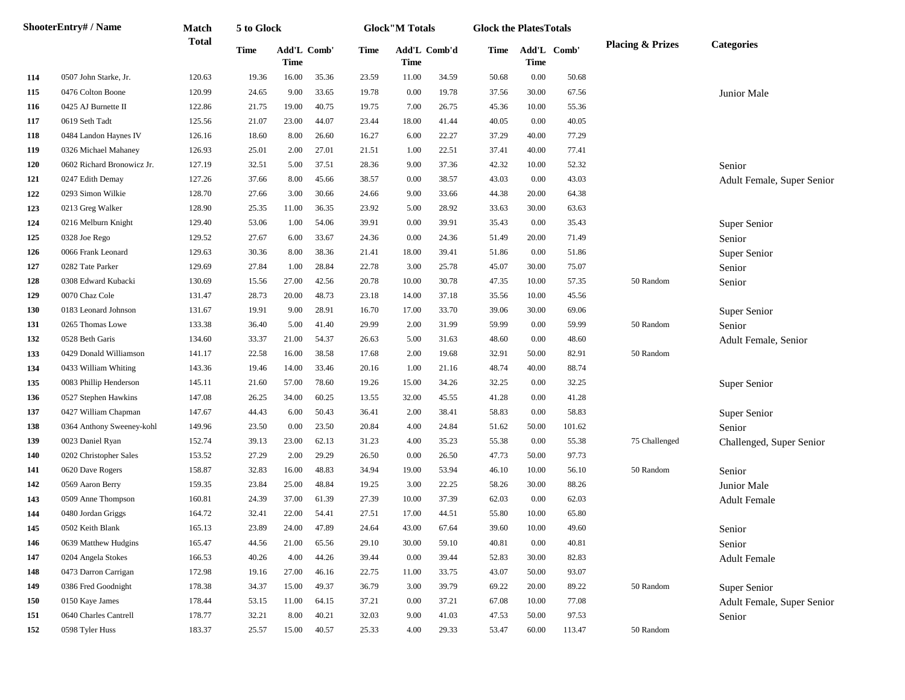| Shooter | Entry# / Name | Match Total | 5 to Glock | | | Glock"M Totals | | | Glock the Plates Totals | | | Placing & Prizes | Categories |
|---|---|---|---|---|---|---|---|---|---|---|---|---|---|
| | | | Time | Add'L Time | Comb' | Time | Add'L Time | Comb'd | Time | Add'L Time | Comb' | | |
| 114 | 0507 John Starke, Jr. | 120.63 | 19.36 | 16.00 | 35.36 | 23.59 | 11.00 | 34.59 | 50.68 | 0.00 | 50.68 | | |
| 115 | 0476 Colton Boone | 120.99 | 24.65 | 9.00 | 33.65 | 19.78 | 0.00 | 19.78 | 37.56 | 30.00 | 67.56 | | Junior Male |
| 116 | 0425 AJ Burnette II | 122.86 | 21.75 | 19.00 | 40.75 | 19.75 | 7.00 | 26.75 | 45.36 | 10.00 | 55.36 | | |
| 117 | 0619 Seth Tadt | 125.56 | 21.07 | 23.00 | 44.07 | 23.44 | 18.00 | 41.44 | 40.05 | 0.00 | 40.05 | | |
| 118 | 0484 Landon Haynes IV | 126.16 | 18.60 | 8.00 | 26.60 | 16.27 | 6.00 | 22.27 | 37.29 | 40.00 | 77.29 | | |
| 119 | 0326 Michael Mahaney | 126.93 | 25.01 | 2.00 | 27.01 | 21.51 | 1.00 | 22.51 | 37.41 | 40.00 | 77.41 | | |
| 120 | 0602 Richard Bronowicz Jr. | 127.19 | 32.51 | 5.00 | 37.51 | 28.36 | 9.00 | 37.36 | 42.32 | 10.00 | 52.32 | | Senior |
| 121 | 0247 Edith Demay | 127.26 | 37.66 | 8.00 | 45.66 | 38.57 | 0.00 | 38.57 | 43.03 | 0.00 | 43.03 | | Adult Female, Super Senior |
| 122 | 0293 Simon Wilkie | 128.70 | 27.66 | 3.00 | 30.66 | 24.66 | 9.00 | 33.66 | 44.38 | 20.00 | 64.38 | | |
| 123 | 0213 Greg Walker | 128.90 | 25.35 | 11.00 | 36.35 | 23.92 | 5.00 | 28.92 | 33.63 | 30.00 | 63.63 | | |
| 124 | 0216 Melburn Knight | 129.40 | 53.06 | 1.00 | 54.06 | 39.91 | 0.00 | 39.91 | 35.43 | 0.00 | 35.43 | | Super Senior |
| 125 | 0328 Joe Rego | 129.52 | 27.67 | 6.00 | 33.67 | 24.36 | 0.00 | 24.36 | 51.49 | 20.00 | 71.49 | | Senior |
| 126 | 0066 Frank Leonard | 129.63 | 30.36 | 8.00 | 38.36 | 21.41 | 18.00 | 39.41 | 51.86 | 0.00 | 51.86 | | Super Senior |
| 127 | 0282 Tate Parker | 129.69 | 27.84 | 1.00 | 28.84 | 22.78 | 3.00 | 25.78 | 45.07 | 30.00 | 75.07 | | Senior |
| 128 | 0308 Edward Kubacki | 130.69 | 15.56 | 27.00 | 42.56 | 20.78 | 10.00 | 30.78 | 47.35 | 10.00 | 57.35 | 50 Random | Senior |
| 129 | 0070 Chaz Cole | 131.47 | 28.73 | 20.00 | 48.73 | 23.18 | 14.00 | 37.18 | 35.56 | 10.00 | 45.56 | | |
| 130 | 0183 Leonard Johnson | 131.67 | 19.91 | 9.00 | 28.91 | 16.70 | 17.00 | 33.70 | 39.06 | 30.00 | 69.06 | | Super Senior |
| 131 | 0265 Thomas Lowe | 133.38 | 36.40 | 5.00 | 41.40 | 29.99 | 2.00 | 31.99 | 59.99 | 0.00 | 59.99 | 50 Random | Senior |
| 132 | 0528 Beth Garis | 134.60 | 33.37 | 21.00 | 54.37 | 26.63 | 5.00 | 31.63 | 48.60 | 0.00 | 48.60 | | Adult Female, Senior |
| 133 | 0429 Donald Williamson | 141.17 | 22.58 | 16.00 | 38.58 | 17.68 | 2.00 | 19.68 | 32.91 | 50.00 | 82.91 | 50 Random | |
| 134 | 0433 William Whiting | 143.36 | 19.46 | 14.00 | 33.46 | 20.16 | 1.00 | 21.16 | 48.74 | 40.00 | 88.74 | | |
| 135 | 0083 Phillip Henderson | 145.11 | 21.60 | 57.00 | 78.60 | 19.26 | 15.00 | 34.26 | 32.25 | 0.00 | 32.25 | | Super Senior |
| 136 | 0527 Stephen Hawkins | 147.08 | 26.25 | 34.00 | 60.25 | 13.55 | 32.00 | 45.55 | 41.28 | 0.00 | 41.28 | | |
| 137 | 0427 William Chapman | 147.67 | 44.43 | 6.00 | 50.43 | 36.41 | 2.00 | 38.41 | 58.83 | 0.00 | 58.83 | | Super Senior |
| 138 | 0364 Anthony Sweeney-kohl | 149.96 | 23.50 | 0.00 | 23.50 | 20.84 | 4.00 | 24.84 | 51.62 | 50.00 | 101.62 | | Senior |
| 139 | 0023 Daniel Ryan | 152.74 | 39.13 | 23.00 | 62.13 | 31.23 | 4.00 | 35.23 | 55.38 | 0.00 | 55.38 | 75 Challenged | Challenged, Super Senior |
| 140 | 0202 Christopher Sales | 153.52 | 27.29 | 2.00 | 29.29 | 26.50 | 0.00 | 26.50 | 47.73 | 50.00 | 97.73 | | |
| 141 | 0620 Dave Rogers | 158.87 | 32.83 | 16.00 | 48.83 | 34.94 | 19.00 | 53.94 | 46.10 | 10.00 | 56.10 | 50 Random | Senior |
| 142 | 0569 Aaron Berry | 159.35 | 23.84 | 25.00 | 48.84 | 19.25 | 3.00 | 22.25 | 58.26 | 30.00 | 88.26 | | Junior Male |
| 143 | 0509 Anne Thompson | 160.81 | 24.39 | 37.00 | 61.39 | 27.39 | 10.00 | 37.39 | 62.03 | 0.00 | 62.03 | | Adult Female |
| 144 | 0480 Jordan Griggs | 164.72 | 32.41 | 22.00 | 54.41 | 27.51 | 17.00 | 44.51 | 55.80 | 10.00 | 65.80 | | |
| 145 | 0502 Keith Blank | 165.13 | 23.89 | 24.00 | 47.89 | 24.64 | 43.00 | 67.64 | 39.60 | 10.00 | 49.60 | | Senior |
| 146 | 0639 Matthew Hudgins | 165.47 | 44.56 | 21.00 | 65.56 | 29.10 | 30.00 | 59.10 | 40.81 | 0.00 | 40.81 | | Senior |
| 147 | 0204 Angela Stokes | 166.53 | 40.26 | 4.00 | 44.26 | 39.44 | 0.00 | 39.44 | 52.83 | 30.00 | 82.83 | | Adult Female |
| 148 | 0473 Darron Carrigan | 172.98 | 19.16 | 27.00 | 46.16 | 22.75 | 11.00 | 33.75 | 43.07 | 50.00 | 93.07 | | |
| 149 | 0386 Fred Goodnight | 178.38 | 34.37 | 15.00 | 49.37 | 36.79 | 3.00 | 39.79 | 69.22 | 20.00 | 89.22 | 50 Random | Super Senior |
| 150 | 0150 Kaye James | 178.44 | 53.15 | 11.00 | 64.15 | 37.21 | 0.00 | 37.21 | 67.08 | 10.00 | 77.08 | | Adult Female, Super Senior |
| 151 | 0640 Charles Cantrell | 178.77 | 32.21 | 8.00 | 40.21 | 32.03 | 9.00 | 41.03 | 47.53 | 50.00 | 97.53 | | Senior |
| 152 | 0598 Tyler Huss | 183.37 | 25.57 | 15.00 | 40.57 | 25.33 | 4.00 | 29.33 | 53.47 | 60.00 | 113.47 | 50 Random | |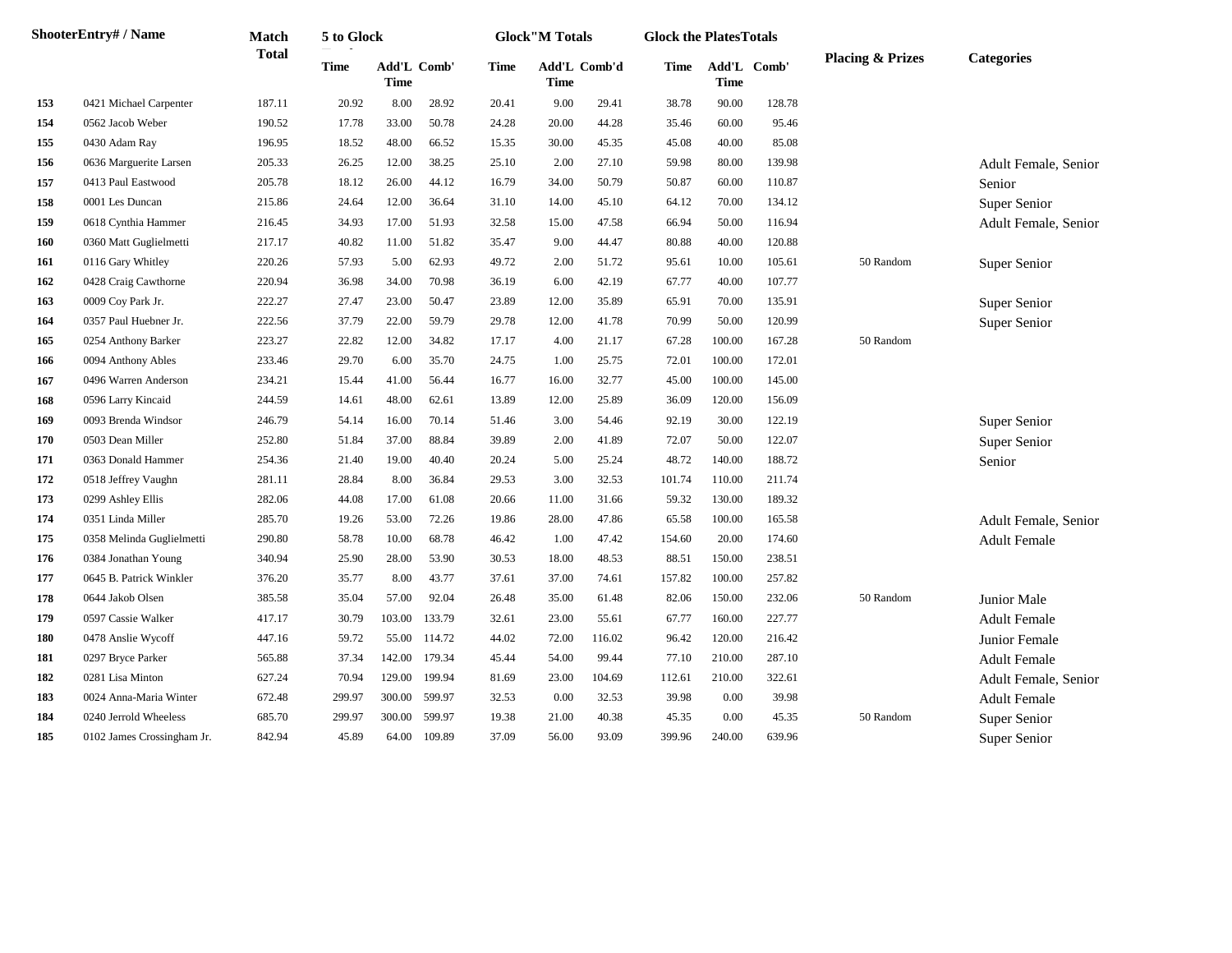| Shooter | Entry# / Name | Match Total | 5 to Glock | | | Glock"M Totals | | | Glock the Plates Totals | | | Placing & Prizes | Categories |
|---|---|---|---|---|---|---|---|---|---|---|---|---|---|
| | | | Time | Add'L Time | Comb' | Time | Add'L Time | Comb'd | Time | Add'L Time | Comb' | | |
| 153 | 0421 Michael Carpenter | 187.11 | 20.92 | 8.00 | 28.92 | 20.41 | 9.00 | 29.41 | 38.78 | 90.00 | 128.78 | | |
| 154 | 0562 Jacob Weber | 190.52 | 17.78 | 33.00 | 50.78 | 24.28 | 20.00 | 44.28 | 35.46 | 60.00 | 95.46 | | |
| 155 | 0430 Adam Ray | 196.95 | 18.52 | 48.00 | 66.52 | 15.35 | 30.00 | 45.35 | 45.08 | 40.00 | 85.08 | | |
| 156 | 0636 Marguerite Larsen | 205.33 | 26.25 | 12.00 | 38.25 | 25.10 | 2.00 | 27.10 | 59.98 | 80.00 | 139.98 | | Adult Female, Senior |
| 157 | 0413 Paul Eastwood | 205.78 | 18.12 | 26.00 | 44.12 | 16.79 | 34.00 | 50.79 | 50.87 | 60.00 | 110.87 | | Senior |
| 158 | 0001 Les Duncan | 215.86 | 24.64 | 12.00 | 36.64 | 31.10 | 14.00 | 45.10 | 64.12 | 70.00 | 134.12 | | Super Senior |
| 159 | 0618 Cynthia Hammer | 216.45 | 34.93 | 17.00 | 51.93 | 32.58 | 15.00 | 47.58 | 66.94 | 50.00 | 116.94 | | Adult Female, Senior |
| 160 | 0360 Matt Guglielmetti | 217.17 | 40.82 | 11.00 | 51.82 | 35.47 | 9.00 | 44.47 | 80.88 | 40.00 | 120.88 | | |
| 161 | 0116 Gary Whitley | 220.26 | 57.93 | 5.00 | 62.93 | 49.72 | 2.00 | 51.72 | 95.61 | 10.00 | 105.61 | 50 Random | Super Senior |
| 162 | 0428 Craig Cawthorne | 220.94 | 36.98 | 34.00 | 70.98 | 36.19 | 6.00 | 42.19 | 67.77 | 40.00 | 107.77 | | |
| 163 | 0009 Coy Park Jr. | 222.27 | 27.47 | 23.00 | 50.47 | 23.89 | 12.00 | 35.89 | 65.91 | 70.00 | 135.91 | | Super Senior |
| 164 | 0357 Paul Huebner Jr. | 222.56 | 37.79 | 22.00 | 59.79 | 29.78 | 12.00 | 41.78 | 70.99 | 50.00 | 120.99 | | Super Senior |
| 165 | 0254 Anthony Barker | 223.27 | 22.82 | 12.00 | 34.82 | 17.17 | 4.00 | 21.17 | 67.28 | 100.00 | 167.28 | 50 Random | |
| 166 | 0094 Anthony Ables | 233.46 | 29.70 | 6.00 | 35.70 | 24.75 | 1.00 | 25.75 | 72.01 | 100.00 | 172.01 | | |
| 167 | 0496 Warren Anderson | 234.21 | 15.44 | 41.00 | 56.44 | 16.77 | 16.00 | 32.77 | 45.00 | 100.00 | 145.00 | | |
| 168 | 0596 Larry Kincaid | 244.59 | 14.61 | 48.00 | 62.61 | 13.89 | 12.00 | 25.89 | 36.09 | 120.00 | 156.09 | | |
| 169 | 0093 Brenda Windsor | 246.79 | 54.14 | 16.00 | 70.14 | 51.46 | 3.00 | 54.46 | 92.19 | 30.00 | 122.19 | | Super Senior |
| 170 | 0503 Dean Miller | 252.80 | 51.84 | 37.00 | 88.84 | 39.89 | 2.00 | 41.89 | 72.07 | 50.00 | 122.07 | | Super Senior |
| 171 | 0363 Donald Hammer | 254.36 | 21.40 | 19.00 | 40.40 | 20.24 | 5.00 | 25.24 | 48.72 | 140.00 | 188.72 | | Senior |
| 172 | 0518 Jeffrey Vaughn | 281.11 | 28.84 | 8.00 | 36.84 | 29.53 | 3.00 | 32.53 | 101.74 | 110.00 | 211.74 | | |
| 173 | 0299 Ashley Ellis | 282.06 | 44.08 | 17.00 | 61.08 | 20.66 | 11.00 | 31.66 | 59.32 | 130.00 | 189.32 | | |
| 174 | 0351 Linda Miller | 285.70 | 19.26 | 53.00 | 72.26 | 19.86 | 28.00 | 47.86 | 65.58 | 100.00 | 165.58 | | Adult Female, Senior |
| 175 | 0358 Melinda Guglielmetti | 290.80 | 58.78 | 10.00 | 68.78 | 46.42 | 1.00 | 47.42 | 154.60 | 20.00 | 174.60 | | Adult Female |
| 176 | 0384 Jonathan Young | 340.94 | 25.90 | 28.00 | 53.90 | 30.53 | 18.00 | 48.53 | 88.51 | 150.00 | 238.51 | | |
| 177 | 0645 B. Patrick Winkler | 376.20 | 35.77 | 8.00 | 43.77 | 37.61 | 37.00 | 74.61 | 157.82 | 100.00 | 257.82 | | |
| 178 | 0644 Jakob Olsen | 385.58 | 35.04 | 57.00 | 92.04 | 26.48 | 35.00 | 61.48 | 82.06 | 150.00 | 232.06 | 50 Random | Junior Male |
| 179 | 0597 Cassie Walker | 417.17 | 30.79 | 103.00 | 133.79 | 32.61 | 23.00 | 55.61 | 67.77 | 160.00 | 227.77 | | Adult Female |
| 180 | 0478 Anslie Wycoff | 447.16 | 59.72 | 55.00 | 114.72 | 44.02 | 72.00 | 116.02 | 96.42 | 120.00 | 216.42 | | Junior Female |
| 181 | 0297 Bryce Parker | 565.88 | 37.34 | 142.00 | 179.34 | 45.44 | 54.00 | 99.44 | 77.10 | 210.00 | 287.10 | | Adult Female |
| 182 | 0281 Lisa Minton | 627.24 | 70.94 | 129.00 | 199.94 | 81.69 | 23.00 | 104.69 | 112.61 | 210.00 | 322.61 | | Adult Female, Senior |
| 183 | 0024 Anna-Maria Winter | 672.48 | 299.97 | 300.00 | 599.97 | 32.53 | 0.00 | 32.53 | 39.98 | 0.00 | 39.98 | | Adult Female |
| 184 | 0240 Jerrold Wheeless | 685.70 | 299.97 | 300.00 | 599.97 | 19.38 | 21.00 | 40.38 | 45.35 | 0.00 | 45.35 | 50 Random | Super Senior |
| 185 | 0102 James Crossingham Jr. | 842.94 | 45.89 | 64.00 | 109.89 | 37.09 | 56.00 | 93.09 | 399.96 | 240.00 | 639.96 | | Super Senior |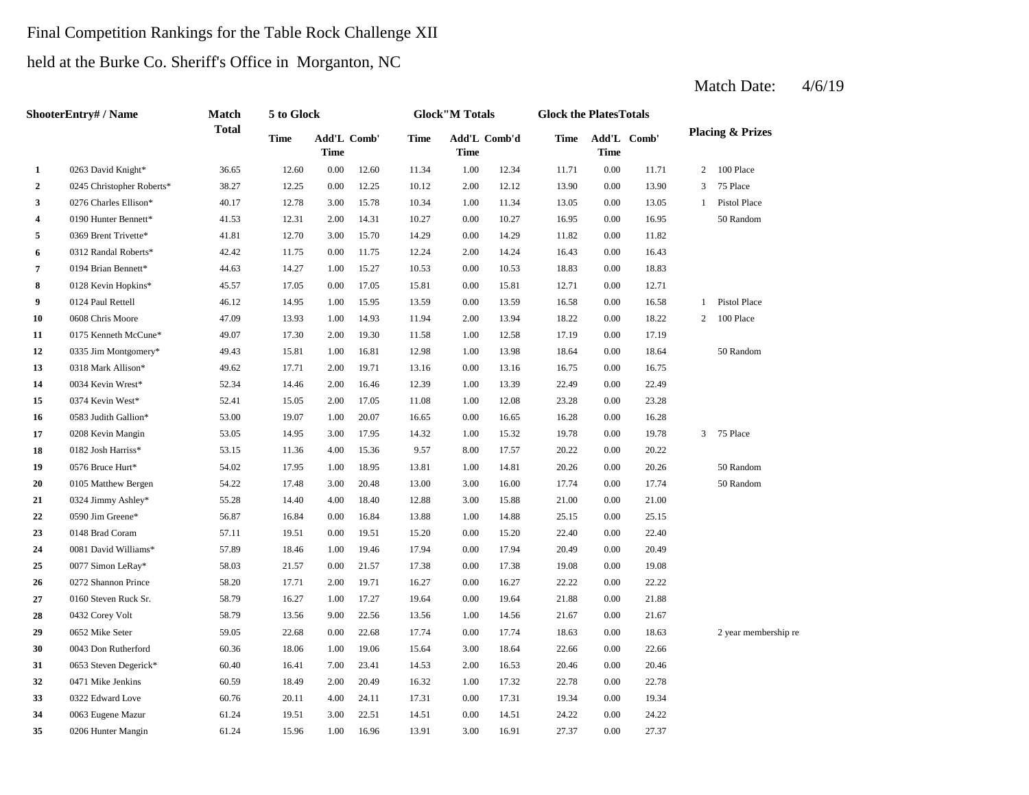Final Competition Rankings for the Table Rock Challenge XII

held at the Burke Co. Sheriff's Office in Morganton, NC

Match Date: 4/6/19

| Shooter | Entry# / Name | Match Total | 5 to Glock | | | Glock"M Totals | | | Glock the Plates Totals | | | Placing & Prizes | |
|---|---|---|---|---|---|---|---|---|---|---|---|---|---|
| | | | Time | Add'L Time | Comb' | Time | Add'L Time | Comb'd | Time | Add'L Time | Comb' | | |
| 1 | 0263 David Knight* | 36.65 | 12.60 | 0.00 | 12.60 | 11.34 | 1.00 | 12.34 | 11.71 | 0.00 | 11.71 | 2 | 100 Place |
| 2 | 0245 Christopher Roberts* | 38.27 | 12.25 | 0.00 | 12.25 | 10.12 | 2.00 | 12.12 | 13.90 | 0.00 | 13.90 | 3 | 75 Place |
| 3 | 0276 Charles Ellison* | 40.17 | 12.78 | 3.00 | 15.78 | 10.34 | 1.00 | 11.34 | 13.05 | 0.00 | 13.05 | 1 | Pistol Place |
| 4 | 0190 Hunter Bennett* | 41.53 | 12.31 | 2.00 | 14.31 | 10.27 | 0.00 | 10.27 | 16.95 | 0.00 | 16.95 | | 50 Random |
| 5 | 0369 Brent Trivette* | 41.81 | 12.70 | 3.00 | 15.70 | 14.29 | 0.00 | 14.29 | 11.82 | 0.00 | 11.82 | | |
| 6 | 0312 Randal Roberts* | 42.42 | 11.75 | 0.00 | 11.75 | 12.24 | 2.00 | 14.24 | 16.43 | 0.00 | 16.43 | | |
| 7 | 0194 Brian Bennett* | 44.63 | 14.27 | 1.00 | 15.27 | 10.53 | 0.00 | 10.53 | 18.83 | 0.00 | 18.83 | | |
| 8 | 0128 Kevin Hopkins* | 45.57 | 17.05 | 0.00 | 17.05 | 15.81 | 0.00 | 15.81 | 12.71 | 0.00 | 12.71 | | |
| 9 | 0124 Paul Rettell | 46.12 | 14.95 | 1.00 | 15.95 | 13.59 | 0.00 | 13.59 | 16.58 | 0.00 | 16.58 | 1 | Pistol Place |
| 10 | 0608 Chris Moore | 47.09 | 13.93 | 1.00 | 14.93 | 11.94 | 2.00 | 13.94 | 18.22 | 0.00 | 18.22 | 2 | 100 Place |
| 11 | 0175 Kenneth McCune* | 49.07 | 17.30 | 2.00 | 19.30 | 11.58 | 1.00 | 12.58 | 17.19 | 0.00 | 17.19 | | |
| 12 | 0335 Jim Montgomery* | 49.43 | 15.81 | 1.00 | 16.81 | 12.98 | 1.00 | 13.98 | 18.64 | 0.00 | 18.64 | | 50 Random |
| 13 | 0318 Mark Allison* | 49.62 | 17.71 | 2.00 | 19.71 | 13.16 | 0.00 | 13.16 | 16.75 | 0.00 | 16.75 | | |
| 14 | 0034 Kevin Wrest* | 52.34 | 14.46 | 2.00 | 16.46 | 12.39 | 1.00 | 13.39 | 22.49 | 0.00 | 22.49 | | |
| 15 | 0374 Kevin West* | 52.41 | 15.05 | 2.00 | 17.05 | 11.08 | 1.00 | 12.08 | 23.28 | 0.00 | 23.28 | | |
| 16 | 0583 Judith Gallion* | 53.00 | 19.07 | 1.00 | 20.07 | 16.65 | 0.00 | 16.65 | 16.28 | 0.00 | 16.28 | | |
| 17 | 0208 Kevin Mangin | 53.05 | 14.95 | 3.00 | 17.95 | 14.32 | 1.00 | 15.32 | 19.78 | 0.00 | 19.78 | 3 | 75 Place |
| 18 | 0182 Josh Harriss* | 53.15 | 11.36 | 4.00 | 15.36 | 9.57 | 8.00 | 17.57 | 20.22 | 0.00 | 20.22 | | |
| 19 | 0576 Bruce Hurt* | 54.02 | 17.95 | 1.00 | 18.95 | 13.81 | 1.00 | 14.81 | 20.26 | 0.00 | 20.26 | | 50 Random |
| 20 | 0105 Matthew Bergen | 54.22 | 17.48 | 3.00 | 20.48 | 13.00 | 3.00 | 16.00 | 17.74 | 0.00 | 17.74 | | 50 Random |
| 21 | 0324 Jimmy Ashley* | 55.28 | 14.40 | 4.00 | 18.40 | 12.88 | 3.00 | 15.88 | 21.00 | 0.00 | 21.00 | | |
| 22 | 0590 Jim Greene* | 56.87 | 16.84 | 0.00 | 16.84 | 13.88 | 1.00 | 14.88 | 25.15 | 0.00 | 25.15 | | |
| 23 | 0148 Brad Coram | 57.11 | 19.51 | 0.00 | 19.51 | 15.20 | 0.00 | 15.20 | 22.40 | 0.00 | 22.40 | | |
| 24 | 0081 David Williams* | 57.89 | 18.46 | 1.00 | 19.46 | 17.94 | 0.00 | 17.94 | 20.49 | 0.00 | 20.49 | | |
| 25 | 0077 Simon LeRay* | 58.03 | 21.57 | 0.00 | 21.57 | 17.38 | 0.00 | 17.38 | 19.08 | 0.00 | 19.08 | | |
| 26 | 0272 Shannon Prince | 58.20 | 17.71 | 2.00 | 19.71 | 16.27 | 0.00 | 16.27 | 22.22 | 0.00 | 22.22 | | |
| 27 | 0160 Steven Ruck Sr. | 58.79 | 16.27 | 1.00 | 17.27 | 19.64 | 0.00 | 19.64 | 21.88 | 0.00 | 21.88 | | |
| 28 | 0432 Corey Volt | 58.79 | 13.56 | 9.00 | 22.56 | 13.56 | 1.00 | 14.56 | 21.67 | 0.00 | 21.67 | | |
| 29 | 0652 Mike Seter | 59.05 | 22.68 | 0.00 | 22.68 | 17.74 | 0.00 | 17.74 | 18.63 | 0.00 | 18.63 | | 2 year membership re |
| 30 | 0043 Don Rutherford | 60.36 | 18.06 | 1.00 | 19.06 | 15.64 | 3.00 | 18.64 | 22.66 | 0.00 | 22.66 | | |
| 31 | 0653 Steven Degerick* | 60.40 | 16.41 | 7.00 | 23.41 | 14.53 | 2.00 | 16.53 | 20.46 | 0.00 | 20.46 | | |
| 32 | 0471 Mike Jenkins | 60.59 | 18.49 | 2.00 | 20.49 | 16.32 | 1.00 | 17.32 | 22.78 | 0.00 | 22.78 | | |
| 33 | 0322 Edward Love | 60.76 | 20.11 | 4.00 | 24.11 | 17.31 | 0.00 | 17.31 | 19.34 | 0.00 | 19.34 | | |
| 34 | 0063 Eugene Mazur | 61.24 | 19.51 | 3.00 | 22.51 | 14.51 | 0.00 | 14.51 | 24.22 | 0.00 | 24.22 | | |
| 35 | 0206 Hunter Mangin | 61.24 | 15.96 | 1.00 | 16.96 | 13.91 | 3.00 | 16.91 | 27.37 | 0.00 | 27.37 | | |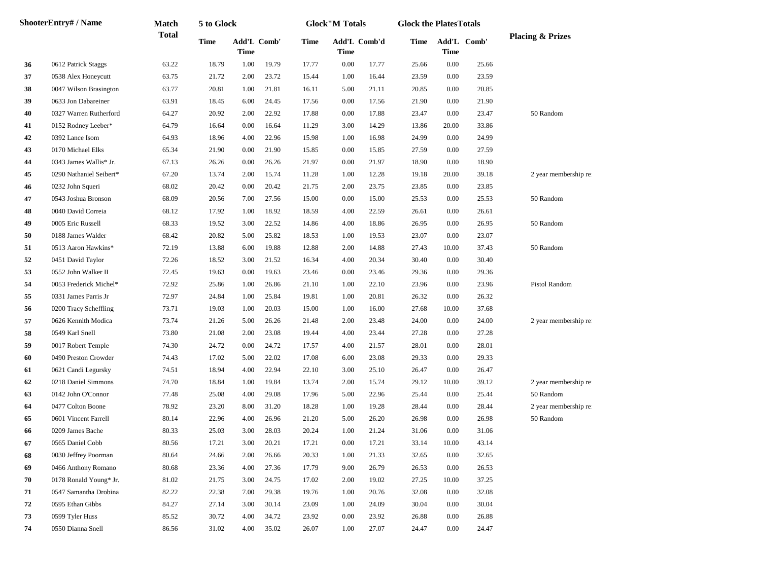| ShooterEntry# / Name | | Match Total | 5 to Glock | | | Glock"M Totals | | | Glock the PlatesTotals | | | Placing & Prizes |
|---|---|---|---|---|---|---|---|---|---|---|---|---|
| | | | Time | Add'L Time | Comb' | Time | Add'L Time | Comb'd | Time | Add'L Time | Comb' | |
| 36 | 0612 Patrick Staggs | 63.22 | 18.79 | 1.00 | 19.79 | 17.77 | 0.00 | 17.77 | 25.66 | 0.00 | 25.66 | |
| 37 | 0538 Alex Honeycutt | 63.75 | 21.72 | 2.00 | 23.72 | 15.44 | 1.00 | 16.44 | 23.59 | 0.00 | 23.59 | |
| 38 | 0047 Wilson Brasington | 63.77 | 20.81 | 1.00 | 21.81 | 16.11 | 5.00 | 21.11 | 20.85 | 0.00 | 20.85 | |
| 39 | 0633 Jon Dabareiner | 63.91 | 18.45 | 6.00 | 24.45 | 17.56 | 0.00 | 17.56 | 21.90 | 0.00 | 21.90 | |
| 40 | 0327 Warren Rutherford | 64.27 | 20.92 | 2.00 | 22.92 | 17.88 | 0.00 | 17.88 | 23.47 | 0.00 | 23.47 | 50 Random |
| 41 | 0152 Rodney Leeber* | 64.79 | 16.64 | 0.00 | 16.64 | 11.29 | 3.00 | 14.29 | 13.86 | 20.00 | 33.86 | |
| 42 | 0392 Lance Isom | 64.93 | 18.96 | 4.00 | 22.96 | 15.98 | 1.00 | 16.98 | 24.99 | 0.00 | 24.99 | |
| 43 | 0170 Michael Elks | 65.34 | 21.90 | 0.00 | 21.90 | 15.85 | 0.00 | 15.85 | 27.59 | 0.00 | 27.59 | |
| 44 | 0343 James Wallis* Jr. | 67.13 | 26.26 | 0.00 | 26.26 | 21.97 | 0.00 | 21.97 | 18.90 | 0.00 | 18.90 | |
| 45 | 0290 Nathaniel Seibert* | 67.20 | 13.74 | 2.00 | 15.74 | 11.28 | 1.00 | 12.28 | 19.18 | 20.00 | 39.18 | 2 year membership re |
| 46 | 0232 John Squeri | 68.02 | 20.42 | 0.00 | 20.42 | 21.75 | 2.00 | 23.75 | 23.85 | 0.00 | 23.85 | |
| 47 | 0543 Joshua Bronson | 68.09 | 20.56 | 7.00 | 27.56 | 15.00 | 0.00 | 15.00 | 25.53 | 0.00 | 25.53 | 50 Random |
| 48 | 0040 David Correia | 68.12 | 17.92 | 1.00 | 18.92 | 18.59 | 4.00 | 22.59 | 26.61 | 0.00 | 26.61 | |
| 49 | 0005 Eric Russell | 68.33 | 19.52 | 3.00 | 22.52 | 14.86 | 4.00 | 18.86 | 26.95 | 0.00 | 26.95 | 50 Random |
| 50 | 0188 James Walder | 68.42 | 20.82 | 5.00 | 25.82 | 18.53 | 1.00 | 19.53 | 23.07 | 0.00 | 23.07 | |
| 51 | 0513 Aaron Hawkins* | 72.19 | 13.88 | 6.00 | 19.88 | 12.88 | 2.00 | 14.88 | 27.43 | 10.00 | 37.43 | 50 Random |
| 52 | 0451 David Taylor | 72.26 | 18.52 | 3.00 | 21.52 | 16.34 | 4.00 | 20.34 | 30.40 | 0.00 | 30.40 | |
| 53 | 0552 John Walker II | 72.45 | 19.63 | 0.00 | 19.63 | 23.46 | 0.00 | 23.46 | 29.36 | 0.00 | 29.36 | |
| 54 | 0053 Frederick Michel* | 72.92 | 25.86 | 1.00 | 26.86 | 21.10 | 1.00 | 22.10 | 23.96 | 0.00 | 23.96 | Pistol Random |
| 55 | 0331 James Parris Jr | 72.97 | 24.84 | 1.00 | 25.84 | 19.81 | 1.00 | 20.81 | 26.32 | 0.00 | 26.32 | |
| 56 | 0200 Tracy Scheffling | 73.71 | 19.03 | 1.00 | 20.03 | 15.00 | 1.00 | 16.00 | 27.68 | 10.00 | 37.68 | |
| 57 | 0626 Kennith Modica | 73.74 | 21.26 | 5.00 | 26.26 | 21.48 | 2.00 | 23.48 | 24.00 | 0.00 | 24.00 | 2 year membership re |
| 58 | 0549 Karl Snell | 73.80 | 21.08 | 2.00 | 23.08 | 19.44 | 4.00 | 23.44 | 27.28 | 0.00 | 27.28 | |
| 59 | 0017 Robert Temple | 74.30 | 24.72 | 0.00 | 24.72 | 17.57 | 4.00 | 21.57 | 28.01 | 0.00 | 28.01 | |
| 60 | 0490 Preston Crowder | 74.43 | 17.02 | 5.00 | 22.02 | 17.08 | 6.00 | 23.08 | 29.33 | 0.00 | 29.33 | |
| 61 | 0621 Candi Legursky | 74.51 | 18.94 | 4.00 | 22.94 | 22.10 | 3.00 | 25.10 | 26.47 | 0.00 | 26.47 | |
| 62 | 0218 Daniel Simmons | 74.70 | 18.84 | 1.00 | 19.84 | 13.74 | 2.00 | 15.74 | 29.12 | 10.00 | 39.12 | 2 year membership re |
| 63 | 0142 John O'Connor | 77.48 | 25.08 | 4.00 | 29.08 | 17.96 | 5.00 | 22.96 | 25.44 | 0.00 | 25.44 | 50 Random |
| 64 | 0477 Colton Boone | 78.92 | 23.20 | 8.00 | 31.20 | 18.28 | 1.00 | 19.28 | 28.44 | 0.00 | 28.44 | 2 year membership re |
| 65 | 0601 Vincent Farrell | 80.14 | 22.96 | 4.00 | 26.96 | 21.20 | 5.00 | 26.20 | 26.98 | 0.00 | 26.98 | 50 Random |
| 66 | 0209 James Bache | 80.33 | 25.03 | 3.00 | 28.03 | 20.24 | 1.00 | 21.24 | 31.06 | 0.00 | 31.06 | |
| 67 | 0565 Daniel Cobb | 80.56 | 17.21 | 3.00 | 20.21 | 17.21 | 0.00 | 17.21 | 33.14 | 10.00 | 43.14 | |
| 68 | 0030 Jeffrey Poorman | 80.64 | 24.66 | 2.00 | 26.66 | 20.33 | 1.00 | 21.33 | 32.65 | 0.00 | 32.65 | |
| 69 | 0466 Anthony Romano | 80.68 | 23.36 | 4.00 | 27.36 | 17.79 | 9.00 | 26.79 | 26.53 | 0.00 | 26.53 | |
| 70 | 0178 Ronald Young* Jr. | 81.02 | 21.75 | 3.00 | 24.75 | 17.02 | 2.00 | 19.02 | 27.25 | 10.00 | 37.25 | |
| 71 | 0547 Samantha Drobina | 82.22 | 22.38 | 7.00 | 29.38 | 19.76 | 1.00 | 20.76 | 32.08 | 0.00 | 32.08 | |
| 72 | 0595 Ethan Gibbs | 84.27 | 27.14 | 3.00 | 30.14 | 23.09 | 1.00 | 24.09 | 30.04 | 0.00 | 30.04 | |
| 73 | 0599 Tyler Huss | 85.52 | 30.72 | 4.00 | 34.72 | 23.92 | 0.00 | 23.92 | 26.88 | 0.00 | 26.88 | |
| 74 | 0550 Dianna Snell | 86.56 | 31.02 | 4.00 | 35.02 | 26.07 | 1.00 | 27.07 | 24.47 | 0.00 | 24.47 | |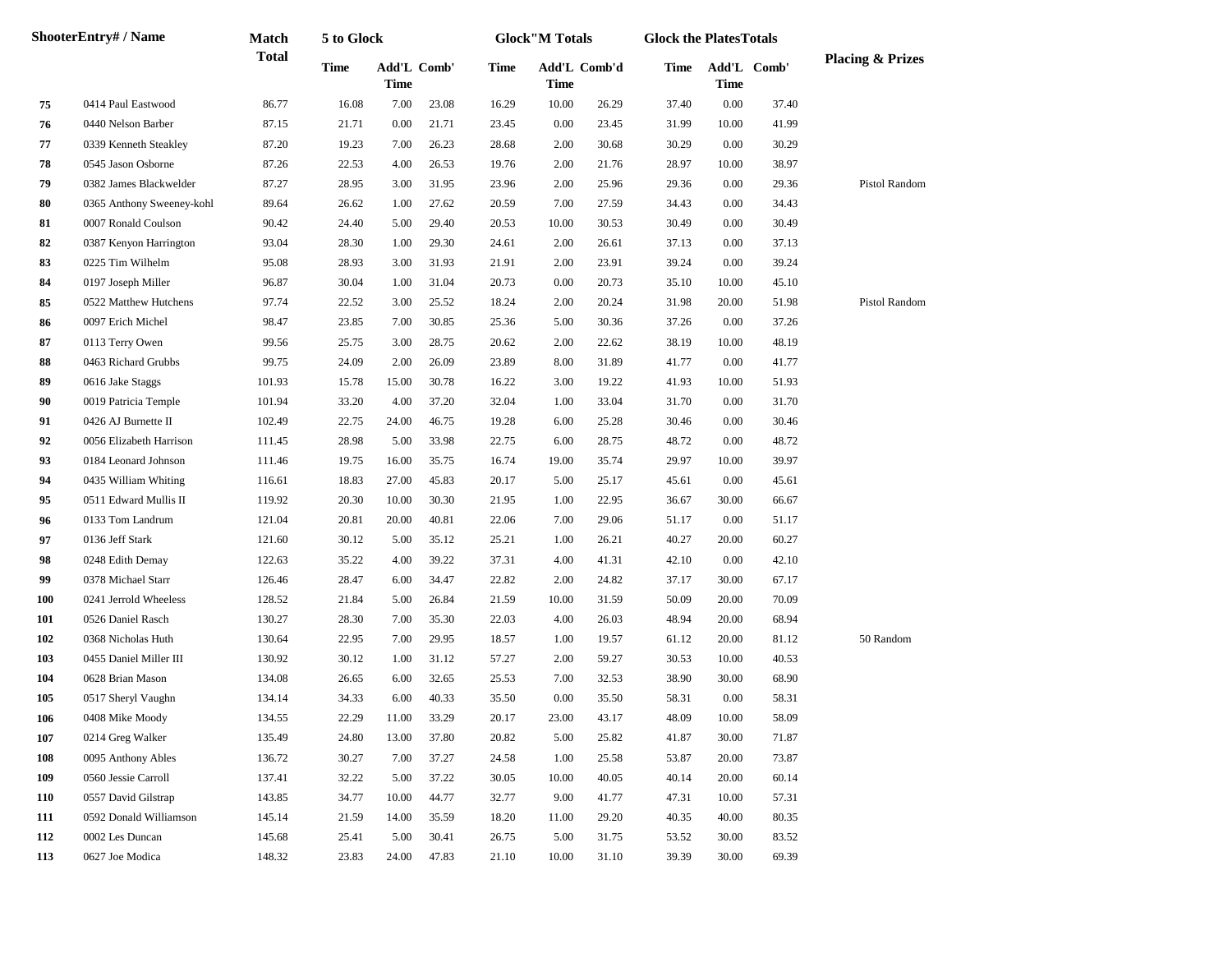| ShooterEntry# / Name | | Match Total | 5 to Glock | | | Glock"M Totals | | | Glock the PlatesTotals | | | Placing & Prizes |
|---|---|---|---|---|---|---|---|---|---|---|---|---|
| | | | Time | Add'L Time | Comb' | Time | Add'L Time | Comb'd | Time | Add'L Time | Comb' | |
| 75 | 0414 Paul Eastwood | 86.77 | 16.08 | 7.00 | 23.08 | 16.29 | 10.00 | 26.29 | 37.40 | 0.00 | 37.40 | |
| 76 | 0440 Nelson Barber | 87.15 | 21.71 | 0.00 | 21.71 | 23.45 | 0.00 | 23.45 | 31.99 | 10.00 | 41.99 | |
| 77 | 0339 Kenneth Steakley | 87.20 | 19.23 | 7.00 | 26.23 | 28.68 | 2.00 | 30.68 | 30.29 | 0.00 | 30.29 | |
| 78 | 0545 Jason Osborne | 87.26 | 22.53 | 4.00 | 26.53 | 19.76 | 2.00 | 21.76 | 28.97 | 10.00 | 38.97 | |
| 79 | 0382 James Blackwelder | 87.27 | 28.95 | 3.00 | 31.95 | 23.96 | 2.00 | 25.96 | 29.36 | 0.00 | 29.36 | Pistol Random |
| 80 | 0365 Anthony Sweeney-kohl | 89.64 | 26.62 | 1.00 | 27.62 | 20.59 | 7.00 | 27.59 | 34.43 | 0.00 | 34.43 | |
| 81 | 0007 Ronald Coulson | 90.42 | 24.40 | 5.00 | 29.40 | 20.53 | 10.00 | 30.53 | 30.49 | 0.00 | 30.49 | |
| 82 | 0387 Kenyon Harrington | 93.04 | 28.30 | 1.00 | 29.30 | 24.61 | 2.00 | 26.61 | 37.13 | 0.00 | 37.13 | |
| 83 | 0225 Tim Wilhelm | 95.08 | 28.93 | 3.00 | 31.93 | 21.91 | 2.00 | 23.91 | 39.24 | 0.00 | 39.24 | |
| 84 | 0197 Joseph Miller | 96.87 | 30.04 | 1.00 | 31.04 | 20.73 | 0.00 | 20.73 | 35.10 | 10.00 | 45.10 | |
| 85 | 0522 Matthew Hutchens | 97.74 | 22.52 | 3.00 | 25.52 | 18.24 | 2.00 | 20.24 | 31.98 | 20.00 | 51.98 | Pistol Random |
| 86 | 0097 Erich Michel | 98.47 | 23.85 | 7.00 | 30.85 | 25.36 | 5.00 | 30.36 | 37.26 | 0.00 | 37.26 | |
| 87 | 0113 Terry Owen | 99.56 | 25.75 | 3.00 | 28.75 | 20.62 | 2.00 | 22.62 | 38.19 | 10.00 | 48.19 | |
| 88 | 0463 Richard Grubbs | 99.75 | 24.09 | 2.00 | 26.09 | 23.89 | 8.00 | 31.89 | 41.77 | 0.00 | 41.77 | |
| 89 | 0616 Jake Staggs | 101.93 | 15.78 | 15.00 | 30.78 | 16.22 | 3.00 | 19.22 | 41.93 | 10.00 | 51.93 | |
| 90 | 0019 Patricia Temple | 101.94 | 33.20 | 4.00 | 37.20 | 32.04 | 1.00 | 33.04 | 31.70 | 0.00 | 31.70 | |
| 91 | 0426 AJ Burnette II | 102.49 | 22.75 | 24.00 | 46.75 | 19.28 | 6.00 | 25.28 | 30.46 | 0.00 | 30.46 | |
| 92 | 0056 Elizabeth Harrison | 111.45 | 28.98 | 5.00 | 33.98 | 22.75 | 6.00 | 28.75 | 48.72 | 0.00 | 48.72 | |
| 93 | 0184 Leonard Johnson | 111.46 | 19.75 | 16.00 | 35.75 | 16.74 | 19.00 | 35.74 | 29.97 | 10.00 | 39.97 | |
| 94 | 0435 William Whiting | 116.61 | 18.83 | 27.00 | 45.83 | 20.17 | 5.00 | 25.17 | 45.61 | 0.00 | 45.61 | |
| 95 | 0511 Edward Mullis II | 119.92 | 20.30 | 10.00 | 30.30 | 21.95 | 1.00 | 22.95 | 36.67 | 30.00 | 66.67 | |
| 96 | 0133 Tom Landrum | 121.04 | 20.81 | 20.00 | 40.81 | 22.06 | 7.00 | 29.06 | 51.17 | 0.00 | 51.17 | |
| 97 | 0136 Jeff Stark | 121.60 | 30.12 | 5.00 | 35.12 | 25.21 | 1.00 | 26.21 | 40.27 | 20.00 | 60.27 | |
| 98 | 0248 Edith Demay | 122.63 | 35.22 | 4.00 | 39.22 | 37.31 | 4.00 | 41.31 | 42.10 | 0.00 | 42.10 | |
| 99 | 0378 Michael Starr | 126.46 | 28.47 | 6.00 | 34.47 | 22.82 | 2.00 | 24.82 | 37.17 | 30.00 | 67.17 | |
| 100 | 0241 Jerrold Wheeless | 128.52 | 21.84 | 5.00 | 26.84 | 21.59 | 10.00 | 31.59 | 50.09 | 20.00 | 70.09 | |
| 101 | 0526 Daniel Rasch | 130.27 | 28.30 | 7.00 | 35.30 | 22.03 | 4.00 | 26.03 | 48.94 | 20.00 | 68.94 | |
| 102 | 0368 Nicholas Huth | 130.64 | 22.95 | 7.00 | 29.95 | 18.57 | 1.00 | 19.57 | 61.12 | 20.00 | 81.12 | 50 Random |
| 103 | 0455 Daniel Miller III | 130.92 | 30.12 | 1.00 | 31.12 | 57.27 | 2.00 | 59.27 | 30.53 | 10.00 | 40.53 | |
| 104 | 0628 Brian Mason | 134.08 | 26.65 | 6.00 | 32.65 | 25.53 | 7.00 | 32.53 | 38.90 | 30.00 | 68.90 | |
| 105 | 0517 Sheryl Vaughn | 134.14 | 34.33 | 6.00 | 40.33 | 35.50 | 0.00 | 35.50 | 58.31 | 0.00 | 58.31 | |
| 106 | 0408 Mike Moody | 134.55 | 22.29 | 11.00 | 33.29 | 20.17 | 23.00 | 43.17 | 48.09 | 10.00 | 58.09 | |
| 107 | 0214 Greg Walker | 135.49 | 24.80 | 13.00 | 37.80 | 20.82 | 5.00 | 25.82 | 41.87 | 30.00 | 71.87 | |
| 108 | 0095 Anthony Ables | 136.72 | 30.27 | 7.00 | 37.27 | 24.58 | 1.00 | 25.58 | 53.87 | 20.00 | 73.87 | |
| 109 | 0560 Jessie Carroll | 137.41 | 32.22 | 5.00 | 37.22 | 30.05 | 10.00 | 40.05 | 40.14 | 20.00 | 60.14 | |
| 110 | 0557 David Gilstrap | 143.85 | 34.77 | 10.00 | 44.77 | 32.77 | 9.00 | 41.77 | 47.31 | 10.00 | 57.31 | |
| 111 | 0592 Donald Williamson | 145.14 | 21.59 | 14.00 | 35.59 | 18.20 | 11.00 | 29.20 | 40.35 | 40.00 | 80.35 | |
| 112 | 0002 Les Duncan | 145.68 | 25.41 | 5.00 | 30.41 | 26.75 | 5.00 | 31.75 | 53.52 | 30.00 | 83.52 | |
| 113 | 0627 Joe Modica | 148.32 | 23.83 | 24.00 | 47.83 | 21.10 | 10.00 | 31.10 | 39.39 | 30.00 | 69.39 | |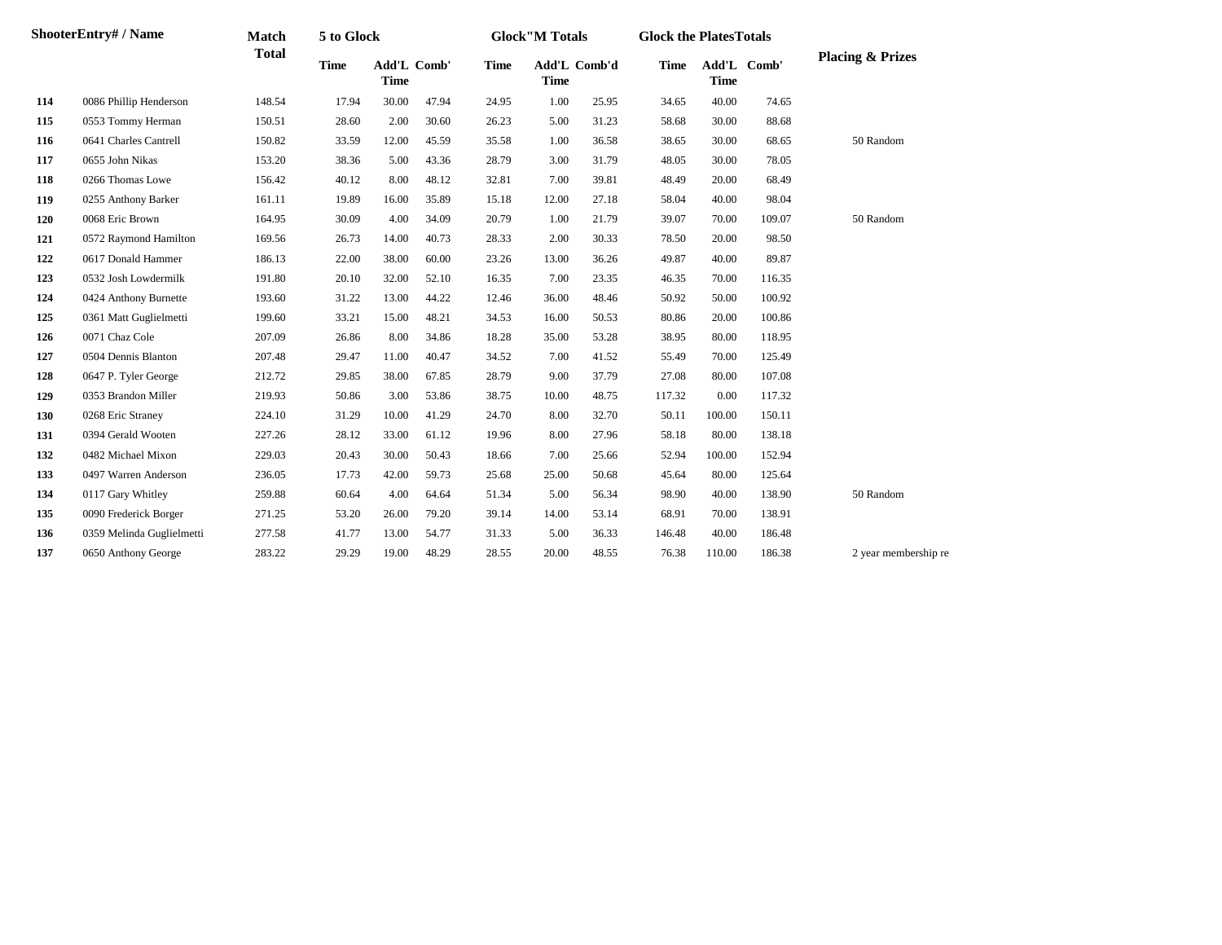| Shooter | Entry# / Name | Match Total | 5 to Glock | | | Glock"M Totals | | | Glock the Plates Totals | | | Placing & Prizes |
|---|---|---|---|---|---|---|---|---|---|---|---|---|
| | | | Time | Add'L Time | Comb' | Time | Add'L Time | Comb'd | Time | Add'L Time | Comb' | |
| **114** | 0086 Phillip Henderson | 148.54 | 17.94 | 30.00 | 47.94 | 24.95 | 1.00 | 25.95 | 34.65 | 40.00 | 74.65 | |
| **115** | 0553 Tommy Herman | 150.51 | 28.60 | 2.00 | 30.60 | 26.23 | 5.00 | 31.23 | 58.68 | 30.00 | 88.68 | |
| **116** | 0641 Charles Cantrell | 150.82 | 33.59 | 12.00 | 45.59 | 35.58 | 1.00 | 36.58 | 38.65 | 30.00 | 68.65 | 50 Random |
| **117** | 0655 John Nikas | 153.20 | 38.36 | 5.00 | 43.36 | 28.79 | 3.00 | 31.79 | 48.05 | 30.00 | 78.05 | |
| **118** | 0266 Thomas Lowe | 156.42 | 40.12 | 8.00 | 48.12 | 32.81 | 7.00 | 39.81 | 48.49 | 20.00 | 68.49 | |
| **119** | 0255 Anthony Barker | 161.11 | 19.89 | 16.00 | 35.89 | 15.18 | 12.00 | 27.18 | 58.04 | 40.00 | 98.04 | |
| **120** | 0068 Eric Brown | 164.95 | 30.09 | 4.00 | 34.09 | 20.79 | 1.00 | 21.79 | 39.07 | 70.00 | 109.07 | 50 Random |
| **121** | 0572 Raymond Hamilton | 169.56 | 26.73 | 14.00 | 40.73 | 28.33 | 2.00 | 30.33 | 78.50 | 20.00 | 98.50 | |
| **122** | 0617 Donald Hammer | 186.13 | 22.00 | 38.00 | 60.00 | 23.26 | 13.00 | 36.26 | 49.87 | 40.00 | 89.87 | |
| **123** | 0532 Josh Lowdermilk | 191.80 | 20.10 | 32.00 | 52.10 | 16.35 | 7.00 | 23.35 | 46.35 | 70.00 | 116.35 | |
| **124** | 0424 Anthony Burnette | 193.60 | 31.22 | 13.00 | 44.22 | 12.46 | 36.00 | 48.46 | 50.92 | 50.00 | 100.92 | |
| **125** | 0361 Matt Guglielmetti | 199.60 | 33.21 | 15.00 | 48.21 | 34.53 | 16.00 | 50.53 | 80.86 | 20.00 | 100.86 | |
| **126** | 0071 Chaz Cole | 207.09 | 26.86 | 8.00 | 34.86 | 18.28 | 35.00 | 53.28 | 38.95 | 80.00 | 118.95 | |
| **127** | 0504 Dennis Blanton | 207.48 | 29.47 | 11.00 | 40.47 | 34.52 | 7.00 | 41.52 | 55.49 | 70.00 | 125.49 | |
| **128** | 0647 P. Tyler George | 212.72 | 29.85 | 38.00 | 67.85 | 28.79 | 9.00 | 37.79 | 27.08 | 80.00 | 107.08 | |
| **129** | 0353 Brandon Miller | 219.93 | 50.86 | 3.00 | 53.86 | 38.75 | 10.00 | 48.75 | 117.32 | 0.00 | 117.32 | |
| **130** | 0268 Eric Straney | 224.10 | 31.29 | 10.00 | 41.29 | 24.70 | 8.00 | 32.70 | 50.11 | 100.00 | 150.11 | |
| **131** | 0394 Gerald Wooten | 227.26 | 28.12 | 33.00 | 61.12 | 19.96 | 8.00 | 27.96 | 58.18 | 80.00 | 138.18 | |
| **132** | 0482 Michael Mixon | 229.03 | 20.43 | 30.00 | 50.43 | 18.66 | 7.00 | 25.66 | 52.94 | 100.00 | 152.94 | |
| **133** | 0497 Warren Anderson | 236.05 | 17.73 | 42.00 | 59.73 | 25.68 | 25.00 | 50.68 | 45.64 | 80.00 | 125.64 | |
| **134** | 0117 Gary Whitley | 259.88 | 60.64 | 4.00 | 64.64 | 51.34 | 5.00 | 56.34 | 98.90 | 40.00 | 138.90 | 50 Random |
| **135** | 0090 Frederick Borger | 271.25 | 53.20 | 26.00 | 79.20 | 39.14 | 14.00 | 53.14 | 68.91 | 70.00 | 138.91 | |
| **136** | 0359 Melinda Guglielmetti | 277.58 | 41.77 | 13.00 | 54.77 | 31.33 | 5.00 | 36.33 | 146.48 | 40.00 | 186.48 | |
| **137** | 0650 Anthony George | 283.22 | 29.29 | 19.00 | 48.29 | 28.55 | 20.00 | 48.55 | 76.38 | 110.00 | 186.38 | 2 year membership re |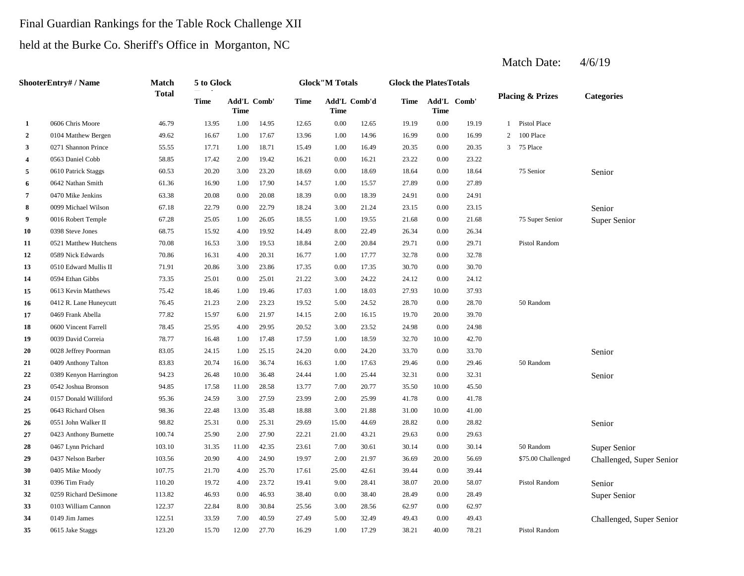Final Guardian Rankings for the Table Rock Challenge XII

held at the Burke Co. Sheriff's Office in Morganton, NC

Match Date: 4/6/19

| Shooter | Entry# / Name | Match Total | 5 to Glock | | | Glock"M Totals | | | Glock the Plates Totals | | | Placing & Prizes | | Categories |
|---|---|---|---|---|---|---|---|---|---|---|---|---|---|---|
| | | | Time | Add'L Time | Comb' | Time | Add'L Time | Comb'd | Time | Add'L Time | Comb' | | | |
| 1 | 0606 Chris Moore | 46.79 | 13.95 | 1.00 | 14.95 | 12.65 | 0.00 | 12.65 | 19.19 | 0.00 | 19.19 | 1 | Pistol Place | |
| 2 | 0104 Matthew Bergen | 49.62 | 16.67 | 1.00 | 17.67 | 13.96 | 1.00 | 14.96 | 16.99 | 0.00 | 16.99 | 2 | 100 Place | |
| 3 | 0271 Shannon Prince | 55.55 | 17.71 | 1.00 | 18.71 | 15.49 | 1.00 | 16.49 | 20.35 | 0.00 | 20.35 | 3 | 75 Place | |
| 4 | 0563 Daniel Cobb | 58.85 | 17.42 | 2.00 | 19.42 | 16.21 | 0.00 | 16.21 | 23.22 | 0.00 | 23.22 | | | |
| 5 | 0610 Patrick Staggs | 60.53 | 20.20 | 3.00 | 23.20 | 18.69 | 0.00 | 18.69 | 18.64 | 0.00 | 18.64 | | 75 Senior | Senior |
| 6 | 0642 Nathan Smith | 61.36 | 16.90 | 1.00 | 17.90 | 14.57 | 1.00 | 15.57 | 27.89 | 0.00 | 27.89 | | | |
| 7 | 0470 Mike Jenkins | 63.38 | 20.08 | 0.00 | 20.08 | 18.39 | 0.00 | 18.39 | 24.91 | 0.00 | 24.91 | | | |
| 8 | 0099 Michael Wilson | 67.18 | 22.79 | 0.00 | 22.79 | 18.24 | 3.00 | 21.24 | 23.15 | 0.00 | 23.15 | | | Senior |
| 9 | 0016 Robert Temple | 67.28 | 25.05 | 1.00 | 26.05 | 18.55 | 1.00 | 19.55 | 21.68 | 0.00 | 21.68 | | 75 Super Senior | Super Senior |
| 10 | 0398 Steve Jones | 68.75 | 15.92 | 4.00 | 19.92 | 14.49 | 8.00 | 22.49 | 26.34 | 0.00 | 26.34 | | | |
| 11 | 0521 Matthew Hutchens | 70.08 | 16.53 | 3.00 | 19.53 | 18.84 | 2.00 | 20.84 | 29.71 | 0.00 | 29.71 | | Pistol Random | |
| 12 | 0589 Nick Edwards | 70.86 | 16.31 | 4.00 | 20.31 | 16.77 | 1.00 | 17.77 | 32.78 | 0.00 | 32.78 | | | |
| 13 | 0510 Edward Mullis II | 71.91 | 20.86 | 3.00 | 23.86 | 17.35 | 0.00 | 17.35 | 30.70 | 0.00 | 30.70 | | | |
| 14 | 0594 Ethan Gibbs | 73.35 | 25.01 | 0.00 | 25.01 | 21.22 | 3.00 | 24.22 | 24.12 | 0.00 | 24.12 | | | |
| 15 | 0613 Kevin Matthews | 75.42 | 18.46 | 1.00 | 19.46 | 17.03 | 1.00 | 18.03 | 27.93 | 10.00 | 37.93 | | | |
| 16 | 0412 R. Lane Huneycutt | 76.45 | 21.23 | 2.00 | 23.23 | 19.52 | 5.00 | 24.52 | 28.70 | 0.00 | 28.70 | | 50 Random | |
| 17 | 0469 Frank Abella | 77.82 | 15.97 | 6.00 | 21.97 | 14.15 | 2.00 | 16.15 | 19.70 | 20.00 | 39.70 | | | |
| 18 | 0600 Vincent Farrell | 78.45 | 25.95 | 4.00 | 29.95 | 20.52 | 3.00 | 23.52 | 24.98 | 0.00 | 24.98 | | | |
| 19 | 0039 David Correia | 78.77 | 16.48 | 1.00 | 17.48 | 17.59 | 1.00 | 18.59 | 32.70 | 10.00 | 42.70 | | | |
| 20 | 0028 Jeffrey Poorman | 83.05 | 24.15 | 1.00 | 25.15 | 24.20 | 0.00 | 24.20 | 33.70 | 0.00 | 33.70 | | | Senior |
| 21 | 0409 Anthony Talton | 83.83 | 20.74 | 16.00 | 36.74 | 16.63 | 1.00 | 17.63 | 29.46 | 0.00 | 29.46 | | 50 Random | |
| 22 | 0389 Kenyon Harrington | 94.23 | 26.48 | 10.00 | 36.48 | 24.44 | 1.00 | 25.44 | 32.31 | 0.00 | 32.31 | | | Senior |
| 23 | 0542 Joshua Bronson | 94.85 | 17.58 | 11.00 | 28.58 | 13.77 | 7.00 | 20.77 | 35.50 | 10.00 | 45.50 | | | |
| 24 | 0157 Donald Williford | 95.36 | 24.59 | 3.00 | 27.59 | 23.99 | 2.00 | 25.99 | 41.78 | 0.00 | 41.78 | | | |
| 25 | 0643 Richard Olsen | 98.36 | 22.48 | 13.00 | 35.48 | 18.88 | 3.00 | 21.88 | 31.00 | 10.00 | 41.00 | | | |
| 26 | 0551 John Walker II | 98.82 | 25.31 | 0.00 | 25.31 | 29.69 | 15.00 | 44.69 | 28.82 | 0.00 | 28.82 | | | Senior |
| 27 | 0423 Anthony Burnette | 100.74 | 25.90 | 2.00 | 27.90 | 22.21 | 21.00 | 43.21 | 29.63 | 0.00 | 29.63 | | | |
| 28 | 0467 Lynn Prichard | 103.10 | 31.35 | 11.00 | 42.35 | 23.61 | 7.00 | 30.61 | 30.14 | 0.00 | 30.14 | | 50 Random | Super Senior |
| 29 | 0437 Nelson Barber | 103.56 | 20.90 | 4.00 | 24.90 | 19.97 | 2.00 | 21.97 | 36.69 | 20.00 | 56.69 | | $75.00 Challenged | Challenged, Super Senior |
| 30 | 0405 Mike Moody | 107.75 | 21.70 | 4.00 | 25.70 | 17.61 | 25.00 | 42.61 | 39.44 | 0.00 | 39.44 | | | |
| 31 | 0396 Tim Frady | 110.20 | 19.72 | 4.00 | 23.72 | 19.41 | 9.00 | 28.41 | 38.07 | 20.00 | 58.07 | | Pistol Random | Senior |
| 32 | 0259 Richard DeSimone | 113.82 | 46.93 | 0.00 | 46.93 | 38.40 | 0.00 | 38.40 | 28.49 | 0.00 | 28.49 | | | Super Senior |
| 33 | 0103 William Cannon | 122.37 | 22.84 | 8.00 | 30.84 | 25.56 | 3.00 | 28.56 | 62.97 | 0.00 | 62.97 | | | |
| 34 | 0149 Jim James | 122.51 | 33.59 | 7.00 | 40.59 | 27.49 | 5.00 | 32.49 | 49.43 | 0.00 | 49.43 | | | Challenged, Super Senior |
| 35 | 0615 Jake Staggs | 123.20 | 15.70 | 12.00 | 27.70 | 16.29 | 1.00 | 17.29 | 38.21 | 40.00 | 78.21 | | Pistol Random | |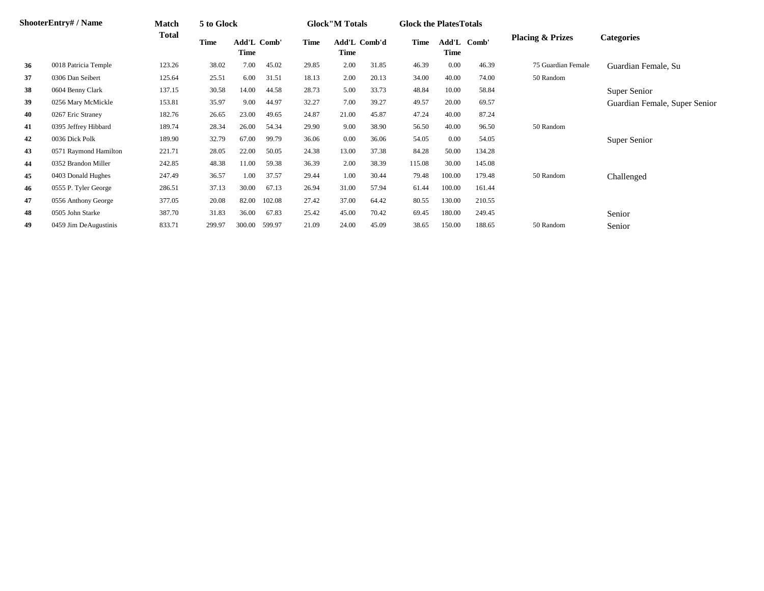| Shooter | Entry# / Name | Match Total | 5 to Glock | | | Glock"M Totals | | | Glock the Plates Totals | | | Placing & Prizes | Categories |
|---|---|---|---|---|---|---|---|---|---|---|---|---|---|
| | | | Time | Add'L Time | Comb' | Time | Add'L Time | Comb'd | Time | Add'L Time | Comb' | | |
| **36** | 0018 Patricia Temple | 123.26 | 38.02 | 7.00 | 45.02 | 29.85 | 2.00 | 31.85 | 46.39 | 0.00 | 46.39 | 75 Guardian Female | Guardian Female, Su |
| **37** | 0306 Dan Seibert | 125.64 | 25.51 | 6.00 | 31.51 | 18.13 | 2.00 | 20.13 | 34.00 | 40.00 | 74.00 | 50 Random | |
| **38** | 0604 Benny Clark | 137.15 | 30.58 | 14.00 | 44.58 | 28.73 | 5.00 | 33.73 | 48.84 | 10.00 | 58.84 | | Super Senior |
| **39** | 0256 Mary McMickle | 153.81 | 35.97 | 9.00 | 44.97 | 32.27 | 7.00 | 39.27 | 49.57 | 20.00 | 69.57 | | Guardian Female, Super Senior |
| **40** | 0267 Eric Straney | 182.76 | 26.65 | 23.00 | 49.65 | 24.87 | 21.00 | 45.87 | 47.24 | 40.00 | 87.24 | | |
| **41** | 0395 Jeffrey Hibbard | 189.74 | 28.34 | 26.00 | 54.34 | 29.90 | 9.00 | 38.90 | 56.50 | 40.00 | 96.50 | 50 Random | |
| **42** | 0036 Dick Polk | 189.90 | 32.79 | 67.00 | 99.79 | 36.06 | 0.00 | 36.06 | 54.05 | 0.00 | 54.05 | | Super Senior |
| **43** | 0571 Raymond Hamilton | 221.71 | 28.05 | 22.00 | 50.05 | 24.38 | 13.00 | 37.38 | 84.28 | 50.00 | 134.28 | | |
| **44** | 0352 Brandon Miller | 242.85 | 48.38 | 11.00 | 59.38 | 36.39 | 2.00 | 38.39 | 115.08 | 30.00 | 145.08 | | |
| **45** | 0403 Donald Hughes | 247.49 | 36.57 | 1.00 | 37.57 | 29.44 | 1.00 | 30.44 | 79.48 | 100.00 | 179.48 | 50 Random | Challenged |
| **46** | 0555 P. Tyler George | 286.51 | 37.13 | 30.00 | 67.13 | 26.94 | 31.00 | 57.94 | 61.44 | 100.00 | 161.44 | | |
| **47** | 0556 Anthony George | 377.05 | 20.08 | 82.00 | 102.08 | 27.42 | 37.00 | 64.42 | 80.55 | 130.00 | 210.55 | | |
| **48** | 0505 John Starke | 387.70 | 31.83 | 36.00 | 67.83 | 25.42 | 45.00 | 70.42 | 69.45 | 180.00 | 249.45 | | Senior |
| **49** | 0459 Jim DeAugustinis | 833.71 | 299.97 | 300.00 | 599.97 | 21.09 | 24.00 | 45.09 | 38.65 | 150.00 | 188.65 | 50 Random | Senior |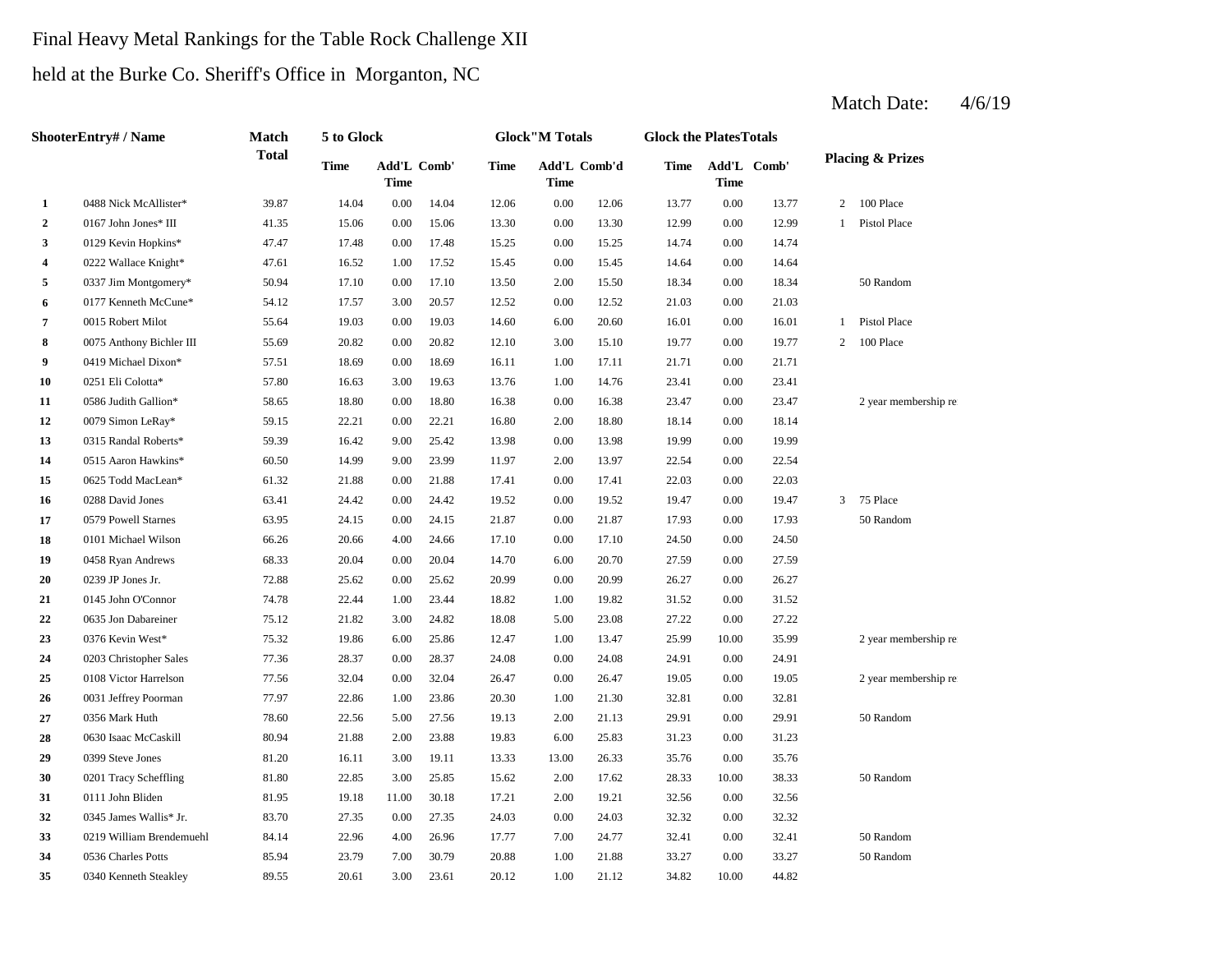Final Heavy Metal Rankings for the Table Rock Challenge XII

held at the Burke Co. Sheriff's Office in Morganton, NC

Match Date: 4/6/19

| Shooter | Entry# / Name | Match Total | 5 to Glock | | | Glock"M Totals | | | Glock the Plates Totals | | | Placing & Prizes | |
|---|---|---|---|---|---|---|---|---|---|---|---|---|---|
| | | | Time | Add'L Time | Comb' | Time | Add'L Time | Comb'd | Time | Add'L Time | Comb' | | |
| 1 | 0488 Nick McAllister* | 39.87 | 14.04 | 0.00 | 14.04 | 12.06 | 0.00 | 12.06 | 13.77 | 0.00 | 13.77 | 2 | 100 Place |
| 2 | 0167 John Jones* III | 41.35 | 15.06 | 0.00 | 15.06 | 13.30 | 0.00 | 13.30 | 12.99 | 0.00 | 12.99 | 1 | Pistol Place |
| 3 | 0129 Kevin Hopkins* | 47.47 | 17.48 | 0.00 | 17.48 | 15.25 | 0.00 | 15.25 | 14.74 | 0.00 | 14.74 | | |
| 4 | 0222 Wallace Knight* | 47.61 | 16.52 | 1.00 | 17.52 | 15.45 | 0.00 | 15.45 | 14.64 | 0.00 | 14.64 | | |
| 5 | 0337 Jim Montgomery* | 50.94 | 17.10 | 0.00 | 17.10 | 13.50 | 2.00 | 15.50 | 18.34 | 0.00 | 18.34 | | 50 Random |
| 6 | 0177 Kenneth McCune* | 54.12 | 17.57 | 3.00 | 20.57 | 12.52 | 0.00 | 12.52 | 21.03 | 0.00 | 21.03 | | |
| 7 | 0015 Robert Milot | 55.64 | 19.03 | 0.00 | 19.03 | 14.60 | 6.00 | 20.60 | 16.01 | 0.00 | 16.01 | 1 | Pistol Place |
| 8 | 0075 Anthony Bichler III | 55.69 | 20.82 | 0.00 | 20.82 | 12.10 | 3.00 | 15.10 | 19.77 | 0.00 | 19.77 | 2 | 100 Place |
| 9 | 0419 Michael Dixon* | 57.51 | 18.69 | 0.00 | 18.69 | 16.11 | 1.00 | 17.11 | 21.71 | 0.00 | 21.71 | | |
| 10 | 0251 Eli Colotta* | 57.80 | 16.63 | 3.00 | 19.63 | 13.76 | 1.00 | 14.76 | 23.41 | 0.00 | 23.41 | | |
| 11 | 0586 Judith Gallion* | 58.65 | 18.80 | 0.00 | 18.80 | 16.38 | 0.00 | 16.38 | 23.47 | 0.00 | 23.47 | | 2 year membership re |
| 12 | 0079 Simon LeRay* | 59.15 | 22.21 | 0.00 | 22.21 | 16.80 | 2.00 | 18.80 | 18.14 | 0.00 | 18.14 | | |
| 13 | 0315 Randal Roberts* | 59.39 | 16.42 | 9.00 | 25.42 | 13.98 | 0.00 | 13.98 | 19.99 | 0.00 | 19.99 | | |
| 14 | 0515 Aaron Hawkins* | 60.50 | 14.99 | 9.00 | 23.99 | 11.97 | 2.00 | 13.97 | 22.54 | 0.00 | 22.54 | | |
| 15 | 0625 Todd MacLean* | 61.32 | 21.88 | 0.00 | 21.88 | 17.41 | 0.00 | 17.41 | 22.03 | 0.00 | 22.03 | | |
| 16 | 0288 David Jones | 63.41 | 24.42 | 0.00 | 24.42 | 19.52 | 0.00 | 19.52 | 19.47 | 0.00 | 19.47 | 3 | 75 Place |
| 17 | 0579 Powell Starnes | 63.95 | 24.15 | 0.00 | 24.15 | 21.87 | 0.00 | 21.87 | 17.93 | 0.00 | 17.93 | | 50 Random |
| 18 | 0101 Michael Wilson | 66.26 | 20.66 | 4.00 | 24.66 | 17.10 | 0.00 | 17.10 | 24.50 | 0.00 | 24.50 | | |
| 19 | 0458 Ryan Andrews | 68.33 | 20.04 | 0.00 | 20.04 | 14.70 | 6.00 | 20.70 | 27.59 | 0.00 | 27.59 | | |
| 20 | 0239 JP Jones Jr. | 72.88 | 25.62 | 0.00 | 25.62 | 20.99 | 0.00 | 20.99 | 26.27 | 0.00 | 26.27 | | |
| 21 | 0145 John O'Connor | 74.78 | 22.44 | 1.00 | 23.44 | 18.82 | 1.00 | 19.82 | 31.52 | 0.00 | 31.52 | | |
| 22 | 0635 Jon Dabareiner | 75.12 | 21.82 | 3.00 | 24.82 | 18.08 | 5.00 | 23.08 | 27.22 | 0.00 | 27.22 | | |
| 23 | 0376 Kevin West* | 75.32 | 19.86 | 6.00 | 25.86 | 12.47 | 1.00 | 13.47 | 25.99 | 10.00 | 35.99 | | 2 year membership re |
| 24 | 0203 Christopher Sales | 77.36 | 28.37 | 0.00 | 28.37 | 24.08 | 0.00 | 24.08 | 24.91 | 0.00 | 24.91 | | |
| 25 | 0108 Victor Harrelson | 77.56 | 32.04 | 0.00 | 32.04 | 26.47 | 0.00 | 26.47 | 19.05 | 0.00 | 19.05 | | 2 year membership re |
| 26 | 0031 Jeffrey Poorman | 77.97 | 22.86 | 1.00 | 23.86 | 20.30 | 1.00 | 21.30 | 32.81 | 0.00 | 32.81 | | |
| 27 | 0356 Mark Huth | 78.60 | 22.56 | 5.00 | 27.56 | 19.13 | 2.00 | 21.13 | 29.91 | 0.00 | 29.91 | | 50 Random |
| 28 | 0630 Isaac McCaskill | 80.94 | 21.88 | 2.00 | 23.88 | 19.83 | 6.00 | 25.83 | 31.23 | 0.00 | 31.23 | | |
| 29 | 0399 Steve Jones | 81.20 | 16.11 | 3.00 | 19.11 | 13.33 | 13.00 | 26.33 | 35.76 | 0.00 | 35.76 | | |
| 30 | 0201 Tracy Scheffling | 81.80 | 22.85 | 3.00 | 25.85 | 15.62 | 2.00 | 17.62 | 28.33 | 10.00 | 38.33 | | 50 Random |
| 31 | 0111 John Bliden | 81.95 | 19.18 | 11.00 | 30.18 | 17.21 | 2.00 | 19.21 | 32.56 | 0.00 | 32.56 | | |
| 32 | 0345 James Wallis* Jr. | 83.70 | 27.35 | 0.00 | 27.35 | 24.03 | 0.00 | 24.03 | 32.32 | 0.00 | 32.32 | | |
| 33 | 0219 William Brendemuehl | 84.14 | 22.96 | 4.00 | 26.96 | 17.77 | 7.00 | 24.77 | 32.41 | 0.00 | 32.41 | | 50 Random |
| 34 | 0536 Charles Potts | 85.94 | 23.79 | 7.00 | 30.79 | 20.88 | 1.00 | 21.88 | 33.27 | 0.00 | 33.27 | | 50 Random |
| 35 | 0340 Kenneth Steakley | 89.55 | 20.61 | 3.00 | 23.61 | 20.12 | 1.00 | 21.12 | 34.82 | 10.00 | 44.82 | | |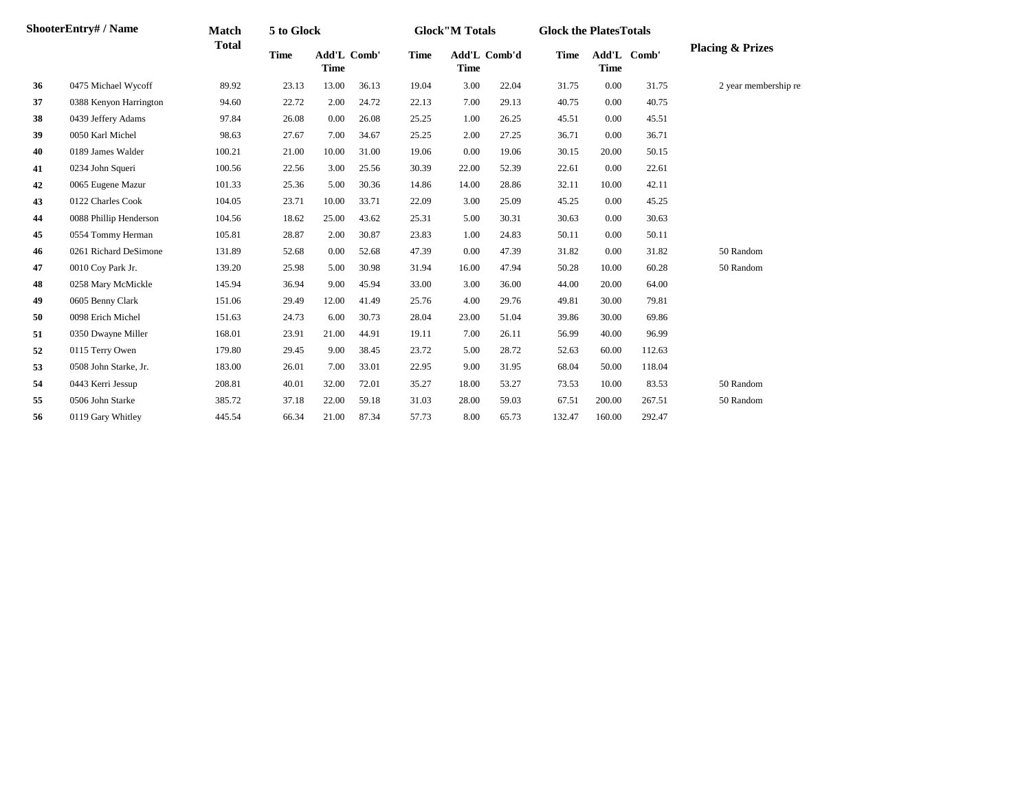| Shooter | Entry# / Name | Match Total | 5 to Glock | | | Glock"M Totals | | | Glock the Plates Totals | | | Placing & Prizes |
|---|---|---|---|---|---|---|---|---|---|---|---|---|
| | | | Time | Add'L Time | Comb' | Time | Add'L Time | Comb'd | Time | Add'L Time | Comb' | |
| 36 | 0475 Michael Wycoff | 89.92 | 23.13 | 13.00 | 36.13 | 19.04 | 3.00 | 22.04 | 31.75 | 0.00 | 31.75 | 2 year membership re |
| 37 | 0388 Kenyon Harrington | 94.60 | 22.72 | 2.00 | 24.72 | 22.13 | 7.00 | 29.13 | 40.75 | 0.00 | 40.75 | |
| 38 | 0439 Jeffery Adams | 97.84 | 26.08 | 0.00 | 26.08 | 25.25 | 1.00 | 26.25 | 45.51 | 0.00 | 45.51 | |
| 39 | 0050 Karl Michel | 98.63 | 27.67 | 7.00 | 34.67 | 25.25 | 2.00 | 27.25 | 36.71 | 0.00 | 36.71 | |
| 40 | 0189 James Walder | 100.21 | 21.00 | 10.00 | 31.00 | 19.06 | 0.00 | 19.06 | 30.15 | 20.00 | 50.15 | |
| 41 | 0234 John Squeri | 100.56 | 22.56 | 3.00 | 25.56 | 30.39 | 22.00 | 52.39 | 22.61 | 0.00 | 22.61 | |
| 42 | 0065 Eugene Mazur | 101.33 | 25.36 | 5.00 | 30.36 | 14.86 | 14.00 | 28.86 | 32.11 | 10.00 | 42.11 | |
| 43 | 0122 Charles Cook | 104.05 | 23.71 | 10.00 | 33.71 | 22.09 | 3.00 | 25.09 | 45.25 | 0.00 | 45.25 | |
| 44 | 0088 Phillip Henderson | 104.56 | 18.62 | 25.00 | 43.62 | 25.31 | 5.00 | 30.31 | 30.63 | 0.00 | 30.63 | |
| 45 | 0554 Tommy Herman | 105.81 | 28.87 | 2.00 | 30.87 | 23.83 | 1.00 | 24.83 | 50.11 | 0.00 | 50.11 | |
| 46 | 0261 Richard DeSimone | 131.89 | 52.68 | 0.00 | 52.68 | 47.39 | 0.00 | 47.39 | 31.82 | 0.00 | 31.82 | 50 Random |
| 47 | 0010 Coy Park Jr. | 139.20 | 25.98 | 5.00 | 30.98 | 31.94 | 16.00 | 47.94 | 50.28 | 10.00 | 60.28 | 50 Random |
| 48 | 0258 Mary McMickle | 145.94 | 36.94 | 9.00 | 45.94 | 33.00 | 3.00 | 36.00 | 44.00 | 20.00 | 64.00 | |
| 49 | 0605 Benny Clark | 151.06 | 29.49 | 12.00 | 41.49 | 25.76 | 4.00 | 29.76 | 49.81 | 30.00 | 79.81 | |
| 50 | 0098 Erich Michel | 151.63 | 24.73 | 6.00 | 30.73 | 28.04 | 23.00 | 51.04 | 39.86 | 30.00 | 69.86 | |
| 51 | 0350 Dwayne Miller | 168.01 | 23.91 | 21.00 | 44.91 | 19.11 | 7.00 | 26.11 | 56.99 | 40.00 | 96.99 | |
| 52 | 0115 Terry Owen | 179.80 | 29.45 | 9.00 | 38.45 | 23.72 | 5.00 | 28.72 | 52.63 | 60.00 | 112.63 | |
| 53 | 0508 John Starke, Jr. | 183.00 | 26.01 | 7.00 | 33.01 | 22.95 | 9.00 | 31.95 | 68.04 | 50.00 | 118.04 | |
| 54 | 0443 Kerri Jessup | 208.81 | 40.01 | 32.00 | 72.01 | 35.27 | 18.00 | 53.27 | 73.53 | 10.00 | 83.53 | 50 Random |
| 55 | 0506 John Starke | 385.72 | 37.18 | 22.00 | 59.18 | 31.03 | 28.00 | 59.03 | 67.51 | 200.00 | 267.51 | 50 Random |
| 56 | 0119 Gary Whitley | 445.54 | 66.34 | 21.00 | 87.34 | 57.73 | 8.00 | 65.73 | 132.47 | 160.00 | 292.47 | |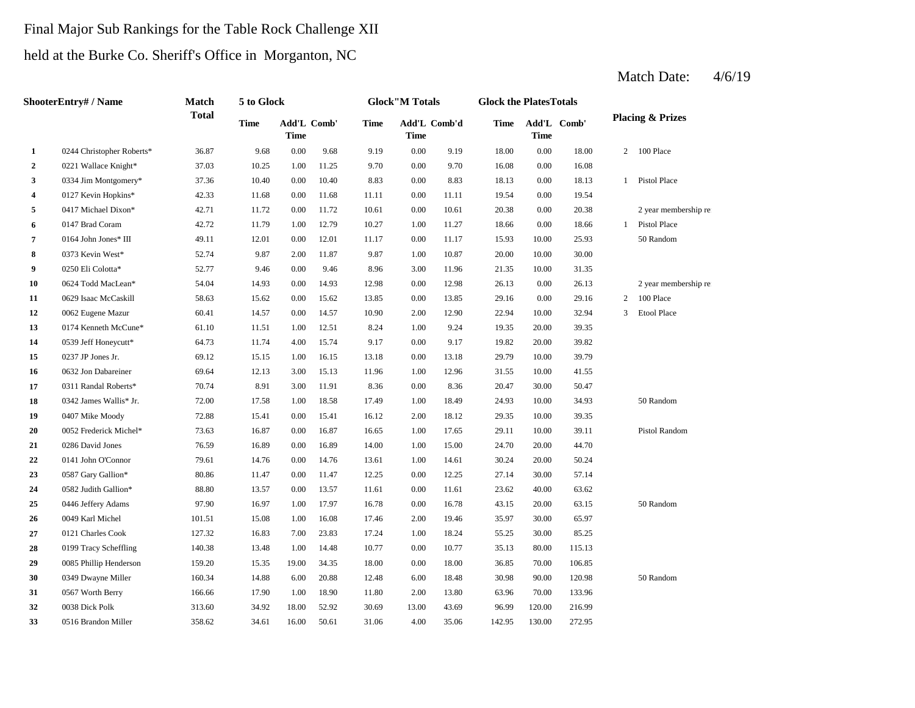Final Major Sub Rankings for the Table Rock Challenge XII

held at the Burke Co. Sheriff's Office in Morganton, NC

Match Date: 4/6/19

| Shooter | Entry# / Name | Match Total | 5 to Glock | | | Glock"M Totals | | | Glock the Plates Totals | | | Placing & Prizes | |
|---|---|---|---|---|---|---|---|---|---|---|---|---|---|
| | | | Time | Add'L Time | Comb' | Time | Add'L Time | Comb'd | Time | Add'L Time | Comb' | | |
| 1 | 0244 Christopher Roberts* | 36.87 | 9.68 | 0.00 | 9.68 | 9.19 | 0.00 | 9.19 | 18.00 | 0.00 | 18.00 | 2 | 100 Place |
| 2 | 0221 Wallace Knight* | 37.03 | 10.25 | 1.00 | 11.25 | 9.70 | 0.00 | 9.70 | 16.08 | 0.00 | 16.08 | | |
| 3 | 0334 Jim Montgomery* | 37.36 | 10.40 | 0.00 | 10.40 | 8.83 | 0.00 | 8.83 | 18.13 | 0.00 | 18.13 | 1 | Pistol Place |
| 4 | 0127 Kevin Hopkins* | 42.33 | 11.68 | 0.00 | 11.68 | 11.11 | 0.00 | 11.11 | 19.54 | 0.00 | 19.54 | | |
| 5 | 0417 Michael Dixon* | 42.71 | 11.72 | 0.00 | 11.72 | 10.61 | 0.00 | 10.61 | 20.38 | 0.00 | 20.38 | | 2 year membership re |
| 6 | 0147 Brad Coram | 42.72 | 11.79 | 1.00 | 12.79 | 10.27 | 1.00 | 11.27 | 18.66 | 0.00 | 18.66 | 1 | Pistol Place |
| 7 | 0164 John Jones* III | 49.11 | 12.01 | 0.00 | 12.01 | 11.17 | 0.00 | 11.17 | 15.93 | 10.00 | 25.93 | | 50 Random |
| 8 | 0373 Kevin West* | 52.74 | 9.87 | 2.00 | 11.87 | 9.87 | 1.00 | 10.87 | 20.00 | 10.00 | 30.00 | | |
| 9 | 0250 Eli Colotta* | 52.77 | 9.46 | 0.00 | 9.46 | 8.96 | 3.00 | 11.96 | 21.35 | 10.00 | 31.35 | | |
| 10 | 0624 Todd MacLean* | 54.04 | 14.93 | 0.00 | 14.93 | 12.98 | 0.00 | 12.98 | 26.13 | 0.00 | 26.13 | | 2 year membership re |
| 11 | 0629 Isaac McCaskill | 58.63 | 15.62 | 0.00 | 15.62 | 13.85 | 0.00 | 13.85 | 29.16 | 0.00 | 29.16 | 2 | 100 Place |
| 12 | 0062 Eugene Mazur | 60.41 | 14.57 | 0.00 | 14.57 | 10.90 | 2.00 | 12.90 | 22.94 | 10.00 | 32.94 | 3 | Etool Place |
| 13 | 0174 Kenneth McCune* | 61.10 | 11.51 | 1.00 | 12.51 | 8.24 | 1.00 | 9.24 | 19.35 | 20.00 | 39.35 | | |
| 14 | 0539 Jeff Honeycutt* | 64.73 | 11.74 | 4.00 | 15.74 | 9.17 | 0.00 | 9.17 | 19.82 | 20.00 | 39.82 | | |
| 15 | 0237 JP Jones Jr. | 69.12 | 15.15 | 1.00 | 16.15 | 13.18 | 0.00 | 13.18 | 29.79 | 10.00 | 39.79 | | |
| 16 | 0632 Jon Dabareiner | 69.64 | 12.13 | 3.00 | 15.13 | 11.96 | 1.00 | 12.96 | 31.55 | 10.00 | 41.55 | | |
| 17 | 0311 Randal Roberts* | 70.74 | 8.91 | 3.00 | 11.91 | 8.36 | 0.00 | 8.36 | 20.47 | 30.00 | 50.47 | | |
| 18 | 0342 James Wallis* Jr. | 72.00 | 17.58 | 1.00 | 18.58 | 17.49 | 1.00 | 18.49 | 24.93 | 10.00 | 34.93 | | 50 Random |
| 19 | 0407 Mike Moody | 72.88 | 15.41 | 0.00 | 15.41 | 16.12 | 2.00 | 18.12 | 29.35 | 10.00 | 39.35 | | |
| 20 | 0052 Frederick Michel* | 73.63 | 16.87 | 0.00 | 16.87 | 16.65 | 1.00 | 17.65 | 29.11 | 10.00 | 39.11 | | Pistol Random |
| 21 | 0286 David Jones | 76.59 | 16.89 | 0.00 | 16.89 | 14.00 | 1.00 | 15.00 | 24.70 | 20.00 | 44.70 | | |
| 22 | 0141 John O'Connor | 79.61 | 14.76 | 0.00 | 14.76 | 13.61 | 1.00 | 14.61 | 30.24 | 20.00 | 50.24 | | |
| 23 | 0587 Gary Gallion* | 80.86 | 11.47 | 0.00 | 11.47 | 12.25 | 0.00 | 12.25 | 27.14 | 30.00 | 57.14 | | |
| 24 | 0582 Judith Gallion* | 88.80 | 13.57 | 0.00 | 13.57 | 11.61 | 0.00 | 11.61 | 23.62 | 40.00 | 63.62 | | |
| 25 | 0446 Jeffery Adams | 97.90 | 16.97 | 1.00 | 17.97 | 16.78 | 0.00 | 16.78 | 43.15 | 20.00 | 63.15 | | 50 Random |
| 26 | 0049 Karl Michel | 101.51 | 15.08 | 1.00 | 16.08 | 17.46 | 2.00 | 19.46 | 35.97 | 30.00 | 65.97 | | |
| 27 | 0121 Charles Cook | 127.32 | 16.83 | 7.00 | 23.83 | 17.24 | 1.00 | 18.24 | 55.25 | 30.00 | 85.25 | | |
| 28 | 0199 Tracy Scheffling | 140.38 | 13.48 | 1.00 | 14.48 | 10.77 | 0.00 | 10.77 | 35.13 | 80.00 | 115.13 | | |
| 29 | 0085 Phillip Henderson | 159.20 | 15.35 | 19.00 | 34.35 | 18.00 | 0.00 | 18.00 | 36.85 | 70.00 | 106.85 | | |
| 30 | 0349 Dwayne Miller | 160.34 | 14.88 | 6.00 | 20.88 | 12.48 | 6.00 | 18.48 | 30.98 | 90.00 | 120.98 | | 50 Random |
| 31 | 0567 Worth Berry | 166.66 | 17.90 | 1.00 | 18.90 | 11.80 | 2.00 | 13.80 | 63.96 | 70.00 | 133.96 | | |
| 32 | 0038 Dick Polk | 313.60 | 34.92 | 18.00 | 52.92 | 30.69 | 13.00 | 43.69 | 96.99 | 120.00 | 216.99 | | |
| 33 | 0516 Brandon Miller | 358.62 | 34.61 | 16.00 | 50.61 | 31.06 | 4.00 | 35.06 | 142.95 | 130.00 | 272.95 | | |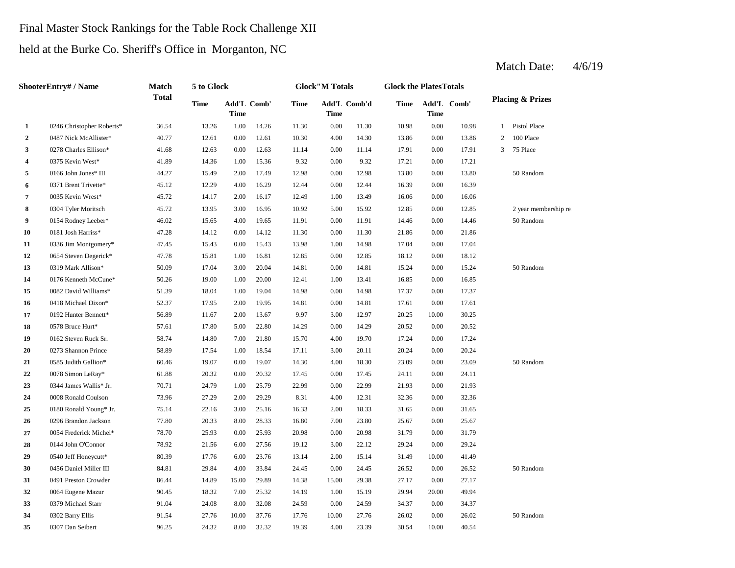Final Master Stock Rankings for the Table Rock Challenge XII

held at the Burke Co. Sheriff's Office in Morganton, NC

Match Date: 4/6/19

| Shooter | Entry# / Name | Match Total | 5 to Glock | | | Glock"M Totals | | | Glock the Plates Totals | | | Placing & Prizes | |
|---|---|---|---|---|---|---|---|---|---|---|---|---|---|
| | | | Time | Add'L Time | Comb' | Time | Add'L Time | Comb'd | Time | Add'L Time | Comb' | | |
| 1 | 0246 Christopher Roberts* | 36.54 | 13.26 | 1.00 | 14.26 | 11.30 | 0.00 | 11.30 | 10.98 | 0.00 | 10.98 | 1 | Pistol Place |
| 2 | 0487 Nick McAllister* | 40.77 | 12.61 | 0.00 | 12.61 | 10.30 | 4.00 | 14.30 | 13.86 | 0.00 | 13.86 | 2 | 100 Place |
| 3 | 0278 Charles Ellison* | 41.68 | 12.63 | 0.00 | 12.63 | 11.14 | 0.00 | 11.14 | 17.91 | 0.00 | 17.91 | 3 | 75 Place |
| 4 | 0375 Kevin West* | 41.89 | 14.36 | 1.00 | 15.36 | 9.32 | 0.00 | 9.32 | 17.21 | 0.00 | 17.21 | | |
| 5 | 0166 John Jones* III | 44.27 | 15.49 | 2.00 | 17.49 | 12.98 | 0.00 | 12.98 | 13.80 | 0.00 | 13.80 | | 50 Random |
| 6 | 0371 Brent Trivette* | 45.12 | 12.29 | 4.00 | 16.29 | 12.44 | 0.00 | 12.44 | 16.39 | 0.00 | 16.39 | | |
| 7 | 0035 Kevin Wrest* | 45.72 | 14.17 | 2.00 | 16.17 | 12.49 | 1.00 | 13.49 | 16.06 | 0.00 | 16.06 | | |
| 8 | 0304 Tyler Moritsch | 45.72 | 13.95 | 3.00 | 16.95 | 10.92 | 5.00 | 15.92 | 12.85 | 0.00 | 12.85 | | 2 year membership re |
| 9 | 0154 Rodney Leeber* | 46.02 | 15.65 | 4.00 | 19.65 | 11.91 | 0.00 | 11.91 | 14.46 | 0.00 | 14.46 | | 50 Random |
| 10 | 0181 Josh Harriss* | 47.28 | 14.12 | 0.00 | 14.12 | 11.30 | 0.00 | 11.30 | 21.86 | 0.00 | 21.86 | | |
| 11 | 0336 Jim Montgomery* | 47.45 | 15.43 | 0.00 | 15.43 | 13.98 | 1.00 | 14.98 | 17.04 | 0.00 | 17.04 | | |
| 12 | 0654 Steven Degerick* | 47.78 | 15.81 | 1.00 | 16.81 | 12.85 | 0.00 | 12.85 | 18.12 | 0.00 | 18.12 | | |
| 13 | 0319 Mark Allison* | 50.09 | 17.04 | 3.00 | 20.04 | 14.81 | 0.00 | 14.81 | 15.24 | 0.00 | 15.24 | | 50 Random |
| 14 | 0176 Kenneth McCune* | 50.26 | 19.00 | 1.00 | 20.00 | 12.41 | 1.00 | 13.41 | 16.85 | 0.00 | 16.85 | | |
| 15 | 0082 David Williams* | 51.39 | 18.04 | 1.00 | 19.04 | 14.98 | 0.00 | 14.98 | 17.37 | 0.00 | 17.37 | | |
| 16 | 0418 Michael Dixon* | 52.37 | 17.95 | 2.00 | 19.95 | 14.81 | 0.00 | 14.81 | 17.61 | 0.00 | 17.61 | | |
| 17 | 0192 Hunter Bennett* | 56.89 | 11.67 | 2.00 | 13.67 | 9.97 | 3.00 | 12.97 | 20.25 | 10.00 | 30.25 | | |
| 18 | 0578 Bruce Hurt* | 57.61 | 17.80 | 5.00 | 22.80 | 14.29 | 0.00 | 14.29 | 20.52 | 0.00 | 20.52 | | |
| 19 | 0162 Steven Ruck Sr. | 58.74 | 14.80 | 7.00 | 21.80 | 15.70 | 4.00 | 19.70 | 17.24 | 0.00 | 17.24 | | |
| 20 | 0273 Shannon Prince | 58.89 | 17.54 | 1.00 | 18.54 | 17.11 | 3.00 | 20.11 | 20.24 | 0.00 | 20.24 | | |
| 21 | 0585 Judith Gallion* | 60.46 | 19.07 | 0.00 | 19.07 | 14.30 | 4.00 | 18.30 | 23.09 | 0.00 | 23.09 | | 50 Random |
| 22 | 0078 Simon LeRay* | 61.88 | 20.32 | 0.00 | 20.32 | 17.45 | 0.00 | 17.45 | 24.11 | 0.00 | 24.11 | | |
| 23 | 0344 James Wallis* Jr. | 70.71 | 24.79 | 1.00 | 25.79 | 22.99 | 0.00 | 22.99 | 21.93 | 0.00 | 21.93 | | |
| 24 | 0008 Ronald Coulson | 73.96 | 27.29 | 2.00 | 29.29 | 8.31 | 4.00 | 12.31 | 32.36 | 0.00 | 32.36 | | |
| 25 | 0180 Ronald Young* Jr. | 75.14 | 22.16 | 3.00 | 25.16 | 16.33 | 2.00 | 18.33 | 31.65 | 0.00 | 31.65 | | |
| 26 | 0296 Brandon Jackson | 77.80 | 20.33 | 8.00 | 28.33 | 16.80 | 7.00 | 23.80 | 25.67 | 0.00 | 25.67 | | |
| 27 | 0054 Frederick Michel* | 78.70 | 25.93 | 0.00 | 25.93 | 20.98 | 0.00 | 20.98 | 31.79 | 0.00 | 31.79 | | |
| 28 | 0144 John O'Connor | 78.92 | 21.56 | 6.00 | 27.56 | 19.12 | 3.00 | 22.12 | 29.24 | 0.00 | 29.24 | | |
| 29 | 0540 Jeff Honeycutt* | 80.39 | 17.76 | 6.00 | 23.76 | 13.14 | 2.00 | 15.14 | 31.49 | 10.00 | 41.49 | | |
| 30 | 0456 Daniel Miller III | 84.81 | 29.84 | 4.00 | 33.84 | 24.45 | 0.00 | 24.45 | 26.52 | 0.00 | 26.52 | | 50 Random |
| 31 | 0491 Preston Crowder | 86.44 | 14.89 | 15.00 | 29.89 | 14.38 | 15.00 | 29.38 | 27.17 | 0.00 | 27.17 | | |
| 32 | 0064 Eugene Mazur | 90.45 | 18.32 | 7.00 | 25.32 | 14.19 | 1.00 | 15.19 | 29.94 | 20.00 | 49.94 | | |
| 33 | 0379 Michael Starr | 91.04 | 24.08 | 8.00 | 32.08 | 24.59 | 0.00 | 24.59 | 34.37 | 0.00 | 34.37 | | |
| 34 | 0302 Barry Ellis | 91.54 | 27.76 | 10.00 | 37.76 | 17.76 | 10.00 | 27.76 | 26.02 | 0.00 | 26.02 | | 50 Random |
| 35 | 0307 Dan Seibert | 96.25 | 24.32 | 8.00 | 32.32 | 19.39 | 4.00 | 23.39 | 30.54 | 10.00 | 40.54 | | |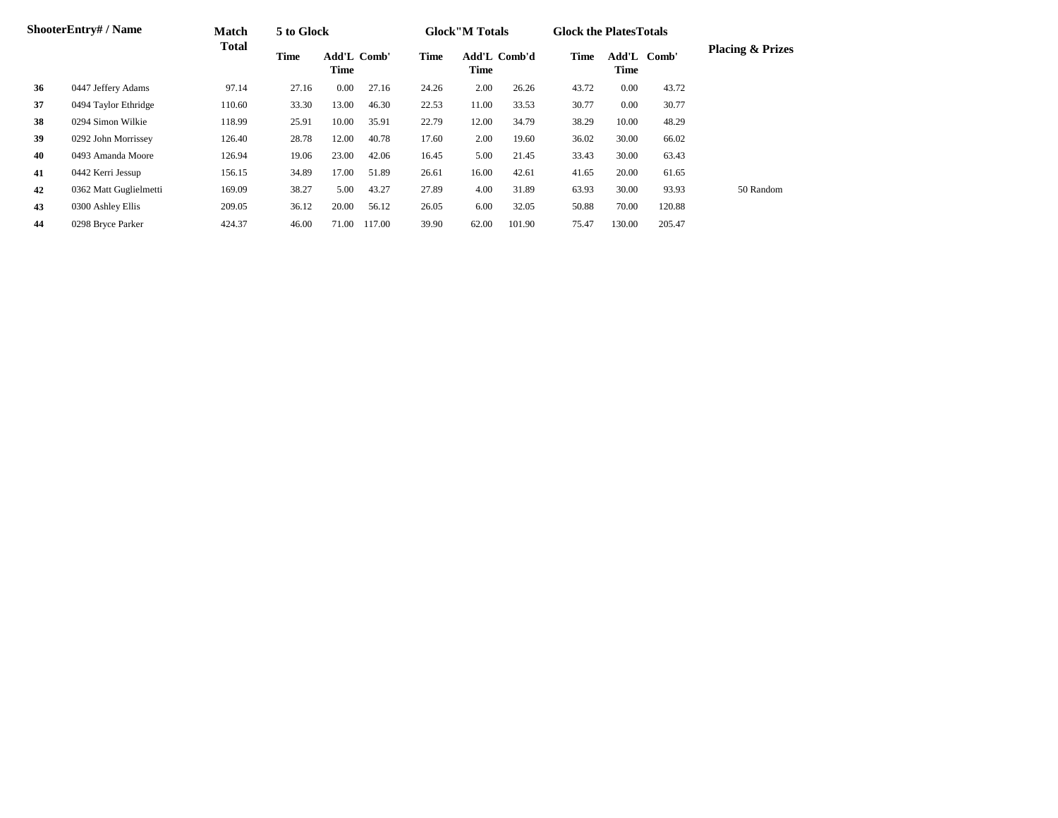| Shooter | Entry# / Name | Match Total | 5 to Glock | | | Glock"M Totals | | | Glock the Plates Totals | | | Placing & Prizes |
|---|---|---|---|---|---|---|---|---|---|---|---|---|
| | | | Time | Add'L Time | Comb' | Time | Add'L Time | Comb'd | Time | Add'L Time | Comb' | |
| **36** | 0447 Jeffery Adams | 97.14 | 27.16 | 0.00 | 27.16 | 24.26 | 2.00 | 26.26 | 43.72 | 0.00 | 43.72 | |
| **37** | 0494 Taylor Ethridge | 110.60 | 33.30 | 13.00 | 46.30 | 22.53 | 11.00 | 33.53 | 30.77 | 0.00 | 30.77 | |
| **38** | 0294 Simon Wilkie | 118.99 | 25.91 | 10.00 | 35.91 | 22.79 | 12.00 | 34.79 | 38.29 | 10.00 | 48.29 | |
| **39** | 0292 John Morrissey | 126.40 | 28.78 | 12.00 | 40.78 | 17.60 | 2.00 | 19.60 | 36.02 | 30.00 | 66.02 | |
| **40** | 0493 Amanda Moore | 126.94 | 19.06 | 23.00 | 42.06 | 16.45 | 5.00 | 21.45 | 33.43 | 30.00 | 63.43 | |
| **41** | 0442 Kerri Jessup | 156.15 | 34.89 | 17.00 | 51.89 | 26.61 | 16.00 | 42.61 | 41.65 | 20.00 | 61.65 | |
| **42** | 0362 Matt Guglielmetti | 169.09 | 38.27 | 5.00 | 43.27 | 27.89 | 4.00 | 31.89 | 63.93 | 30.00 | 93.93 | 50 Random |
| **43** | 0300 Ashley Ellis | 209.05 | 36.12 | 20.00 | 56.12 | 26.05 | 6.00 | 32.05 | 50.88 | 70.00 | 120.88 | |
| **44** | 0298 Bryce Parker | 424.37 | 46.00 | 71.00 | 117.00 | 39.90 | 62.00 | 101.90 | 75.47 | 130.00 | 205.47 | |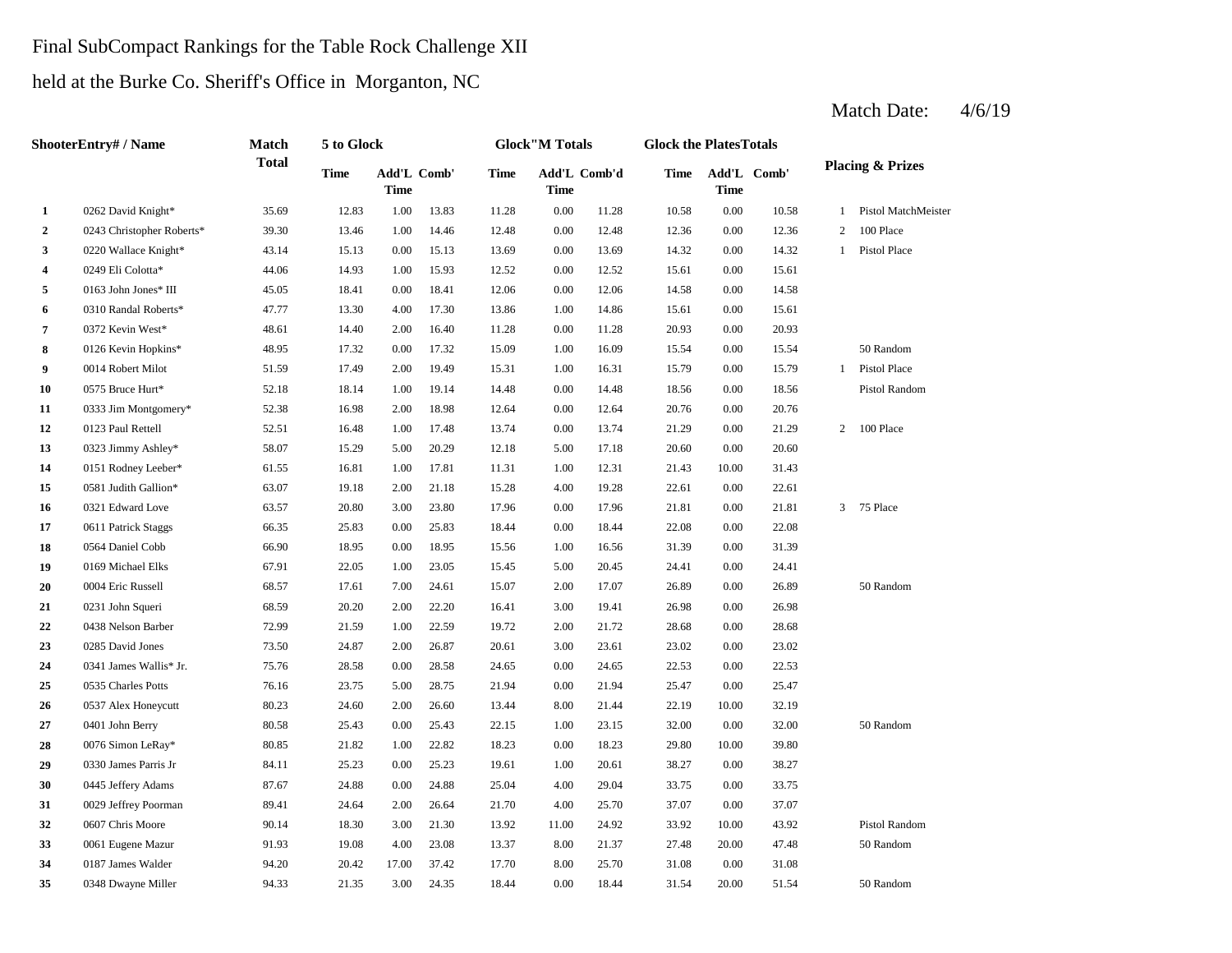Final SubCompact Rankings for the Table Rock Challenge XII

held at the Burke Co. Sheriff's Office in Morganton, NC

Match Date: 4/6/19

| | ShooterEntry# / Name | Match Total | 5 to Glock | | | Glock"M Totals | | | Glock the PlatesTotals | | | Placing & Prizes | |
|---|---|---|---|---|---|---|---|---|---|---|---|---|---|
| | | | Time | Add'L Time | Comb' | Time | Add'L Time | Comb'd | Time | Add'L Time | Comb' | | |
| **1** | 0262 David Knight* | 35.69 | 12.83 | 1.00 | 13.83 | 11.28 | 0.00 | 11.28 | 10.58 | 0.00 | 10.58 | 1 | Pistol MatchMeister |
| **2** | 0243 Christopher Roberts* | 39.30 | 13.46 | 1.00 | 14.46 | 12.48 | 0.00 | 12.48 | 12.36 | 0.00 | 12.36 | 2 | 100 Place |
| **3** | 0220 Wallace Knight* | 43.14 | 15.13 | 0.00 | 15.13 | 13.69 | 0.00 | 13.69 | 14.32 | 0.00 | 14.32 | 1 | Pistol Place |
| **4** | 0249 Eli Colotta* | 44.06 | 14.93 | 1.00 | 15.93 | 12.52 | 0.00 | 12.52 | 15.61 | 0.00 | 15.61 | | |
| **5** | 0163 John Jones* III | 45.05 | 18.41 | 0.00 | 18.41 | 12.06 | 0.00 | 12.06 | 14.58 | 0.00 | 14.58 | | |
| **6** | 0310 Randal Roberts* | 47.77 | 13.30 | 4.00 | 17.30 | 13.86 | 1.00 | 14.86 | 15.61 | 0.00 | 15.61 | | |
| **7** | 0372 Kevin West* | 48.61 | 14.40 | 2.00 | 16.40 | 11.28 | 0.00 | 11.28 | 20.93 | 0.00 | 20.93 | | |
| **8** | 0126 Kevin Hopkins* | 48.95 | 17.32 | 0.00 | 17.32 | 15.09 | 1.00 | 16.09 | 15.54 | 0.00 | 15.54 | | 50 Random |
| **9** | 0014 Robert Milot | 51.59 | 17.49 | 2.00 | 19.49 | 15.31 | 1.00 | 16.31 | 15.79 | 0.00 | 15.79 | 1 | Pistol Place |
| **10** | 0575 Bruce Hurt* | 52.18 | 18.14 | 1.00 | 19.14 | 14.48 | 0.00 | 14.48 | 18.56 | 0.00 | 18.56 | | Pistol Random |
| **11** | 0333 Jim Montgomery* | 52.38 | 16.98 | 2.00 | 18.98 | 12.64 | 0.00 | 12.64 | 20.76 | 0.00 | 20.76 | | |
| **12** | 0123 Paul Rettell | 52.51 | 16.48 | 1.00 | 17.48 | 13.74 | 0.00 | 13.74 | 21.29 | 0.00 | 21.29 | 2 | 100 Place |
| **13** | 0323 Jimmy Ashley* | 58.07 | 15.29 | 5.00 | 20.29 | 12.18 | 5.00 | 17.18 | 20.60 | 0.00 | 20.60 | | |
| **14** | 0151 Rodney Leeber* | 61.55 | 16.81 | 1.00 | 17.81 | 11.31 | 1.00 | 12.31 | 21.43 | 10.00 | 31.43 | | |
| **15** | 0581 Judith Gallion* | 63.07 | 19.18 | 2.00 | 21.18 | 15.28 | 4.00 | 19.28 | 22.61 | 0.00 | 22.61 | | |
| **16** | 0321 Edward Love | 63.57 | 20.80 | 3.00 | 23.80 | 17.96 | 0.00 | 17.96 | 21.81 | 0.00 | 21.81 | 3 | 75 Place |
| **17** | 0611 Patrick Staggs | 66.35 | 25.83 | 0.00 | 25.83 | 18.44 | 0.00 | 18.44 | 22.08 | 0.00 | 22.08 | | |
| **18** | 0564 Daniel Cobb | 66.90 | 18.95 | 0.00 | 18.95 | 15.56 | 1.00 | 16.56 | 31.39 | 0.00 | 31.39 | | |
| **19** | 0169 Michael Elks | 67.91 | 22.05 | 1.00 | 23.05 | 15.45 | 5.00 | 20.45 | 24.41 | 0.00 | 24.41 | | |
| **20** | 0004 Eric Russell | 68.57 | 17.61 | 7.00 | 24.61 | 15.07 | 2.00 | 17.07 | 26.89 | 0.00 | 26.89 | | 50 Random |
| **21** | 0231 John Squeri | 68.59 | 20.20 | 2.00 | 22.20 | 16.41 | 3.00 | 19.41 | 26.98 | 0.00 | 26.98 | | |
| **22** | 0438 Nelson Barber | 72.99 | 21.59 | 1.00 | 22.59 | 19.72 | 2.00 | 21.72 | 28.68 | 0.00 | 28.68 | | |
| **23** | 0285 David Jones | 73.50 | 24.87 | 2.00 | 26.87 | 20.61 | 3.00 | 23.61 | 23.02 | 0.00 | 23.02 | | |
| **24** | 0341 James Wallis* Jr. | 75.76 | 28.58 | 0.00 | 28.58 | 24.65 | 0.00 | 24.65 | 22.53 | 0.00 | 22.53 | | |
| **25** | 0535 Charles Potts | 76.16 | 23.75 | 5.00 | 28.75 | 21.94 | 0.00 | 21.94 | 25.47 | 0.00 | 25.47 | | |
| **26** | 0537 Alex Honeycutt | 80.23 | 24.60 | 2.00 | 26.60 | 13.44 | 8.00 | 21.44 | 22.19 | 10.00 | 32.19 | | |
| **27** | 0401 John Berry | 80.58 | 25.43 | 0.00 | 25.43 | 22.15 | 1.00 | 23.15 | 32.00 | 0.00 | 32.00 | | 50 Random |
| **28** | 0076 Simon LeRay* | 80.85 | 21.82 | 1.00 | 22.82 | 18.23 | 0.00 | 18.23 | 29.80 | 10.00 | 39.80 | | |
| **29** | 0330 James Parris Jr | 84.11 | 25.23 | 0.00 | 25.23 | 19.61 | 1.00 | 20.61 | 38.27 | 0.00 | 38.27 | | |
| **30** | 0445 Jeffery Adams | 87.67 | 24.88 | 0.00 | 24.88 | 25.04 | 4.00 | 29.04 | 33.75 | 0.00 | 33.75 | | |
| **31** | 0029 Jeffrey Poorman | 89.41 | 24.64 | 2.00 | 26.64 | 21.70 | 4.00 | 25.70 | 37.07 | 0.00 | 37.07 | | |
| **32** | 0607 Chris Moore | 90.14 | 18.30 | 3.00 | 21.30 | 13.92 | 11.00 | 24.92 | 33.92 | 10.00 | 43.92 | | Pistol Random |
| **33** | 0061 Eugene Mazur | 91.93 | 19.08 | 4.00 | 23.08 | 13.37 | 8.00 | 21.37 | 27.48 | 20.00 | 47.48 | | 50 Random |
| **34** | 0187 James Walder | 94.20 | 20.42 | 17.00 | 37.42 | 17.70 | 8.00 | 25.70 | 31.08 | 0.00 | 31.08 | | |
| **35** | 0348 Dwayne Miller | 94.33 | 21.35 | 3.00 | 24.35 | 18.44 | 0.00 | 18.44 | 31.54 | 20.00 | 51.54 | | 50 Random |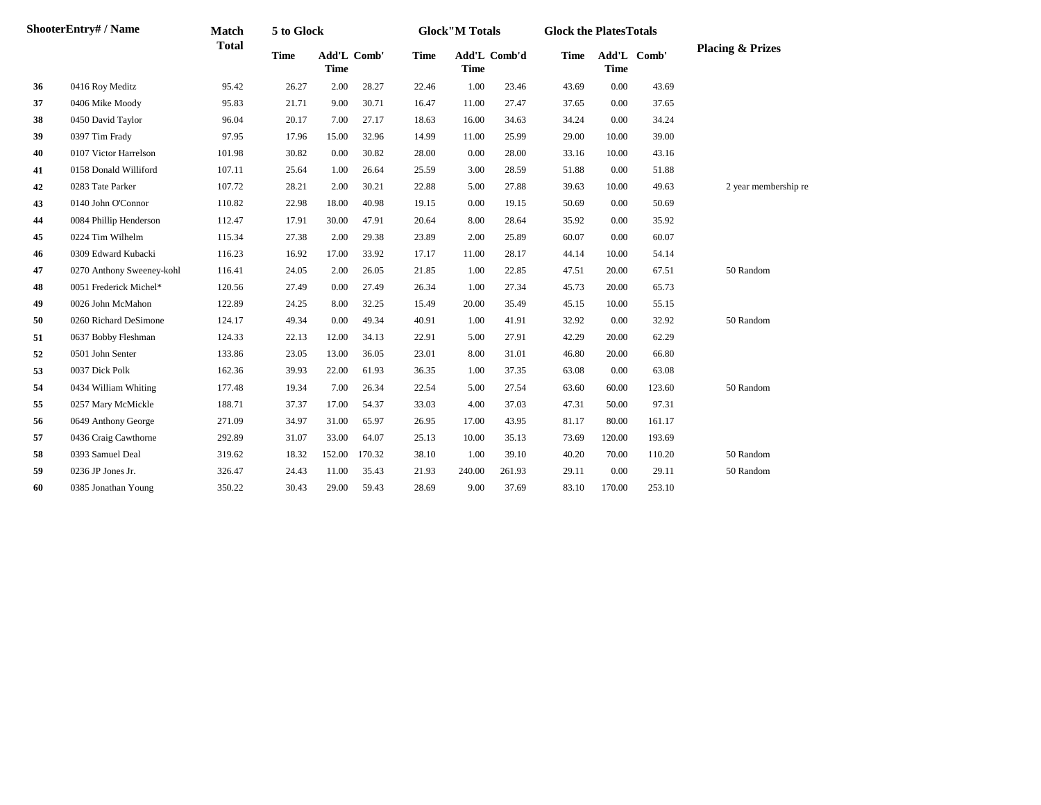| ShooterEntry# / Name | | Match Total | 5 to Glock | | | Glock"M Totals | | | Glock the PlatesTotals | | | Placing & Prizes |
|---|---|---|---|---|---|---|---|---|---|---|---|---|
| | | | Time | Add'L Time | Comb' | Time | Add'L Time | Comb'd | Time | Add'L Time | Comb' | |
| 36 | 0416 Roy Meditz | 95.42 | 26.27 | 2.00 | 28.27 | 22.46 | 1.00 | 23.46 | 43.69 | 0.00 | 43.69 | |
| 37 | 0406 Mike Moody | 95.83 | 21.71 | 9.00 | 30.71 | 16.47 | 11.00 | 27.47 | 37.65 | 0.00 | 37.65 | |
| 38 | 0450 David Taylor | 96.04 | 20.17 | 7.00 | 27.17 | 18.63 | 16.00 | 34.63 | 34.24 | 0.00 | 34.24 | |
| 39 | 0397 Tim Frady | 97.95 | 17.96 | 15.00 | 32.96 | 14.99 | 11.00 | 25.99 | 29.00 | 10.00 | 39.00 | |
| 40 | 0107 Victor Harrelson | 101.98 | 30.82 | 0.00 | 30.82 | 28.00 | 0.00 | 28.00 | 33.16 | 10.00 | 43.16 | |
| 41 | 0158 Donald Williford | 107.11 | 25.64 | 1.00 | 26.64 | 25.59 | 3.00 | 28.59 | 51.88 | 0.00 | 51.88 | |
| 42 | 0283 Tate Parker | 107.72 | 28.21 | 2.00 | 30.21 | 22.88 | 5.00 | 27.88 | 39.63 | 10.00 | 49.63 | 2 year membership re |
| 43 | 0140 John O'Connor | 110.82 | 22.98 | 18.00 | 40.98 | 19.15 | 0.00 | 19.15 | 50.69 | 0.00 | 50.69 | |
| 44 | 0084 Phillip Henderson | 112.47 | 17.91 | 30.00 | 47.91 | 20.64 | 8.00 | 28.64 | 35.92 | 0.00 | 35.92 | |
| 45 | 0224 Tim Wilhelm | 115.34 | 27.38 | 2.00 | 29.38 | 23.89 | 2.00 | 25.89 | 60.07 | 0.00 | 60.07 | |
| 46 | 0309 Edward Kubacki | 116.23 | 16.92 | 17.00 | 33.92 | 17.17 | 11.00 | 28.17 | 44.14 | 10.00 | 54.14 | |
| 47 | 0270 Anthony Sweeney-kohl | 116.41 | 24.05 | 2.00 | 26.05 | 21.85 | 1.00 | 22.85 | 47.51 | 20.00 | 67.51 | 50 Random |
| 48 | 0051 Frederick Michel* | 120.56 | 27.49 | 0.00 | 27.49 | 26.34 | 1.00 | 27.34 | 45.73 | 20.00 | 65.73 | |
| 49 | 0026 John McMahon | 122.89 | 24.25 | 8.00 | 32.25 | 15.49 | 20.00 | 35.49 | 45.15 | 10.00 | 55.15 | |
| 50 | 0260 Richard DeSimone | 124.17 | 49.34 | 0.00 | 49.34 | 40.91 | 1.00 | 41.91 | 32.92 | 0.00 | 32.92 | 50 Random |
| 51 | 0637 Bobby Fleshman | 124.33 | 22.13 | 12.00 | 34.13 | 22.91 | 5.00 | 27.91 | 42.29 | 20.00 | 62.29 | |
| 52 | 0501 John Senter | 133.86 | 23.05 | 13.00 | 36.05 | 23.01 | 8.00 | 31.01 | 46.80 | 20.00 | 66.80 | |
| 53 | 0037 Dick Polk | 162.36 | 39.93 | 22.00 | 61.93 | 36.35 | 1.00 | 37.35 | 63.08 | 0.00 | 63.08 | |
| 54 | 0434 William Whiting | 177.48 | 19.34 | 7.00 | 26.34 | 22.54 | 5.00 | 27.54 | 63.60 | 60.00 | 123.60 | 50 Random |
| 55 | 0257 Mary McMickle | 188.71 | 37.37 | 17.00 | 54.37 | 33.03 | 4.00 | 37.03 | 47.31 | 50.00 | 97.31 | |
| 56 | 0649 Anthony George | 271.09 | 34.97 | 31.00 | 65.97 | 26.95 | 17.00 | 43.95 | 81.17 | 80.00 | 161.17 | |
| 57 | 0436 Craig Cawthorne | 292.89 | 31.07 | 33.00 | 64.07 | 25.13 | 10.00 | 35.13 | 73.69 | 120.00 | 193.69 | |
| 58 | 0393 Samuel Deal | 319.62 | 18.32 | 152.00 | 170.32 | 38.10 | 1.00 | 39.10 | 40.20 | 70.00 | 110.20 | 50 Random |
| 59 | 0236 JP Jones Jr. | 326.47 | 24.43 | 11.00 | 35.43 | 21.93 | 240.00 | 261.93 | 29.11 | 0.00 | 29.11 | 50 Random |
| 60 | 0385 Jonathan Young | 350.22 | 30.43 | 29.00 | 59.43 | 28.69 | 9.00 | 37.69 | 83.10 | 170.00 | 253.10 | |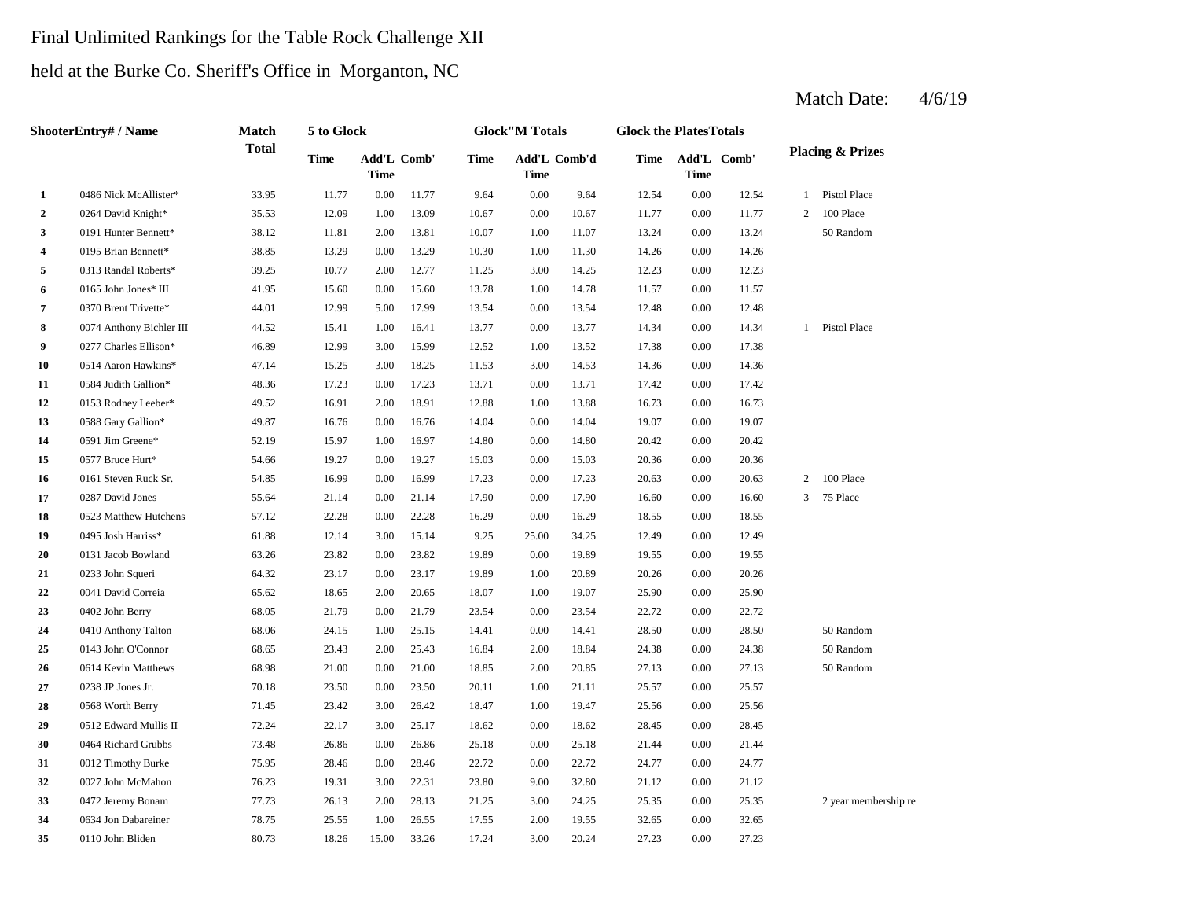Final Unlimited Rankings for the Table Rock Challenge XII

held at the Burke Co. Sheriff's Office in Morganton, NC

Match Date: 4/6/19

| Shooter | Entry# / Name | Match Total | 5 to Glock | | | Glock"M Totals | | | Glock the Plates Totals | | | Placing & Prizes | |
|---|---|---|---|---|---|---|---|---|---|---|---|---|---|
| | | | Time | Add'L Time | Comb' | Time | Add'L Time | Comb'd | Time | Add'L Time | Comb' | | |
| 1 | 0486 Nick McAllister* | 33.95 | 11.77 | 0.00 | 11.77 | 9.64 | 0.00 | 9.64 | 12.54 | 0.00 | 12.54 | 1 | Pistol Place |
| 2 | 0264 David Knight* | 35.53 | 12.09 | 1.00 | 13.09 | 10.67 | 0.00 | 10.67 | 11.77 | 0.00 | 11.77 | 2 | 100 Place |
| 3 | 0191 Hunter Bennett* | 38.12 | 11.81 | 2.00 | 13.81 | 10.07 | 1.00 | 11.07 | 13.24 | 0.00 | 13.24 | | 50 Random |
| 4 | 0195 Brian Bennett* | 38.85 | 13.29 | 0.00 | 13.29 | 10.30 | 1.00 | 11.30 | 14.26 | 0.00 | 14.26 | | |
| 5 | 0313 Randal Roberts* | 39.25 | 10.77 | 2.00 | 12.77 | 11.25 | 3.00 | 14.25 | 12.23 | 0.00 | 12.23 | | |
| 6 | 0165 John Jones* III | 41.95 | 15.60 | 0.00 | 15.60 | 13.78 | 1.00 | 14.78 | 11.57 | 0.00 | 11.57 | | |
| 7 | 0370 Brent Trivette* | 44.01 | 12.99 | 5.00 | 17.99 | 13.54 | 0.00 | 13.54 | 12.48 | 0.00 | 12.48 | | |
| 8 | 0074 Anthony Bichler III | 44.52 | 15.41 | 1.00 | 16.41 | 13.77 | 0.00 | 13.77 | 14.34 | 0.00 | 14.34 | 1 | Pistol Place |
| 9 | 0277 Charles Ellison* | 46.89 | 12.99 | 3.00 | 15.99 | 12.52 | 1.00 | 13.52 | 17.38 | 0.00 | 17.38 | | |
| 10 | 0514 Aaron Hawkins* | 47.14 | 15.25 | 3.00 | 18.25 | 11.53 | 3.00 | 14.53 | 14.36 | 0.00 | 14.36 | | |
| 11 | 0584 Judith Gallion* | 48.36 | 17.23 | 0.00 | 17.23 | 13.71 | 0.00 | 13.71 | 17.42 | 0.00 | 17.42 | | |
| 12 | 0153 Rodney Leeber* | 49.52 | 16.91 | 2.00 | 18.91 | 12.88 | 1.00 | 13.88 | 16.73 | 0.00 | 16.73 | | |
| 13 | 0588 Gary Gallion* | 49.87 | 16.76 | 0.00 | 16.76 | 14.04 | 0.00 | 14.04 | 19.07 | 0.00 | 19.07 | | |
| 14 | 0591 Jim Greene* | 52.19 | 15.97 | 1.00 | 16.97 | 14.80 | 0.00 | 14.80 | 20.42 | 0.00 | 20.42 | | |
| 15 | 0577 Bruce Hurt* | 54.66 | 19.27 | 0.00 | 19.27 | 15.03 | 0.00 | 15.03 | 20.36 | 0.00 | 20.36 | | |
| 16 | 0161 Steven Ruck Sr. | 54.85 | 16.99 | 0.00 | 16.99 | 17.23 | 0.00 | 17.23 | 20.63 | 0.00 | 20.63 | 2 | 100 Place |
| 17 | 0287 David Jones | 55.64 | 21.14 | 0.00 | 21.14 | 17.90 | 0.00 | 17.90 | 16.60 | 0.00 | 16.60 | 3 | 75 Place |
| 18 | 0523 Matthew Hutchens | 57.12 | 22.28 | 0.00 | 22.28 | 16.29 | 0.00 | 16.29 | 18.55 | 0.00 | 18.55 | | |
| 19 | 0495 Josh Harriss* | 61.88 | 12.14 | 3.00 | 15.14 | 9.25 | 25.00 | 34.25 | 12.49 | 0.00 | 12.49 | | |
| 20 | 0131 Jacob Bowland | 63.26 | 23.82 | 0.00 | 23.82 | 19.89 | 0.00 | 19.89 | 19.55 | 0.00 | 19.55 | | |
| 21 | 0233 John Squeri | 64.32 | 23.17 | 0.00 | 23.17 | 19.89 | 1.00 | 20.89 | 20.26 | 0.00 | 20.26 | | |
| 22 | 0041 David Correia | 65.62 | 18.65 | 2.00 | 20.65 | 18.07 | 1.00 | 19.07 | 25.90 | 0.00 | 25.90 | | |
| 23 | 0402 John Berry | 68.05 | 21.79 | 0.00 | 21.79 | 23.54 | 0.00 | 23.54 | 22.72 | 0.00 | 22.72 | | |
| 24 | 0410 Anthony Talton | 68.06 | 24.15 | 1.00 | 25.15 | 14.41 | 0.00 | 14.41 | 28.50 | 0.00 | 28.50 | | 50 Random |
| 25 | 0143 John O'Connor | 68.65 | 23.43 | 2.00 | 25.43 | 16.84 | 2.00 | 18.84 | 24.38 | 0.00 | 24.38 | | 50 Random |
| 26 | 0614 Kevin Matthews | 68.98 | 21.00 | 0.00 | 21.00 | 18.85 | 2.00 | 20.85 | 27.13 | 0.00 | 27.13 | | 50 Random |
| 27 | 0238 JP Jones Jr. | 70.18 | 23.50 | 0.00 | 23.50 | 20.11 | 1.00 | 21.11 | 25.57 | 0.00 | 25.57 | | |
| 28 | 0568 Worth Berry | 71.45 | 23.42 | 3.00 | 26.42 | 18.47 | 1.00 | 19.47 | 25.56 | 0.00 | 25.56 | | |
| 29 | 0512 Edward Mullis II | 72.24 | 22.17 | 3.00 | 25.17 | 18.62 | 0.00 | 18.62 | 28.45 | 0.00 | 28.45 | | |
| 30 | 0464 Richard Grubbs | 73.48 | 26.86 | 0.00 | 26.86 | 25.18 | 0.00 | 25.18 | 21.44 | 0.00 | 21.44 | | |
| 31 | 0012 Timothy Burke | 75.95 | 28.46 | 0.00 | 28.46 | 22.72 | 0.00 | 22.72 | 24.77 | 0.00 | 24.77 | | |
| 32 | 0027 John McMahon | 76.23 | 19.31 | 3.00 | 22.31 | 23.80 | 9.00 | 32.80 | 21.12 | 0.00 | 21.12 | | |
| 33 | 0472 Jeremy Bonam | 77.73 | 26.13 | 2.00 | 28.13 | 21.25 | 3.00 | 24.25 | 25.35 | 0.00 | 25.35 | | 2 year membership re |
| 34 | 0634 Jon Dabareiner | 78.75 | 25.55 | 1.00 | 26.55 | 17.55 | 2.00 | 19.55 | 32.65 | 0.00 | 32.65 | | |
| 35 | 0110 John Bliden | 80.73 | 18.26 | 15.00 | 33.26 | 17.24 | 3.00 | 20.24 | 27.23 | 0.00 | 27.23 | | |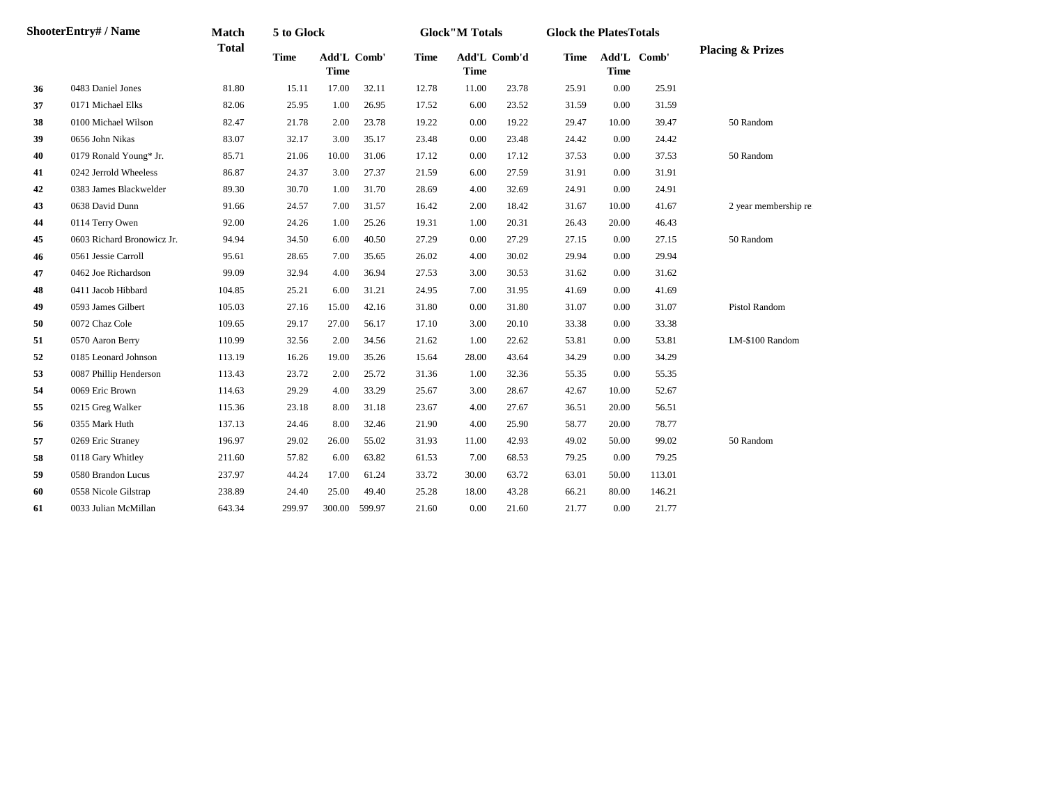| Shooter | Entry# / Name | Match Total | 5 to Glock | | | Glock"M Totals | | | Glock the Plates Totals | | | Placing & Prizes |
|---|---|---|---|---|---|---|---|---|---|---|---|---|
| | | | Time | Add'L Time | Comb' | Time | Add'L Time | Comb'd | Time | Add'L Time | Comb' | |
| 36 | 0483 Daniel Jones | 81.80 | 15.11 | 17.00 | 32.11 | 12.78 | 11.00 | 23.78 | 25.91 | 0.00 | 25.91 | |
| 37 | 0171 Michael Elks | 82.06 | 25.95 | 1.00 | 26.95 | 17.52 | 6.00 | 23.52 | 31.59 | 0.00 | 31.59 | |
| 38 | 0100 Michael Wilson | 82.47 | 21.78 | 2.00 | 23.78 | 19.22 | 0.00 | 19.22 | 29.47 | 10.00 | 39.47 | 50 Random |
| 39 | 0656 John Nikas | 83.07 | 32.17 | 3.00 | 35.17 | 23.48 | 0.00 | 23.48 | 24.42 | 0.00 | 24.42 | |
| 40 | 0179 Ronald Young* Jr. | 85.71 | 21.06 | 10.00 | 31.06 | 17.12 | 0.00 | 17.12 | 37.53 | 0.00 | 37.53 | 50 Random |
| 41 | 0242 Jerrold Wheeless | 86.87 | 24.37 | 3.00 | 27.37 | 21.59 | 6.00 | 27.59 | 31.91 | 0.00 | 31.91 | |
| 42 | 0383 James Blackwelder | 89.30 | 30.70 | 1.00 | 31.70 | 28.69 | 4.00 | 32.69 | 24.91 | 0.00 | 24.91 | |
| 43 | 0638 David Dunn | 91.66 | 24.57 | 7.00 | 31.57 | 16.42 | 2.00 | 18.42 | 31.67 | 10.00 | 41.67 | 2 year membership re |
| 44 | 0114 Terry Owen | 92.00 | 24.26 | 1.00 | 25.26 | 19.31 | 1.00 | 20.31 | 26.43 | 20.00 | 46.43 | |
| 45 | 0603 Richard Bronowicz Jr. | 94.94 | 34.50 | 6.00 | 40.50 | 27.29 | 0.00 | 27.29 | 27.15 | 0.00 | 27.15 | 50 Random |
| 46 | 0561 Jessie Carroll | 95.61 | 28.65 | 7.00 | 35.65 | 26.02 | 4.00 | 30.02 | 29.94 | 0.00 | 29.94 | |
| 47 | 0462 Joe Richardson | 99.09 | 32.94 | 4.00 | 36.94 | 27.53 | 3.00 | 30.53 | 31.62 | 0.00 | 31.62 | |
| 48 | 0411 Jacob Hibbard | 104.85 | 25.21 | 6.00 | 31.21 | 24.95 | 7.00 | 31.95 | 41.69 | 0.00 | 41.69 | |
| 49 | 0593 James Gilbert | 105.03 | 27.16 | 15.00 | 42.16 | 31.80 | 0.00 | 31.80 | 31.07 | 0.00 | 31.07 | Pistol Random |
| 50 | 0072 Chaz Cole | 109.65 | 29.17 | 27.00 | 56.17 | 17.10 | 3.00 | 20.10 | 33.38 | 0.00 | 33.38 | |
| 51 | 0570 Aaron Berry | 110.99 | 32.56 | 2.00 | 34.56 | 21.62 | 1.00 | 22.62 | 53.81 | 0.00 | 53.81 | LM-$100 Random |
| 52 | 0185 Leonard Johnson | 113.19 | 16.26 | 19.00 | 35.26 | 15.64 | 28.00 | 43.64 | 34.29 | 0.00 | 34.29 | |
| 53 | 0087 Phillip Henderson | 113.43 | 23.72 | 2.00 | 25.72 | 31.36 | 1.00 | 32.36 | 55.35 | 0.00 | 55.35 | |
| 54 | 0069 Eric Brown | 114.63 | 29.29 | 4.00 | 33.29 | 25.67 | 3.00 | 28.67 | 42.67 | 10.00 | 52.67 | |
| 55 | 0215 Greg Walker | 115.36 | 23.18 | 8.00 | 31.18 | 23.67 | 4.00 | 27.67 | 36.51 | 20.00 | 56.51 | |
| 56 | 0355 Mark Huth | 137.13 | 24.46 | 8.00 | 32.46 | 21.90 | 4.00 | 25.90 | 58.77 | 20.00 | 78.77 | |
| 57 | 0269 Eric Straney | 196.97 | 29.02 | 26.00 | 55.02 | 31.93 | 11.00 | 42.93 | 49.02 | 50.00 | 99.02 | 50 Random |
| 58 | 0118 Gary Whitley | 211.60 | 57.82 | 6.00 | 63.82 | 61.53 | 7.00 | 68.53 | 79.25 | 0.00 | 79.25 | |
| 59 | 0580 Brandon Lucus | 237.97 | 44.24 | 17.00 | 61.24 | 33.72 | 30.00 | 63.72 | 63.01 | 50.00 | 113.01 | |
| 60 | 0558 Nicole Gilstrap | 238.89 | 24.40 | 25.00 | 49.40 | 25.28 | 18.00 | 43.28 | 66.21 | 80.00 | 146.21 | |
| 61 | 0033 Julian McMillan | 643.34 | 299.97 | 300.00 | 599.97 | 21.60 | 0.00 | 21.60 | 21.77 | 0.00 | 21.77 | |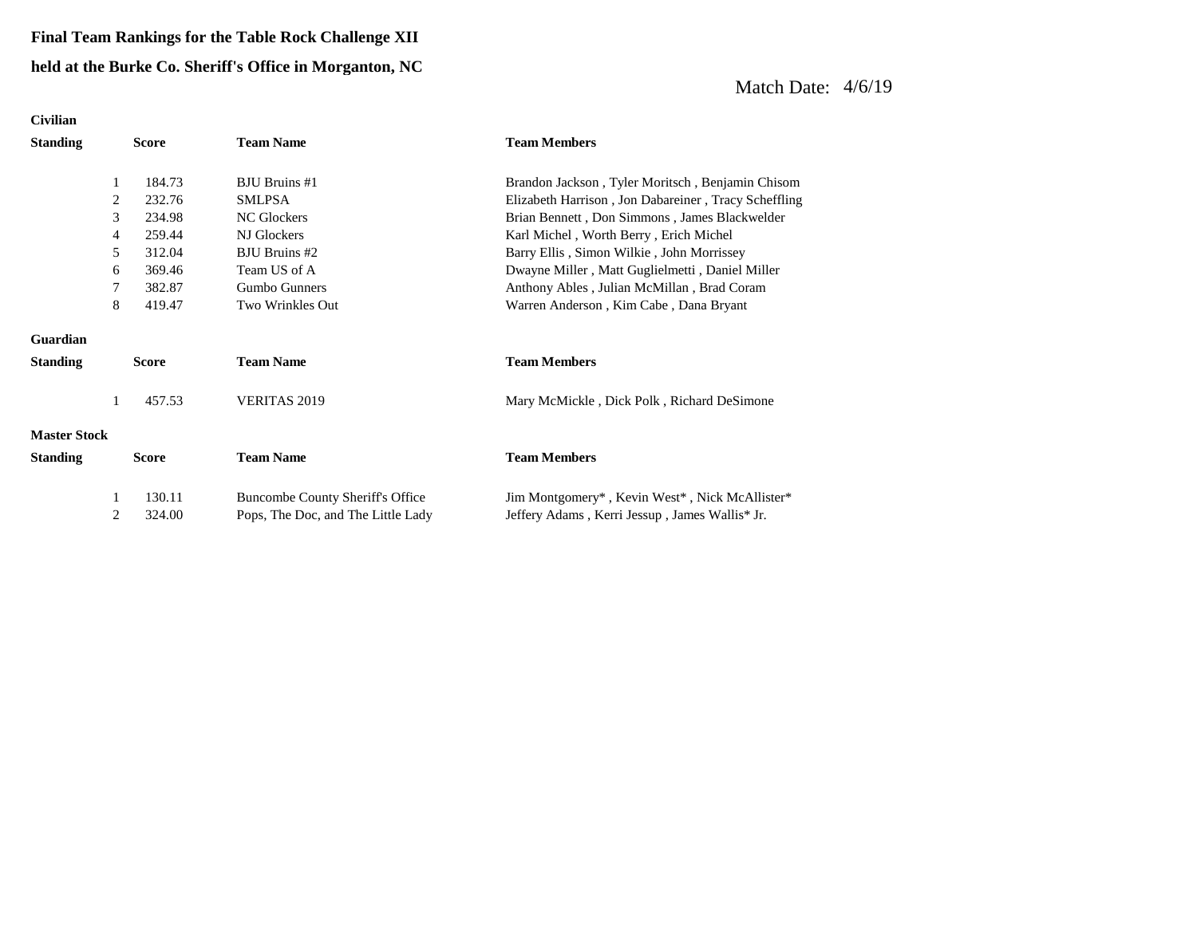**Final Team Rankings for the Table Rock Challenge XII**

**held at the Burke Co. Sheriff's Office in Morganton, NC**

Match Date: 4/6/19

**Civilian**

| Standing | Score | Team Name | Team Members |
|---|---|---|---|
| 1 | 184.73 | BJU Bruins #1 | Brandon Jackson , Tyler Moritsch , Benjamin Chisom |
| 2 | 232.76 | SMLPSA | Elizabeth Harrison , Jon Dabareiner , Tracy Scheffling |
| 3 | 234.98 | NC Glockers | Brian Bennett , Don Simmons , James Blackwelder |
| 4 | 259.44 | NJ Glockers | Karl Michel , Worth Berry , Erich Michel |
| 5 | 312.04 | BJU Bruins #2 | Barry Ellis , Simon Wilkie , John Morrissey |
| 6 | 369.46 | Team US of A | Dwayne Miller , Matt Guglielmetti , Daniel Miller |
| 7 | 382.87 | Gumbo Gunners | Anthony Ables , Julian McMillan , Brad Coram |
| 8 | 419.47 | Two Wrinkles Out | Warren Anderson , Kim Cabe , Dana Bryant |

**Guardian**

| Standing | Score | Team Name | Team Members |
|---|---|---|---|
| 1 | 457.53 | VERITAS 2019 | Mary McMickle , Dick Polk , Richard DeSimone |

**Master Stock**

| Standing | Score | Team Name | Team Members |
|---|---|---|---|
| 1 | 130.11 | Buncombe County Sheriff's Office | Jim Montgomery* , Kevin West* , Nick McAllister* |
| 2 | 324.00 | Pops, The Doc, and The Little Lady | Jeffery Adams , Kerri Jessup , James Wallis* Jr. |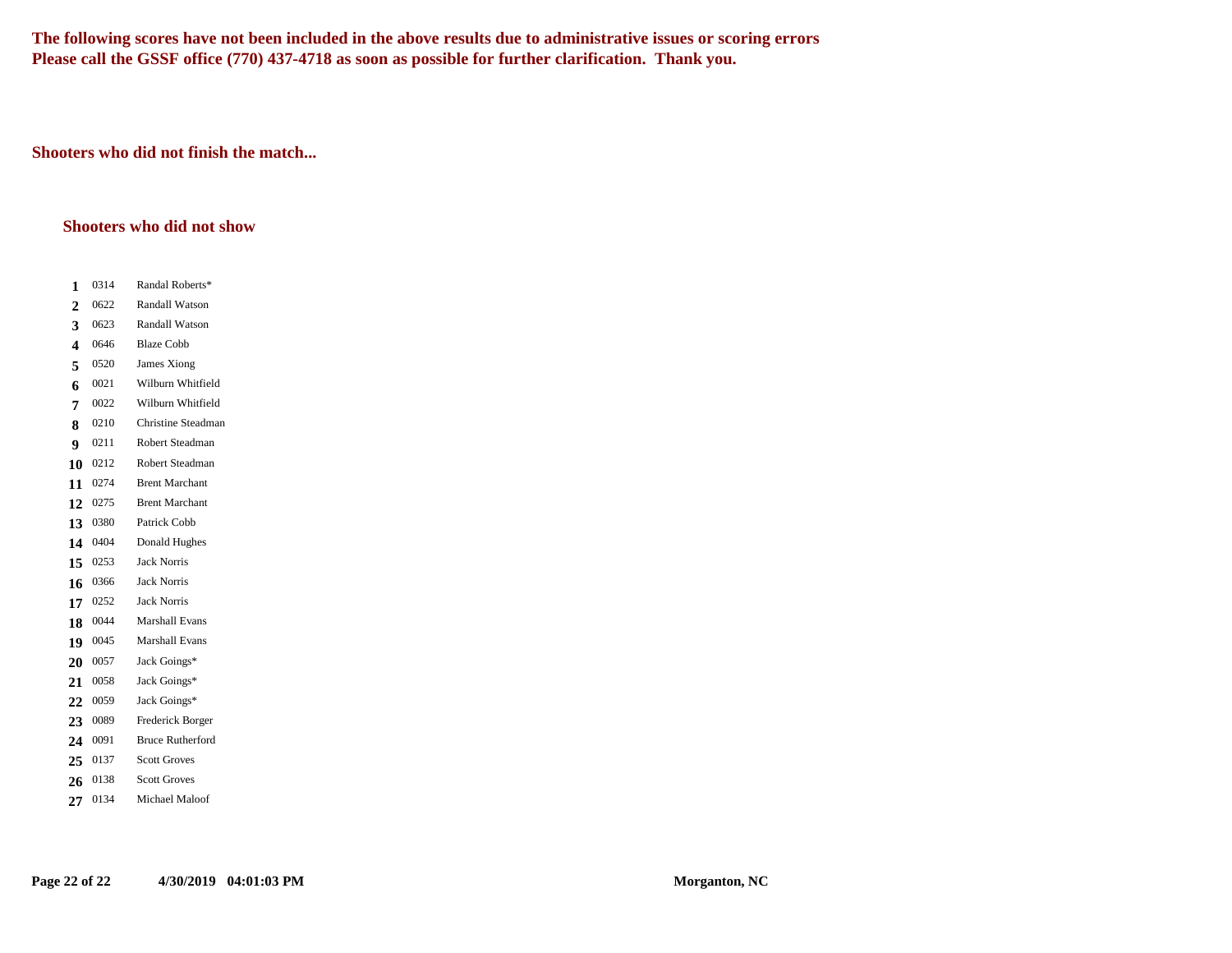**The following scores have not been included in the above results due to administrative issues or scoring errors**
**Please call the GSSF office (770) 437-4718 as soon as possible for further clarification. Thank you.**

**Shooters who did not finish the match...**

**Shooters who did not show**

| | | |
|---|---|---|
| **1** | 0314 | Randal Roberts* |
| **2** | 0622 | Randall Watson |
| **3** | 0623 | Randall Watson |
| **4** | 0646 | Blaze Cobb |
| **5** | 0520 | James Xiong |
| **6** | 0021 | Wilburn Whitfield |
| **7** | 0022 | Wilburn Whitfield |
| **8** | 0210 | Christine Steadman |
| **9** | 0211 | Robert Steadman |
| **10** | 0212 | Robert Steadman |
| **11** | 0274 | Brent Marchant |
| **12** | 0275 | Brent Marchant |
| **13** | 0380 | Patrick Cobb |
| **14** | 0404 | Donald Hughes |
| **15** | 0253 | Jack Norris |
| **16** | 0366 | Jack Norris |
| **17** | 0252 | Jack Norris |
| **18** | 0044 | Marshall Evans |
| **19** | 0045 | Marshall Evans |
| **20** | 0057 | Jack Goings* |
| **21** | 0058 | Jack Goings* |
| **22** | 0059 | Jack Goings* |
| **23** | 0089 | Frederick Borger |
| **24** | 0091 | Bruce Rutherford |
| **25** | 0137 | Scott Groves |
| **26** | 0138 | Scott Groves |
| **27** | 0134 | Michael Maloof |